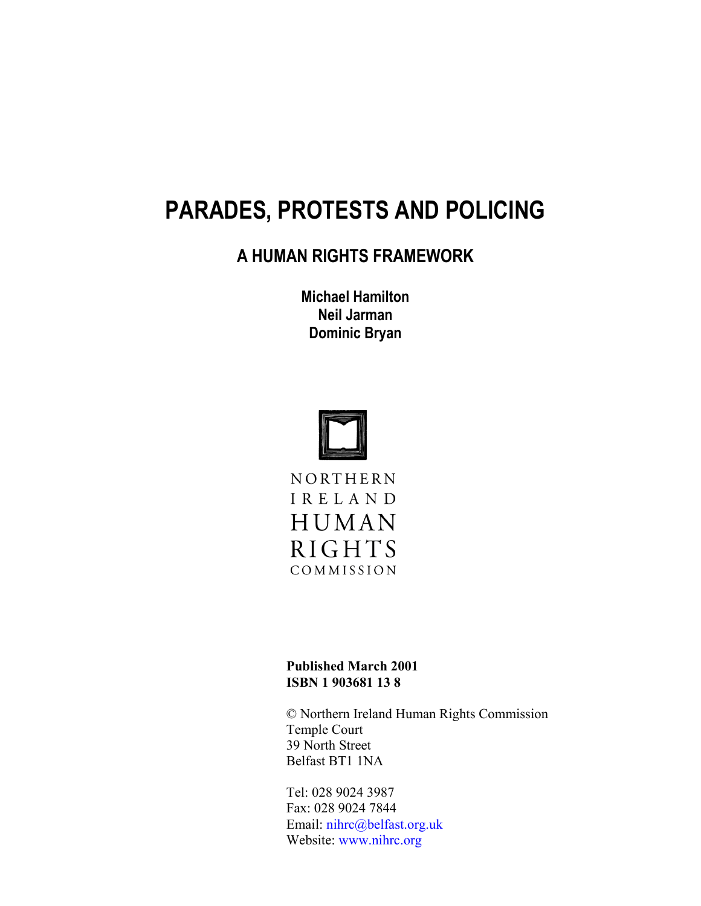# PARADES, PROTESTS AND POLICING

## A HUMAN RIGHTS FRAMEWORK

**Michael Hamilton**
**Neil Jarman**
**Dominic Bryan**

NORTHERN
IRELAND
HUMAN
RIGHTS
COMMISSION

**Published March 2001**
**ISBN 1 903681 13 8**

© Northern Ireland Human Rights Commission
Temple Court
39 North Street
Belfast BT1 1NA

Tel: 028 9024 3987
Fax: 028 9024 7844
Email: nihrc@belfast.org.uk
Website: www.nihrc.org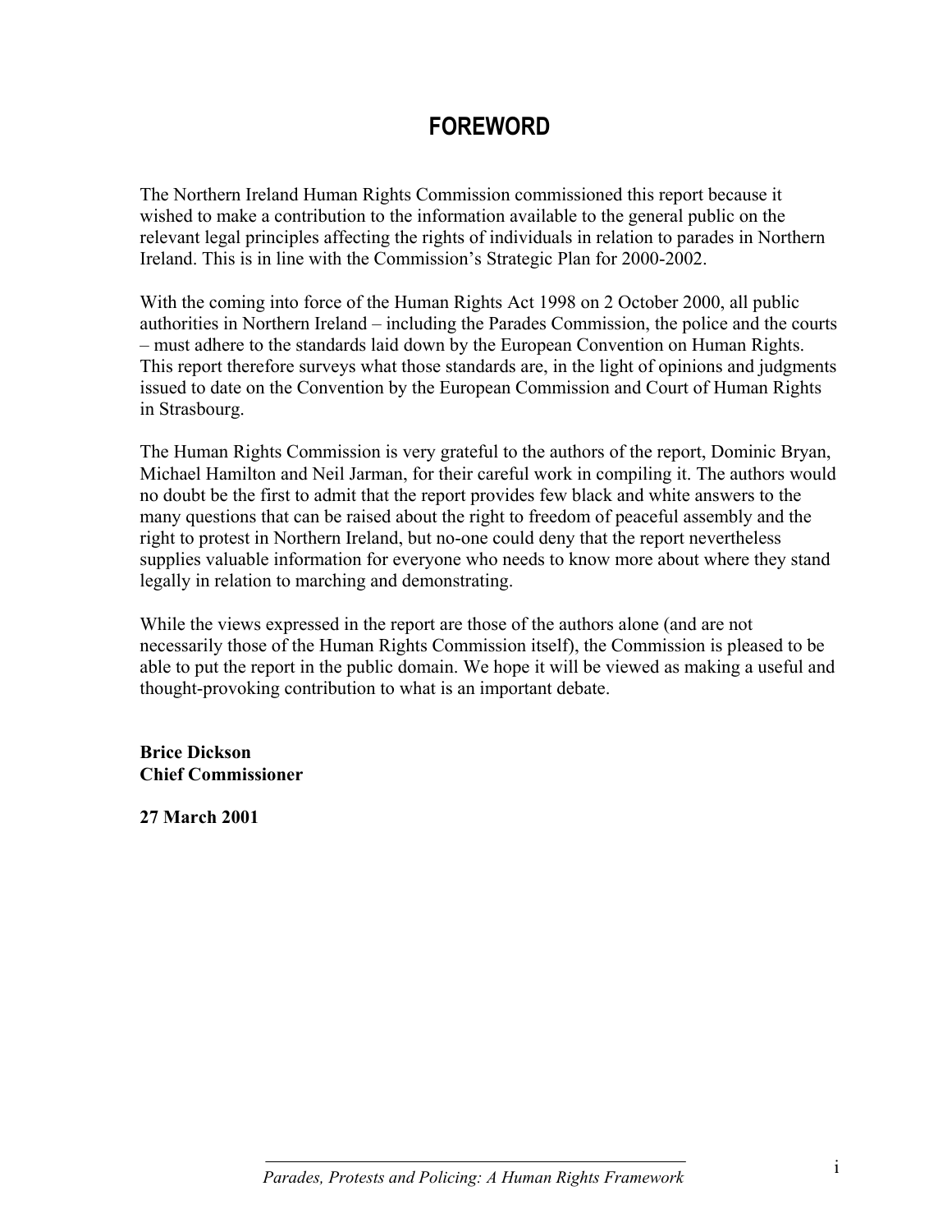# FOREWORD

The Northern Ireland Human Rights Commission commissioned this report because it wished to make a contribution to the information available to the general public on the relevant legal principles affecting the rights of individuals in relation to parades in Northern Ireland. This is in line with the Commission's Strategic Plan for 2000-2002.

With the coming into force of the Human Rights Act 1998 on 2 October 2000, all public authorities in Northern Ireland – including the Parades Commission, the police and the courts – must adhere to the standards laid down by the European Convention on Human Rights. This report therefore surveys what those standards are, in the light of opinions and judgments issued to date on the Convention by the European Commission and Court of Human Rights in Strasbourg.

The Human Rights Commission is very grateful to the authors of the report, Dominic Bryan, Michael Hamilton and Neil Jarman, for their careful work in compiling it. The authors would no doubt be the first to admit that the report provides few black and white answers to the many questions that can be raised about the right to freedom of peaceful assembly and the right to protest in Northern Ireland, but no-one could deny that the report nevertheless supplies valuable information for everyone who needs to know more about where they stand legally in relation to marching and demonstrating.

While the views expressed in the report are those of the authors alone (and are not necessarily those of the Human Rights Commission itself), the Commission is pleased to be able to put the report in the public domain. We hope it will be viewed as making a useful and thought-provoking contribution to what is an important debate.

**Brice Dickson**
**Chief Commissioner**

**27 March 2001**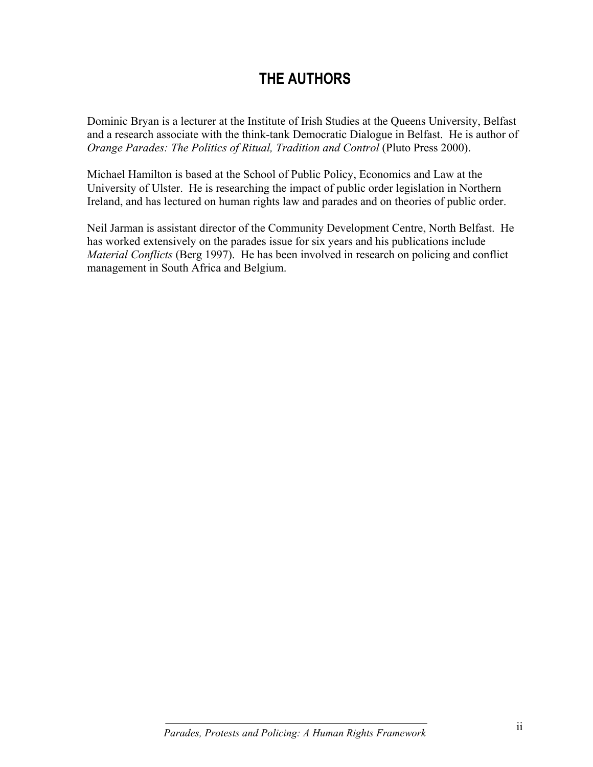# THE AUTHORS

Dominic Bryan is a lecturer at the Institute of Irish Studies at the Queens University, Belfast and a research associate with the think-tank Democratic Dialogue in Belfast. He is author of *Orange Parades: The Politics of Ritual, Tradition and Control* (Pluto Press 2000).

Michael Hamilton is based at the School of Public Policy, Economics and Law at the University of Ulster. He is researching the impact of public order legislation in Northern Ireland, and has lectured on human rights law and parades and on theories of public order.

Neil Jarman is assistant director of the Community Development Centre, North Belfast. He has worked extensively on the parades issue for six years and his publications include *Material Conflicts* (Berg 1997). He has been involved in research on policing and conflict management in South Africa and Belgium.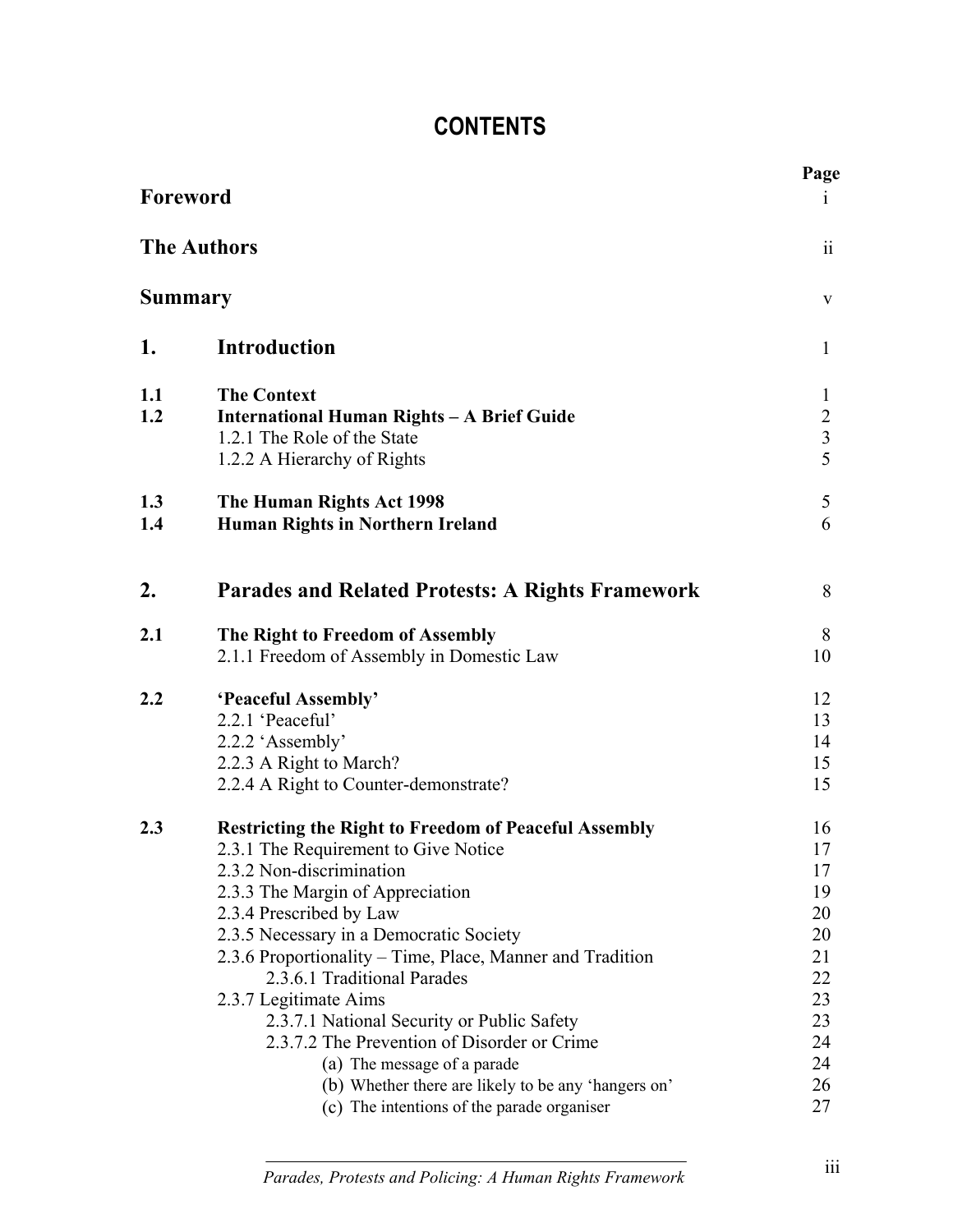# CONTENTS

| | | Page |
|---|---|---|
| **Foreword** | | i |
| **The Authors** | | ii |
| **Summary** | | v |
| **1.** | **Introduction** | 1 |
| **1.1** | **The Context** | 1 |
| **1.2** | **International Human Rights – A Brief Guide** | 2 |
| | 1.2.1 The Role of the State | 3 |
| | 1.2.2 A Hierarchy of Rights | 5 |
| **1.3** | **The Human Rights Act 1998** | 5 |
| **1.4** | **Human Rights in Northern Ireland** | 6 |
| **2.** | **Parades and Related Protests: A Rights Framework** | 8 |
| **2.1** | **The Right to Freedom of Assembly** | 8 |
| | 2.1.1 Freedom of Assembly in Domestic Law | 10 |
| **2.2** | **'Peaceful Assembly'** | 12 |
| | 2.2.1 'Peaceful' | 13 |
| | 2.2.2 'Assembly' | 14 |
| | 2.2.3 A Right to March? | 15 |
| | 2.2.4 A Right to Counter-demonstrate? | 15 |
| **2.3** | **Restricting the Right to Freedom of Peaceful Assembly** | 16 |
| | 2.3.1 The Requirement to Give Notice | 17 |
| | 2.3.2 Non-discrimination | 17 |
| | 2.3.3 The Margin of Appreciation | 19 |
| | 2.3.4 Prescribed by Law | 20 |
| | 2.3.5 Necessary in a Democratic Society | 20 |
| | 2.3.6 Proportionality – Time, Place, Manner and Tradition | 21 |
| | 2.3.6.1 Traditional Parades | 22 |
| | 2.3.7 Legitimate Aims | 23 |
| | 2.3.7.1 National Security or Public Safety | 23 |
| | 2.3.7.2 The Prevention of Disorder or Crime | 24 |
| | (a) The message of a parade | 24 |
| | (b) Whether there are likely to be any 'hangers on' | 26 |
| | (c) The intentions of the parade organiser | 27 |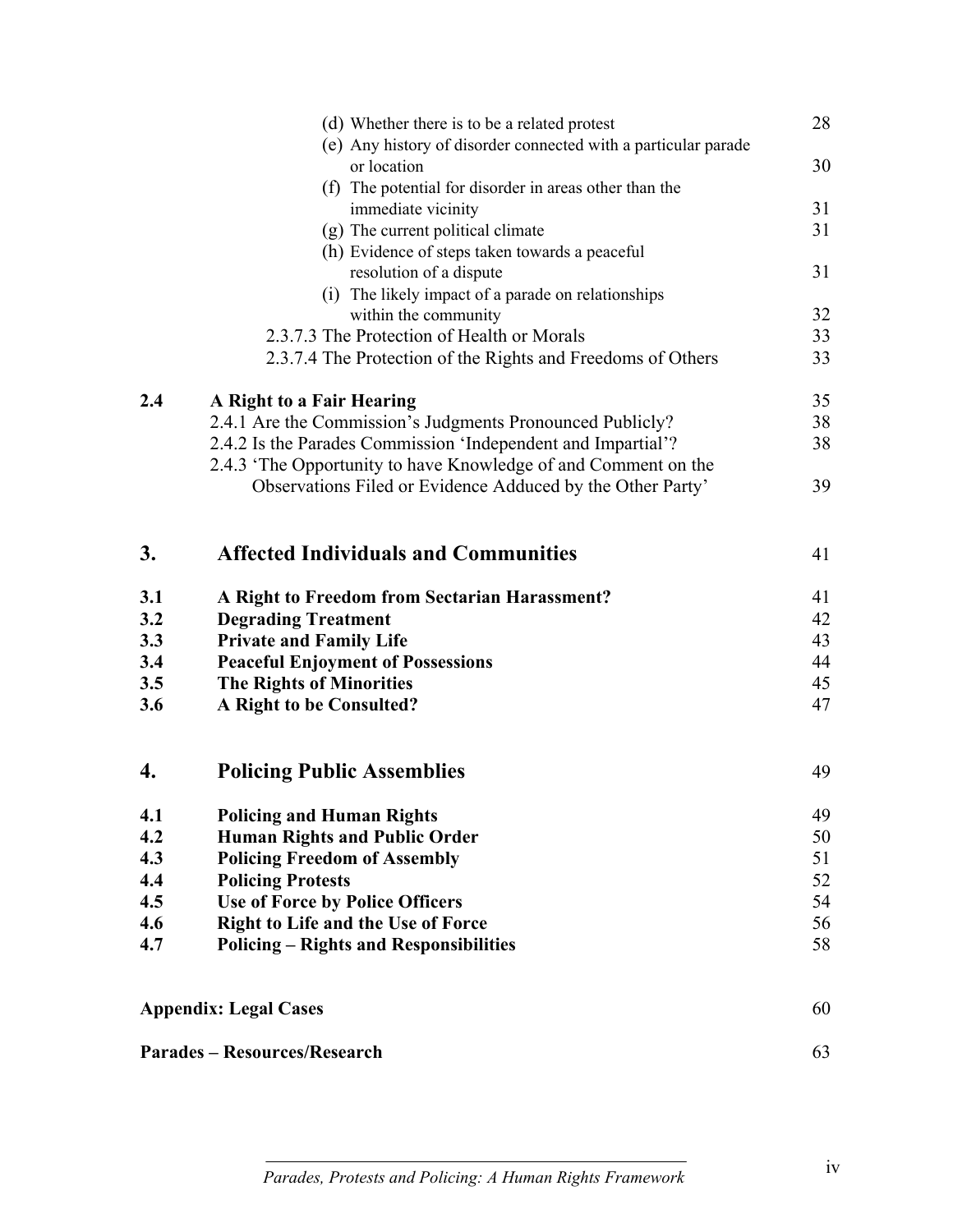(d) Whether there is to be a related protest 28

(e) Any history of disorder connected with a particular parade or location 30

(f) The potential for disorder in areas other than the immediate vicinity 31

(g) The current political climate 31

(h) Evidence of steps taken towards a peaceful resolution of a dispute 31

(i) The likely impact of a parade on relationships within the community 32

2.3.7.3 The Protection of Health or Morals 33

2.3.7.4 The Protection of the Rights and Freedoms of Others 33

**2.4 A Right to a Fair Hearing** 35

2.4.1 Are the Commission's Judgments Pronounced Publicly? 38

2.4.2 Is the Parades Commission 'Independent and Impartial'? 38

2.4.3 'The Opportunity to have Knowledge of and Comment on the Observations Filed or Evidence Adduced by the Other Party' 39

## 3. Affected Individuals and Communities 41

**3.1 A Right to Freedom from Sectarian Harassment?** 41

**3.2 Degrading Treatment** 42

**3.3 Private and Family Life** 43

**3.4 Peaceful Enjoyment of Possessions** 44

**3.5 The Rights of Minorities** 45

**3.6 A Right to be Consulted?** 47

## 4. Policing Public Assemblies 49

**4.1 Policing and Human Rights** 49

**4.2 Human Rights and Public Order** 50

**4.3 Policing Freedom of Assembly** 51

**4.4 Policing Protests** 52

**4.5 Use of Force by Police Officers** 54

**4.6 Right to Life and the Use of Force** 56

**4.7 Policing – Rights and Responsibilities** 58

**Appendix: Legal Cases** 60

**Parades – Resources/Research** 63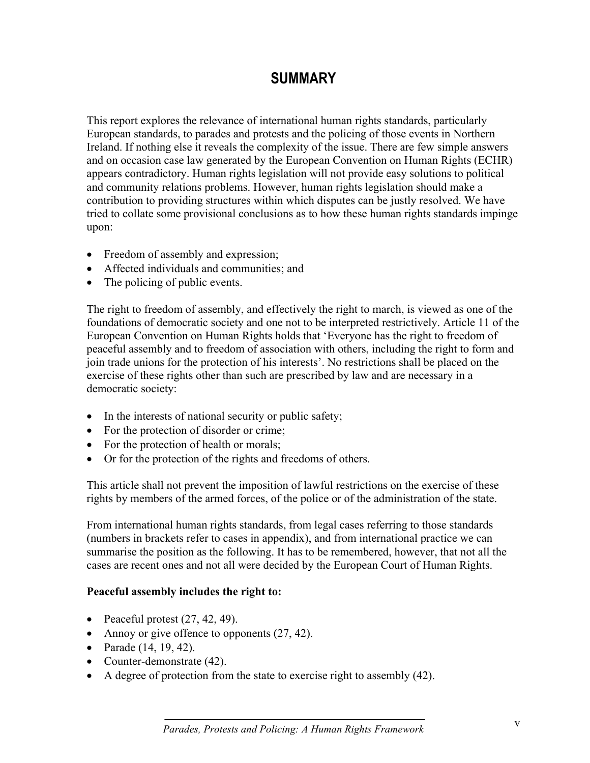# SUMMARY

This report explores the relevance of international human rights standards, particularly European standards, to parades and protests and the policing of those events in Northern Ireland. If nothing else it reveals the complexity of the issue. There are few simple answers and on occasion case law generated by the European Convention on Human Rights (ECHR) appears contradictory. Human rights legislation will not provide easy solutions to political and community relations problems. However, human rights legislation should make a contribution to providing structures within which disputes can be justly resolved. We have tried to collate some provisional conclusions as to how these human rights standards impinge upon:

- Freedom of assembly and expression;
- Affected individuals and communities; and
- The policing of public events.

The right to freedom of assembly, and effectively the right to march, is viewed as one of the foundations of democratic society and one not to be interpreted restrictively. Article 11 of the European Convention on Human Rights holds that 'Everyone has the right to freedom of peaceful assembly and to freedom of association with others, including the right to form and join trade unions for the protection of his interests'. No restrictions shall be placed on the exercise of these rights other than such are prescribed by law and are necessary in a democratic society:

- In the interests of national security or public safety;
- For the protection of disorder or crime;
- For the protection of health or morals;
- Or for the protection of the rights and freedoms of others.

This article shall not prevent the imposition of lawful restrictions on the exercise of these rights by members of the armed forces, of the police or of the administration of the state.

From international human rights standards, from legal cases referring to those standards (numbers in brackets refer to cases in appendix), and from international practice we can summarise the position as the following. It has to be remembered, however, that not all the cases are recent ones and not all were decided by the European Court of Human Rights.

**Peaceful assembly includes the right to:**

- Peaceful protest (27, 42, 49).
- Annoy or give offence to opponents (27, 42).
- Parade (14, 19, 42).
- Counter-demonstrate (42).
- A degree of protection from the state to exercise right to assembly (42).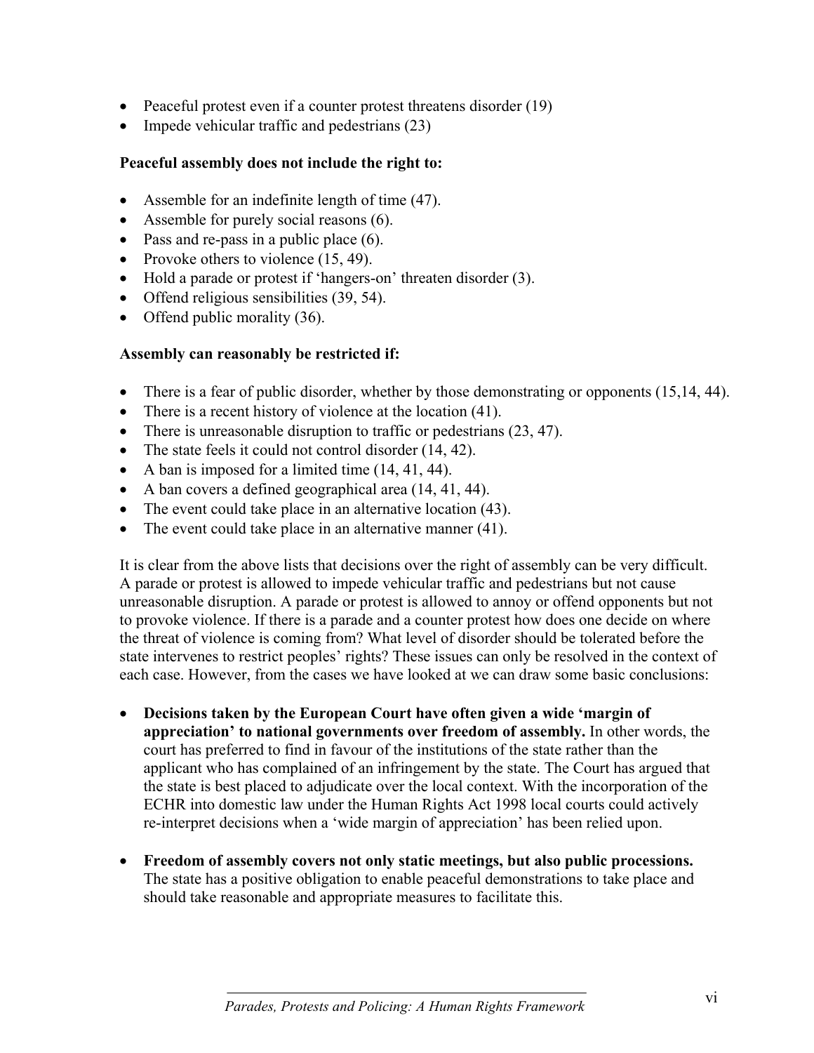- Peaceful protest even if a counter protest threatens disorder (19)
- Impede vehicular traffic and pedestrians (23)

**Peaceful assembly does not include the right to:**

- Assemble for an indefinite length of time (47).
- Assemble for purely social reasons (6).
- Pass and re-pass in a public place (6).
- Provoke others to violence (15, 49).
- Hold a parade or protest if 'hangers-on' threaten disorder (3).
- Offend religious sensibilities (39, 54).
- Offend public morality (36).

**Assembly can reasonably be restricted if:**

- There is a fear of public disorder, whether by those demonstrating or opponents (15,14, 44).
- There is a recent history of violence at the location (41).
- There is unreasonable disruption to traffic or pedestrians (23, 47).
- The state feels it could not control disorder (14, 42).
- A ban is imposed for a limited time (14, 41, 44).
- A ban covers a defined geographical area (14, 41, 44).
- The event could take place in an alternative location (43).
- The event could take place in an alternative manner (41).

It is clear from the above lists that decisions over the right of assembly can be very difficult. A parade or protest is allowed to impede vehicular traffic and pedestrians but not cause unreasonable disruption. A parade or protest is allowed to annoy or offend opponents but not to provoke violence. If there is a parade and a counter protest how does one decide on where the threat of violence is coming from? What level of disorder should be tolerated before the state intervenes to restrict peoples' rights? These issues can only be resolved in the context of each case. However, from the cases we have looked at we can draw some basic conclusions:

- **Decisions taken by the European Court have often given a wide 'margin of appreciation' to national governments over freedom of assembly.** In other words, the court has preferred to find in favour of the institutions of the state rather than the applicant who has complained of an infringement by the state. The Court has argued that the state is best placed to adjudicate over the local context. With the incorporation of the ECHR into domestic law under the Human Rights Act 1998 local courts could actively re-interpret decisions when a 'wide margin of appreciation' has been relied upon.

- **Freedom of assembly covers not only static meetings, but also public processions.** The state has a positive obligation to enable peaceful demonstrations to take place and should take reasonable and appropriate measures to facilitate this.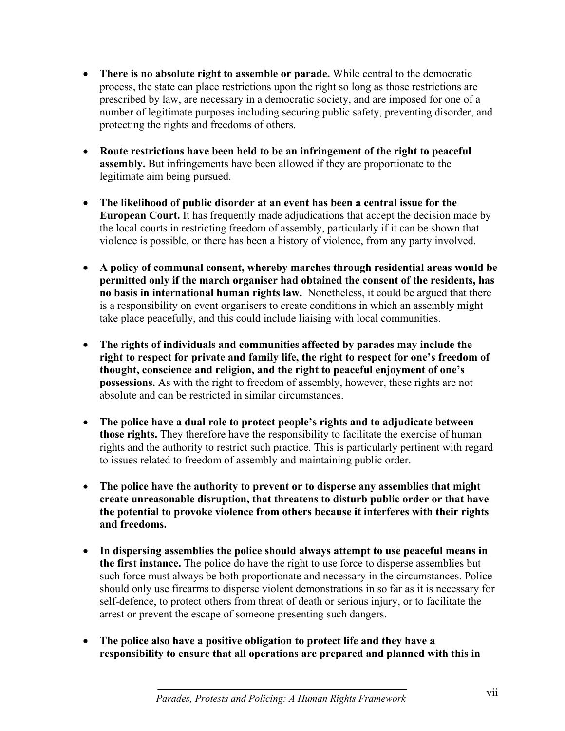- **There is no absolute right to assemble or parade.** While central to the democratic process, the state can place restrictions upon the right so long as those restrictions are prescribed by law, are necessary in a democratic society, and are imposed for one of a number of legitimate purposes including securing public safety, preventing disorder, and protecting the rights and freedoms of others.

- **Route restrictions have been held to be an infringement of the right to peaceful assembly.** But infringements have been allowed if they are proportionate to the legitimate aim being pursued.

- **The likelihood of public disorder at an event has been a central issue for the European Court.** It has frequently made adjudications that accept the decision made by the local courts in restricting freedom of assembly, particularly if it can be shown that violence is possible, or there has been a history of violence, from any party involved.

- **A policy of communal consent, whereby marches through residential areas would be permitted only if the march organiser had obtained the consent of the residents, has no basis in international human rights law.** Nonetheless, it could be argued that there is a responsibility on event organisers to create conditions in which an assembly might take place peacefully, and this could include liaising with local communities.

- **The rights of individuals and communities affected by parades may include the right to respect for private and family life, the right to respect for one's freedom of thought, conscience and religion, and the right to peaceful enjoyment of one's possessions.** As with the right to freedom of assembly, however, these rights are not absolute and can be restricted in similar circumstances.

- **The police have a dual role to protect people's rights and to adjudicate between those rights.** They therefore have the responsibility to facilitate the exercise of human rights and the authority to restrict such practice. This is particularly pertinent with regard to issues related to freedom of assembly and maintaining public order.

- **The police have the authority to prevent or to disperse any assemblies that might create unreasonable disruption, that threatens to disturb public order or that have the potential to provoke violence from others because it interferes with their rights and freedoms.**

- **In dispersing assemblies the police should always attempt to use peaceful means in the first instance.** The police do have the right to use force to disperse assemblies but such force must always be both proportionate and necessary in the circumstances. Police should only use firearms to disperse violent demonstrations in so far as it is necessary for self-defence, to protect others from threat of death or serious injury, or to facilitate the arrest or prevent the escape of someone presenting such dangers.

- **The police also have a positive obligation to protect life and they have a responsibility to ensure that all operations are prepared and planned with this in**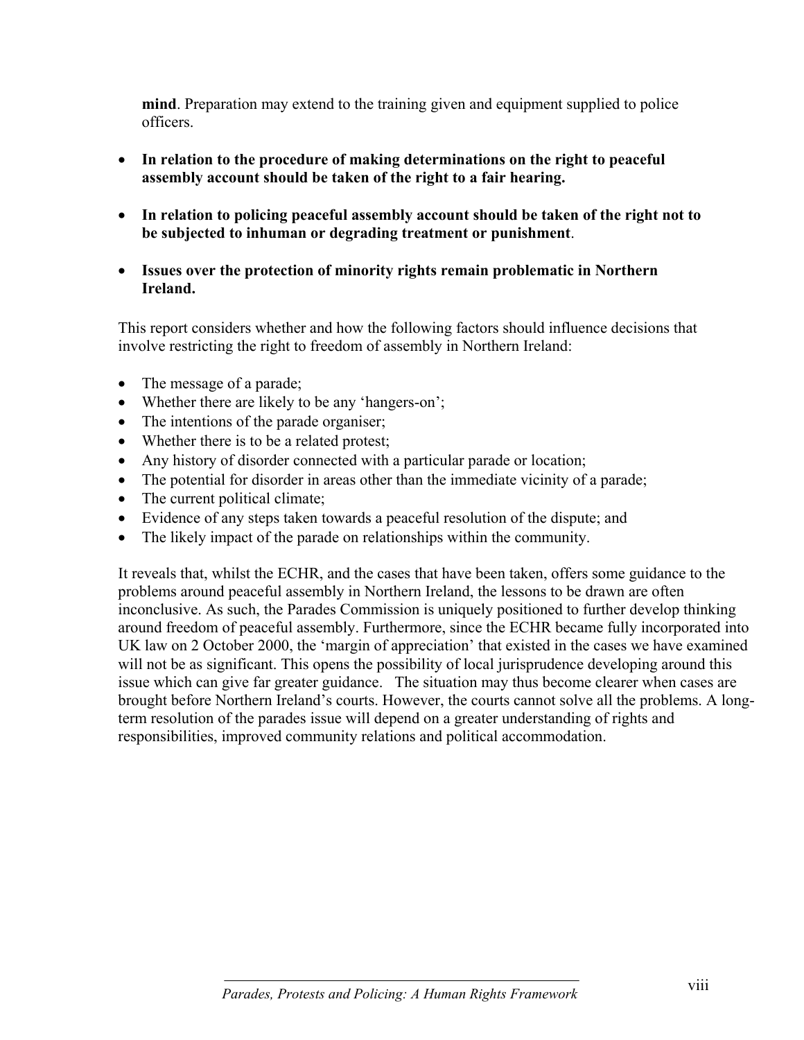**mind**. Preparation may extend to the training given and equipment supplied to police officers.

- **In relation to the procedure of making determinations on the right to peaceful assembly account should be taken of the right to a fair hearing.**
- **In relation to policing peaceful assembly account should be taken of the right not to be subjected to inhuman or degrading treatment or punishment**.
- **Issues over the protection of minority rights remain problematic in Northern Ireland.**

This report considers whether and how the following factors should influence decisions that involve restricting the right to freedom of assembly in Northern Ireland:

- The message of a parade;
- Whether there are likely to be any 'hangers-on';
- The intentions of the parade organiser;
- Whether there is to be a related protest;
- Any history of disorder connected with a particular parade or location;
- The potential for disorder in areas other than the immediate vicinity of a parade;
- The current political climate;
- Evidence of any steps taken towards a peaceful resolution of the dispute; and
- The likely impact of the parade on relationships within the community.

It reveals that, whilst the ECHR, and the cases that have been taken, offers some guidance to the problems around peaceful assembly in Northern Ireland, the lessons to be drawn are often inconclusive. As such, the Parades Commission is uniquely positioned to further develop thinking around freedom of peaceful assembly. Furthermore, since the ECHR became fully incorporated into UK law on 2 October 2000, the 'margin of appreciation' that existed in the cases we have examined will not be as significant. This opens the possibility of local jurisprudence developing around this issue which can give far greater guidance. The situation may thus become clearer when cases are brought before Northern Ireland's courts. However, the courts cannot solve all the problems. A long-term resolution of the parades issue will depend on a greater understanding of rights and responsibilities, improved community relations and political accommodation.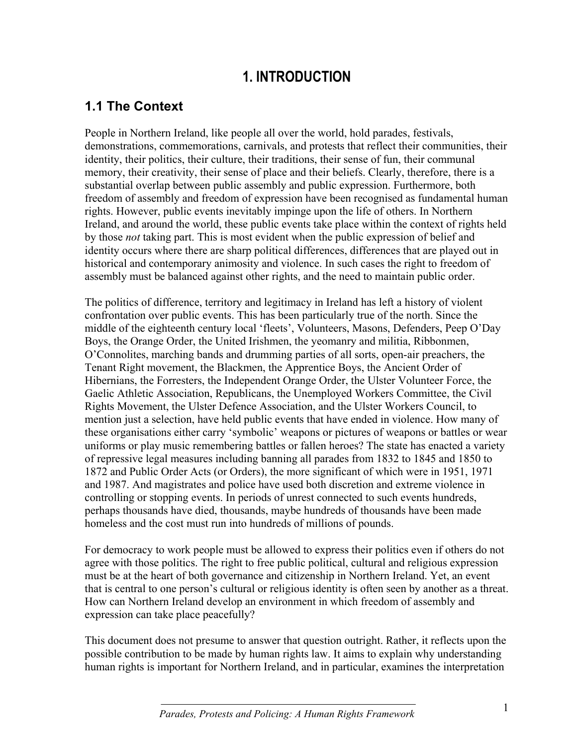# 1. INTRODUCTION

## 1.1 The Context

People in Northern Ireland, like people all over the world, hold parades, festivals, demonstrations, commemorations, carnivals, and protests that reflect their communities, their identity, their politics, their culture, their traditions, their sense of fun, their communal memory, their creativity, their sense of place and their beliefs. Clearly, therefore, there is a substantial overlap between public assembly and public expression. Furthermore, both freedom of assembly and freedom of expression have been recognised as fundamental human rights. However, public events inevitably impinge upon the life of others. In Northern Ireland, and around the world, these public events take place within the context of rights held by those *not* taking part. This is most evident when the public expression of belief and identity occurs where there are sharp political differences, differences that are played out in historical and contemporary animosity and violence. In such cases the right to freedom of assembly must be balanced against other rights, and the need to maintain public order.

The politics of difference, territory and legitimacy in Ireland has left a history of violent confrontation over public events. This has been particularly true of the north. Since the middle of the eighteenth century local 'fleets', Volunteers, Masons, Defenders, Peep O'Day Boys, the Orange Order, the United Irishmen, the yeomanry and militia, Ribbonmen, O'Connolites, marching bands and drumming parties of all sorts, open-air preachers, the Tenant Right movement, the Blackmen, the Apprentice Boys, the Ancient Order of Hibernians, the Forresters, the Independent Orange Order, the Ulster Volunteer Force, the Gaelic Athletic Association, Republicans, the Unemployed Workers Committee, the Civil Rights Movement, the Ulster Defence Association, and the Ulster Workers Council, to mention just a selection, have held public events that have ended in violence. How many of these organisations either carry 'symbolic' weapons or pictures of weapons or battles or wear uniforms or play music remembering battles or fallen heroes? The state has enacted a variety of repressive legal measures including banning all parades from 1832 to 1845 and 1850 to 1872 and Public Order Acts (or Orders), the more significant of which were in 1951, 1971 and 1987. And magistrates and police have used both discretion and extreme violence in controlling or stopping events. In periods of unrest connected to such events hundreds, perhaps thousands have died, thousands, maybe hundreds of thousands have been made homeless and the cost must run into hundreds of millions of pounds.

For democracy to work people must be allowed to express their politics even if others do not agree with those politics. The right to free public political, cultural and religious expression must be at the heart of both governance and citizenship in Northern Ireland. Yet, an event that is central to one person's cultural or religious identity is often seen by another as a threat. How can Northern Ireland develop an environment in which freedom of assembly and expression can take place peacefully?

This document does not presume to answer that question outright. Rather, it reflects upon the possible contribution to be made by human rights law. It aims to explain why understanding human rights is important for Northern Ireland, and in particular, examines the interpretation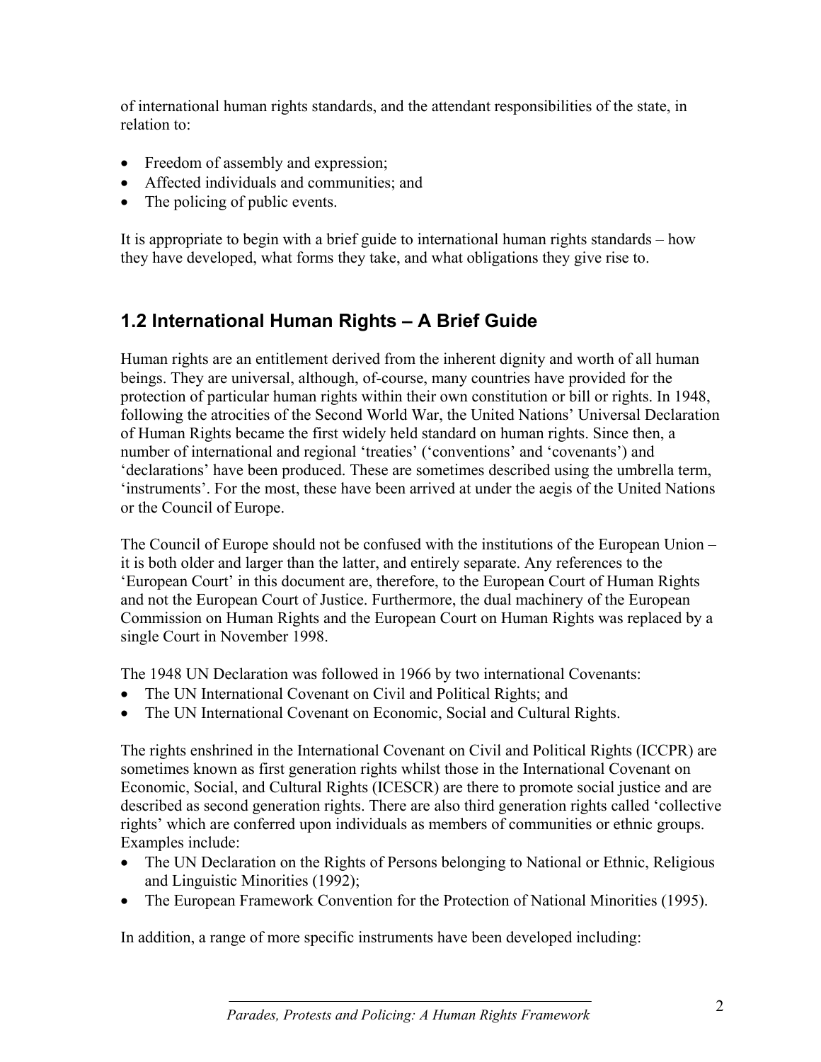of international human rights standards, and the attendant responsibilities of the state, in relation to:

- Freedom of assembly and expression;
- Affected individuals and communities; and
- The policing of public events.

It is appropriate to begin with a brief guide to international human rights standards – how they have developed, what forms they take, and what obligations they give rise to.

## 1.2 International Human Rights – A Brief Guide

Human rights are an entitlement derived from the inherent dignity and worth of all human beings. They are universal, although, of-course, many countries have provided for the protection of particular human rights within their own constitution or bill or rights. In 1948, following the atrocities of the Second World War, the United Nations' Universal Declaration of Human Rights became the first widely held standard on human rights. Since then, a number of international and regional 'treaties' ('conventions' and 'covenants') and 'declarations' have been produced. These are sometimes described using the umbrella term, 'instruments'. For the most, these have been arrived at under the aegis of the United Nations or the Council of Europe.

The Council of Europe should not be confused with the institutions of the European Union – it is both older and larger than the latter, and entirely separate. Any references to the 'European Court' in this document are, therefore, to the European Court of Human Rights and not the European Court of Justice. Furthermore, the dual machinery of the European Commission on Human Rights and the European Court on Human Rights was replaced by a single Court in November 1998.

The 1948 UN Declaration was followed in 1966 by two international Covenants:

- The UN International Covenant on Civil and Political Rights; and
- The UN International Covenant on Economic, Social and Cultural Rights.

The rights enshrined in the International Covenant on Civil and Political Rights (ICCPR) are sometimes known as first generation rights whilst those in the International Covenant on Economic, Social, and Cultural Rights (ICESCR) are there to promote social justice and are described as second generation rights. There are also third generation rights called 'collective rights' which are conferred upon individuals as members of communities or ethnic groups. Examples include:

- The UN Declaration on the Rights of Persons belonging to National or Ethnic, Religious and Linguistic Minorities (1992);
- The European Framework Convention for the Protection of National Minorities (1995).

In addition, a range of more specific instruments have been developed including: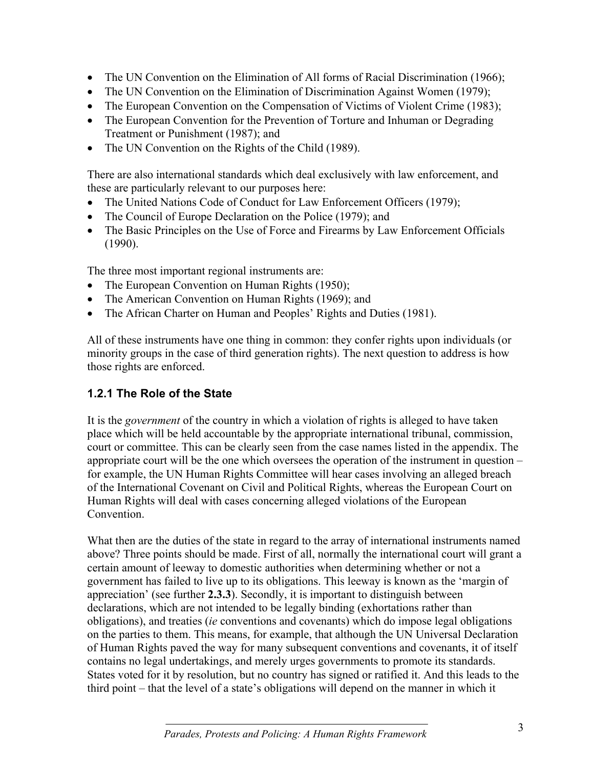- The UN Convention on the Elimination of All forms of Racial Discrimination (1966);
- The UN Convention on the Elimination of Discrimination Against Women (1979);
- The European Convention on the Compensation of Victims of Violent Crime (1983);
- The European Convention for the Prevention of Torture and Inhuman or Degrading Treatment or Punishment (1987); and
- The UN Convention on the Rights of the Child (1989).

There are also international standards which deal exclusively with law enforcement, and these are particularly relevant to our purposes here:

- The United Nations Code of Conduct for Law Enforcement Officers (1979);
- The Council of Europe Declaration on the Police (1979); and
- The Basic Principles on the Use of Force and Firearms by Law Enforcement Officials (1990).

The three most important regional instruments are:

- The European Convention on Human Rights (1950);
- The American Convention on Human Rights (1969); and
- The African Charter on Human and Peoples' Rights and Duties (1981).

All of these instruments have one thing in common: they confer rights upon individuals (or minority groups in the case of third generation rights). The next question to address is how those rights are enforced.

### 1.2.1 The Role of the State

It is the *government* of the country in which a violation of rights is alleged to have taken place which will be held accountable by the appropriate international tribunal, commission, court or committee. This can be clearly seen from the case names listed in the appendix. The appropriate court will be the one which oversees the operation of the instrument in question – for example, the UN Human Rights Committee will hear cases involving an alleged breach of the International Covenant on Civil and Political Rights, whereas the European Court on Human Rights will deal with cases concerning alleged violations of the European Convention.

What then are the duties of the state in regard to the array of international instruments named above? Three points should be made. First of all, normally the international court will grant a certain amount of leeway to domestic authorities when determining whether or not a government has failed to live up to its obligations. This leeway is known as the 'margin of appreciation' (see further **2.3.3**). Secondly, it is important to distinguish between declarations, which are not intended to be legally binding (exhortations rather than obligations), and treaties (*ie* conventions and covenants) which do impose legal obligations on the parties to them. This means, for example, that although the UN Universal Declaration of Human Rights paved the way for many subsequent conventions and covenants, it of itself contains no legal undertakings, and merely urges governments to promote its standards. States voted for it by resolution, but no country has signed or ratified it. And this leads to the third point – that the level of a state's obligations will depend on the manner in which it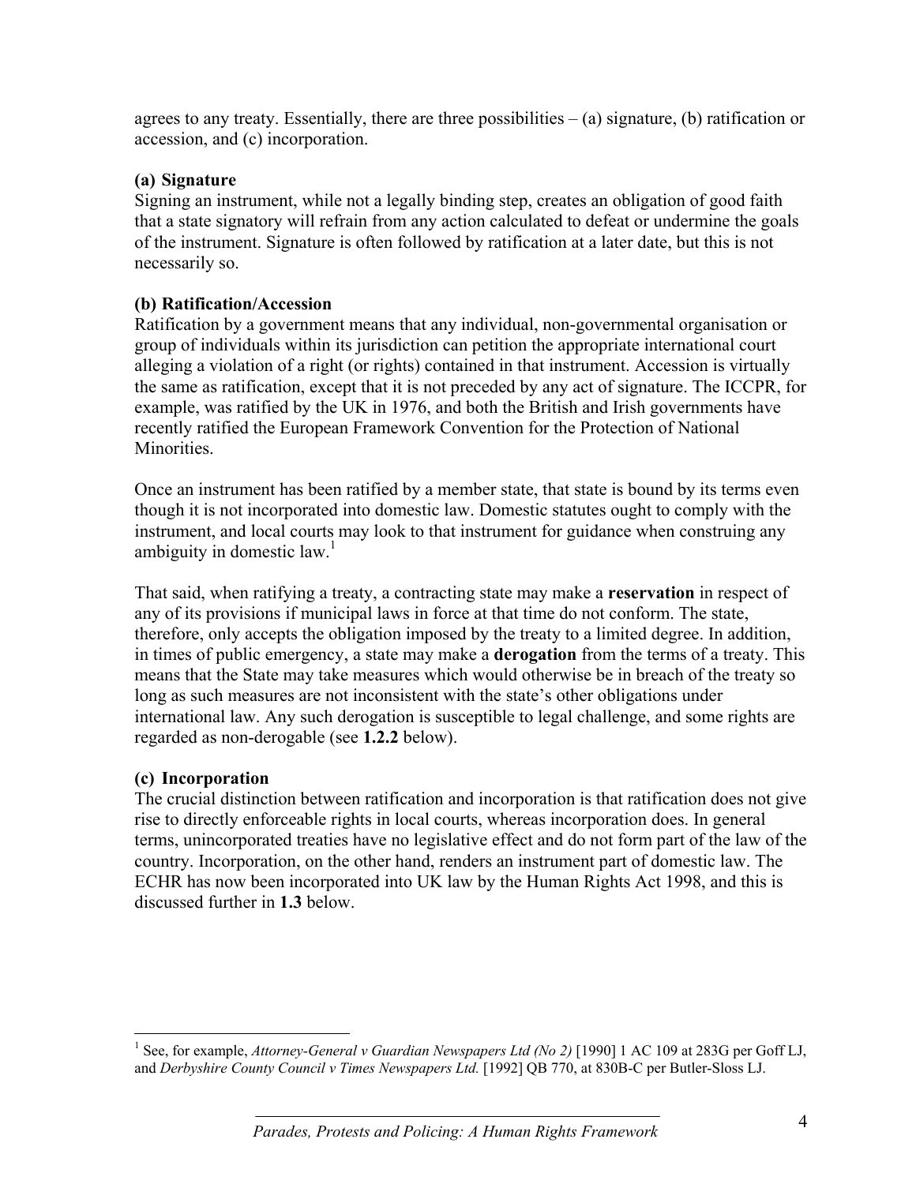agrees to any treaty. Essentially, there are three possibilities – (a) signature, (b) ratification or accession, and (c) incorporation.

**(a) Signature**

Signing an instrument, while not a legally binding step, creates an obligation of good faith that a state signatory will refrain from any action calculated to defeat or undermine the goals of the instrument. Signature is often followed by ratification at a later date, but this is not necessarily so.

**(b) Ratification/Accession**

Ratification by a government means that any individual, non-governmental organisation or group of individuals within its jurisdiction can petition the appropriate international court alleging a violation of a right (or rights) contained in that instrument. Accession is virtually the same as ratification, except that it is not preceded by any act of signature. The ICCPR, for example, was ratified by the UK in 1976, and both the British and Irish governments have recently ratified the European Framework Convention for the Protection of National Minorities.

Once an instrument has been ratified by a member state, that state is bound by its terms even though it is not incorporated into domestic law. Domestic statutes ought to comply with the instrument, and local courts may look to that instrument for guidance when construing any ambiguity in domestic law.[1]

That said, when ratifying a treaty, a contracting state may make a **reservation** in respect of any of its provisions if municipal laws in force at that time do not conform. The state, therefore, only accepts the obligation imposed by the treaty to a limited degree. In addition, in times of public emergency, a state may make a **derogation** from the terms of a treaty. This means that the State may take measures which would otherwise be in breach of the treaty so long as such measures are not inconsistent with the state's other obligations under international law. Any such derogation is susceptible to legal challenge, and some rights are regarded as non-derogable (see **1.2.2** below).

**(c) Incorporation**

The crucial distinction between ratification and incorporation is that ratification does not give rise to directly enforceable rights in local courts, whereas incorporation does. In general terms, unincorporated treaties have no legislative effect and do not form part of the law of the country. Incorporation, on the other hand, renders an instrument part of domestic law. The ECHR has now been incorporated into UK law by the Human Rights Act 1998, and this is discussed further in **1.3** below.

---

[1] See, for example, *Attorney-General v Guardian Newspapers Ltd (No 2)* [1990] 1 AC 109 at 283G per Goff LJ, and *Derbyshire County Council v Times Newspapers Ltd.* [1992] QB 770, at 830B-C per Butler-Sloss LJ.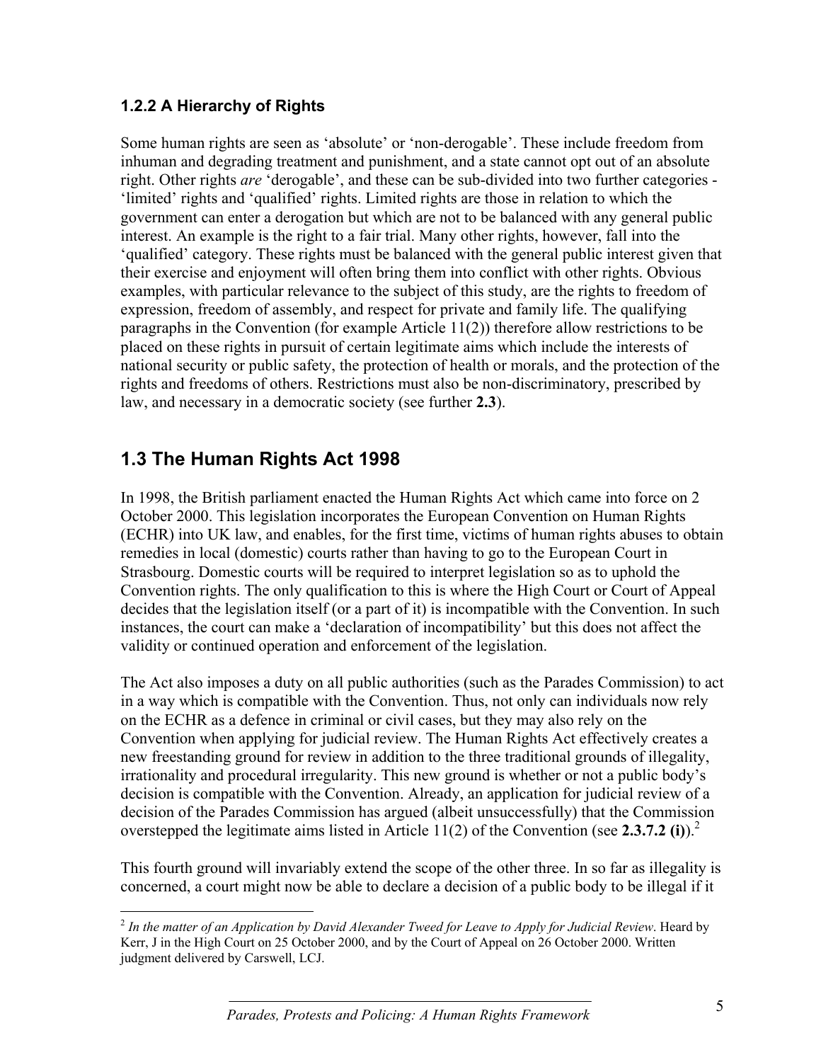### 1.2.2 A Hierarchy of Rights

Some human rights are seen as 'absolute' or 'non-derogable'. These include freedom from inhuman and degrading treatment and punishment, and a state cannot opt out of an absolute right. Other rights *are* 'derogable', and these can be sub-divided into two further categories - 'limited' rights and 'qualified' rights. Limited rights are those in relation to which the government can enter a derogation but which are not to be balanced with any general public interest. An example is the right to a fair trial. Many other rights, however, fall into the 'qualified' category. These rights must be balanced with the general public interest given that their exercise and enjoyment will often bring them into conflict with other rights. Obvious examples, with particular relevance to the subject of this study, are the rights to freedom of expression, freedom of assembly, and respect for private and family life. The qualifying paragraphs in the Convention (for example Article 11(2)) therefore allow restrictions to be placed on these rights in pursuit of certain legitimate aims which include the interests of national security or public safety, the protection of health or morals, and the protection of the rights and freedoms of others. Restrictions must also be non-discriminatory, prescribed by law, and necessary in a democratic society (see further **2.3**).

## 1.3 The Human Rights Act 1998

In 1998, the British parliament enacted the Human Rights Act which came into force on 2 October 2000. This legislation incorporates the European Convention on Human Rights (ECHR) into UK law, and enables, for the first time, victims of human rights abuses to obtain remedies in local (domestic) courts rather than having to go to the European Court in Strasbourg. Domestic courts will be required to interpret legislation so as to uphold the Convention rights. The only qualification to this is where the High Court or Court of Appeal decides that the legislation itself (or a part of it) is incompatible with the Convention. In such instances, the court can make a 'declaration of incompatibility' but this does not affect the validity or continued operation and enforcement of the legislation.

The Act also imposes a duty on all public authorities (such as the Parades Commission) to act in a way which is compatible with the Convention. Thus, not only can individuals now rely on the ECHR as a defence in criminal or civil cases, but they may also rely on the Convention when applying for judicial review. The Human Rights Act effectively creates a new freestanding ground for review in addition to the three traditional grounds of illegality, irrationality and procedural irregularity. This new ground is whether or not a public body's decision is compatible with the Convention. Already, an application for judicial review of a decision of the Parades Commission has argued (albeit unsuccessfully) that the Commission overstepped the legitimate aims listed in Article 11(2) of the Convention (see **2.3.7.2 (i)**).[2]

This fourth ground will invariably extend the scope of the other three. In so far as illegality is concerned, a court might now be able to declare a decision of a public body to be illegal if it

[2] *In the matter of an Application by David Alexander Tweed for Leave to Apply for Judicial Review*. Heard by Kerr, J in the High Court on 25 October 2000, and by the Court of Appeal on 26 October 2000. Written judgment delivered by Carswell, LCJ.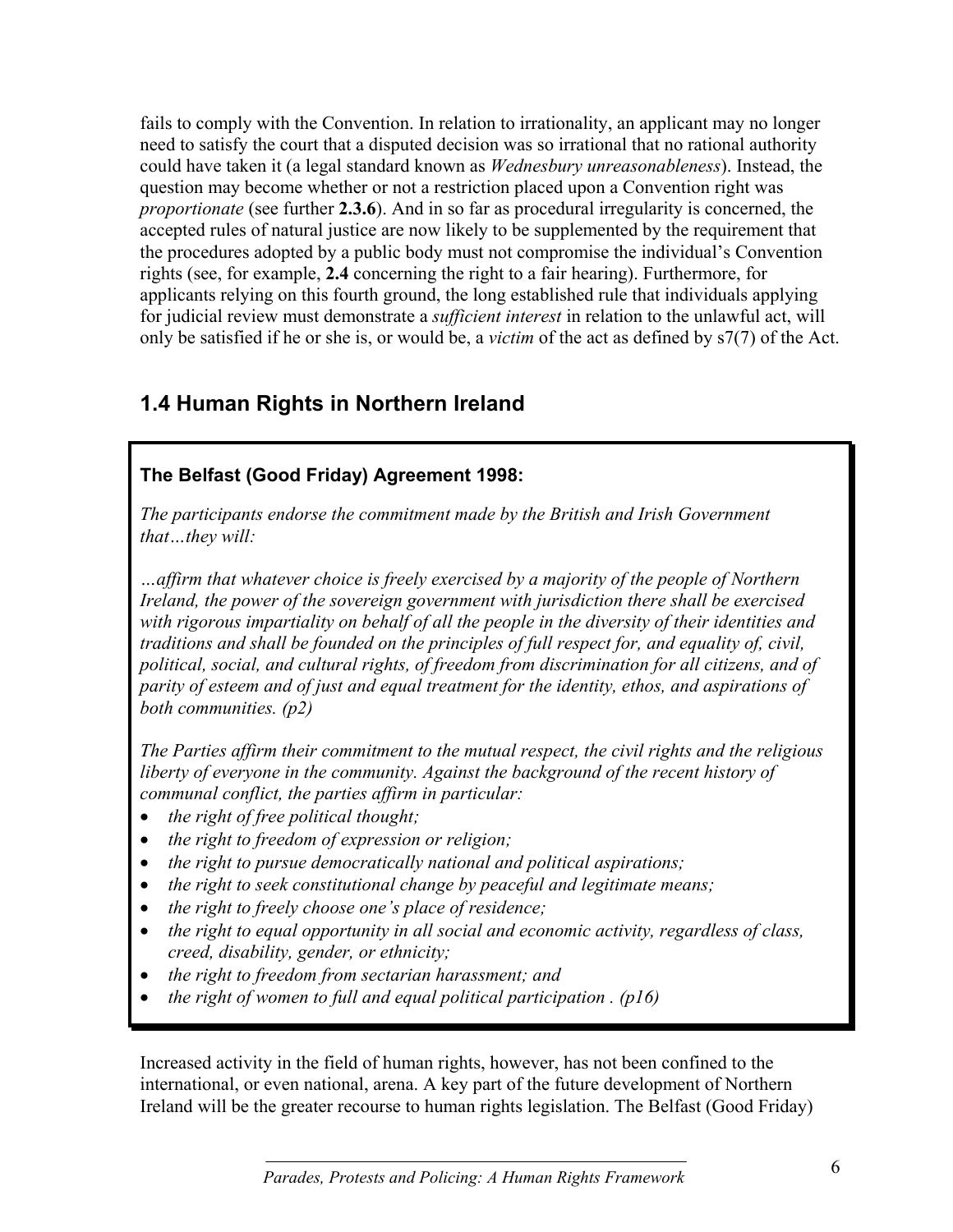fails to comply with the Convention. In relation to irrationality, an applicant may no longer need to satisfy the court that a disputed decision was so irrational that no rational authority could have taken it (a legal standard known as *Wednesbury unreasonableness*). Instead, the question may become whether or not a restriction placed upon a Convention right was *proportionate* (see further **2.3.6**). And in so far as procedural irregularity is concerned, the accepted rules of natural justice are now likely to be supplemented by the requirement that the procedures adopted by a public body must not compromise the individual's Convention rights (see, for example, **2.4** concerning the right to a fair hearing). Furthermore, for applicants relying on this fourth ground, the long established rule that individuals applying for judicial review must demonstrate a *sufficient interest* in relation to the unlawful act, will only be satisfied if he or she is, or would be, a *victim* of the act as defined by s7(7) of the Act.

## 1.4 Human Rights in Northern Ireland

> **The Belfast (Good Friday) Agreement 1998:**
>
> *The participants endorse the commitment made by the British and Irish Government that…they will:*
>
> *…affirm that whatever choice is freely exercised by a majority of the people of Northern Ireland, the power of the sovereign government with jurisdiction there shall be exercised with rigorous impartiality on behalf of all the people in the diversity of their identities and traditions and shall be founded on the principles of full respect for, and equality of, civil, political, social, and cultural rights, of freedom from discrimination for all citizens, and of parity of esteem and of just and equal treatment for the identity, ethos, and aspirations of both communities. (p2)*
>
> *The Parties affirm their commitment to the mutual respect, the civil rights and the religious liberty of everyone in the community. Against the background of the recent history of communal conflict, the parties affirm in particular:*
>
> - *the right of free political thought;*
> - *the right to freedom of expression or religion;*
> - *the right to pursue democratically national and political aspirations;*
> - *the right to seek constitutional change by peaceful and legitimate means;*
> - *the right to freely choose one's place of residence;*
> - *the right to equal opportunity in all social and economic activity, regardless of class, creed, disability, gender, or ethnicity;*
> - *the right to freedom from sectarian harassment; and*
> - *the right of women to full and equal political participation . (p16)*

Increased activity in the field of human rights, however, has not been confined to the international, or even national, arena. A key part of the future development of Northern Ireland will be the greater recourse to human rights legislation. The Belfast (Good Friday)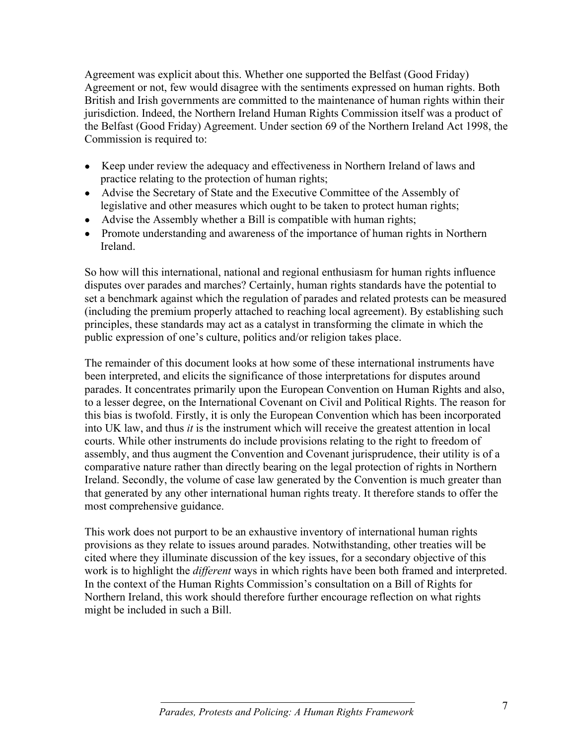Agreement was explicit about this. Whether one supported the Belfast (Good Friday) Agreement or not, few would disagree with the sentiments expressed on human rights. Both British and Irish governments are committed to the maintenance of human rights within their jurisdiction. Indeed, the Northern Ireland Human Rights Commission itself was a product of the Belfast (Good Friday) Agreement. Under section 69 of the Northern Ireland Act 1998, the Commission is required to:

- Keep under review the adequacy and effectiveness in Northern Ireland of laws and practice relating to the protection of human rights;
- Advise the Secretary of State and the Executive Committee of the Assembly of legislative and other measures which ought to be taken to protect human rights;
- Advise the Assembly whether a Bill is compatible with human rights;
- Promote understanding and awareness of the importance of human rights in Northern Ireland.

So how will this international, national and regional enthusiasm for human rights influence disputes over parades and marches? Certainly, human rights standards have the potential to set a benchmark against which the regulation of parades and related protests can be measured (including the premium properly attached to reaching local agreement). By establishing such principles, these standards may act as a catalyst in transforming the climate in which the public expression of one's culture, politics and/or religion takes place.

The remainder of this document looks at how some of these international instruments have been interpreted, and elicits the significance of those interpretations for disputes around parades. It concentrates primarily upon the European Convention on Human Rights and also, to a lesser degree, on the International Covenant on Civil and Political Rights. The reason for this bias is twofold. Firstly, it is only the European Convention which has been incorporated into UK law, and thus *it* is the instrument which will receive the greatest attention in local courts. While other instruments do include provisions relating to the right to freedom of assembly, and thus augment the Convention and Covenant jurisprudence, their utility is of a comparative nature rather than directly bearing on the legal protection of rights in Northern Ireland. Secondly, the volume of case law generated by the Convention is much greater than that generated by any other international human rights treaty. It therefore stands to offer the most comprehensive guidance.

This work does not purport to be an exhaustive inventory of international human rights provisions as they relate to issues around parades. Notwithstanding, other treaties will be cited where they illuminate discussion of the key issues, for a secondary objective of this work is to highlight the *different* ways in which rights have been both framed and interpreted. In the context of the Human Rights Commission's consultation on a Bill of Rights for Northern Ireland, this work should therefore further encourage reflection on what rights might be included in such a Bill.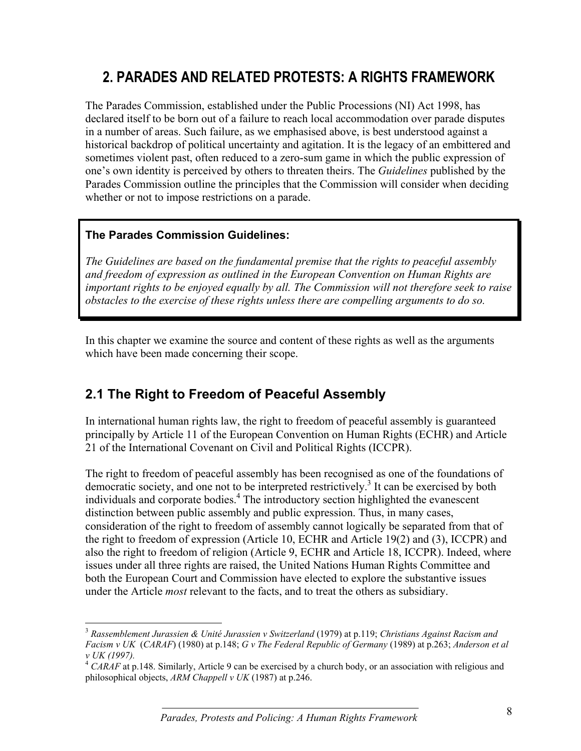# 2. PARADES AND RELATED PROTESTS: A RIGHTS FRAMEWORK

The Parades Commission, established under the Public Processions (NI) Act 1998, has declared itself to be born out of a failure to reach local accommodation over parade disputes in a number of areas. Such failure, as we emphasised above, is best understood against a historical backdrop of political uncertainty and agitation. It is the legacy of an embittered and sometimes violent past, often reduced to a zero-sum game in which the public expression of one's own identity is perceived by others to threaten theirs. The *Guidelines* published by the Parades Commission outline the principles that the Commission will consider when deciding whether or not to impose restrictions on a parade.

> **The Parades Commission Guidelines:**
>
> *The Guidelines are based on the fundamental premise that the rights to peaceful assembly and freedom of expression as outlined in the European Convention on Human Rights are important rights to be enjoyed equally by all. The Commission will not therefore seek to raise obstacles to the exercise of these rights unless there are compelling arguments to do so.*

In this chapter we examine the source and content of these rights as well as the arguments which have been made concerning their scope.

## 2.1 The Right to Freedom of Peaceful Assembly

In international human rights law, the right to freedom of peaceful assembly is guaranteed principally by Article 11 of the European Convention on Human Rights (ECHR) and Article 21 of the International Covenant on Civil and Political Rights (ICCPR).

The right to freedom of peaceful assembly has been recognised as one of the foundations of democratic society, and one not to be interpreted restrictively.[3] It can be exercised by both individuals and corporate bodies.[4] The introductory section highlighted the evanescent distinction between public assembly and public expression. Thus, in many cases, consideration of the right to freedom of assembly cannot logically be separated from that of the right to freedom of expression (Article 10, ECHR and Article 19(2) and (3), ICCPR) and also the right to freedom of religion (Article 9, ECHR and Article 18, ICCPR). Indeed, where issues under all three rights are raised, the United Nations Human Rights Committee and both the European Court and Commission have elected to explore the substantive issues under the Article *most* relevant to the facts, and to treat the others as subsidiary.

---

[3] *Rassemblement Jurassien & Unité Jurassien v Switzerland* (1979) at p.119; *Christians Against Racism and Facism v UK* (*CARAF*) (1980) at p.148; *G v The Federal Republic of Germany* (1989) at p.263; *Anderson et al v UK (1997).*

[4] *CARAF* at p.148. Similarly, Article 9 can be exercised by a church body, or an association with religious and philosophical objects, *ARM Chappell v UK* (1987) at p.246.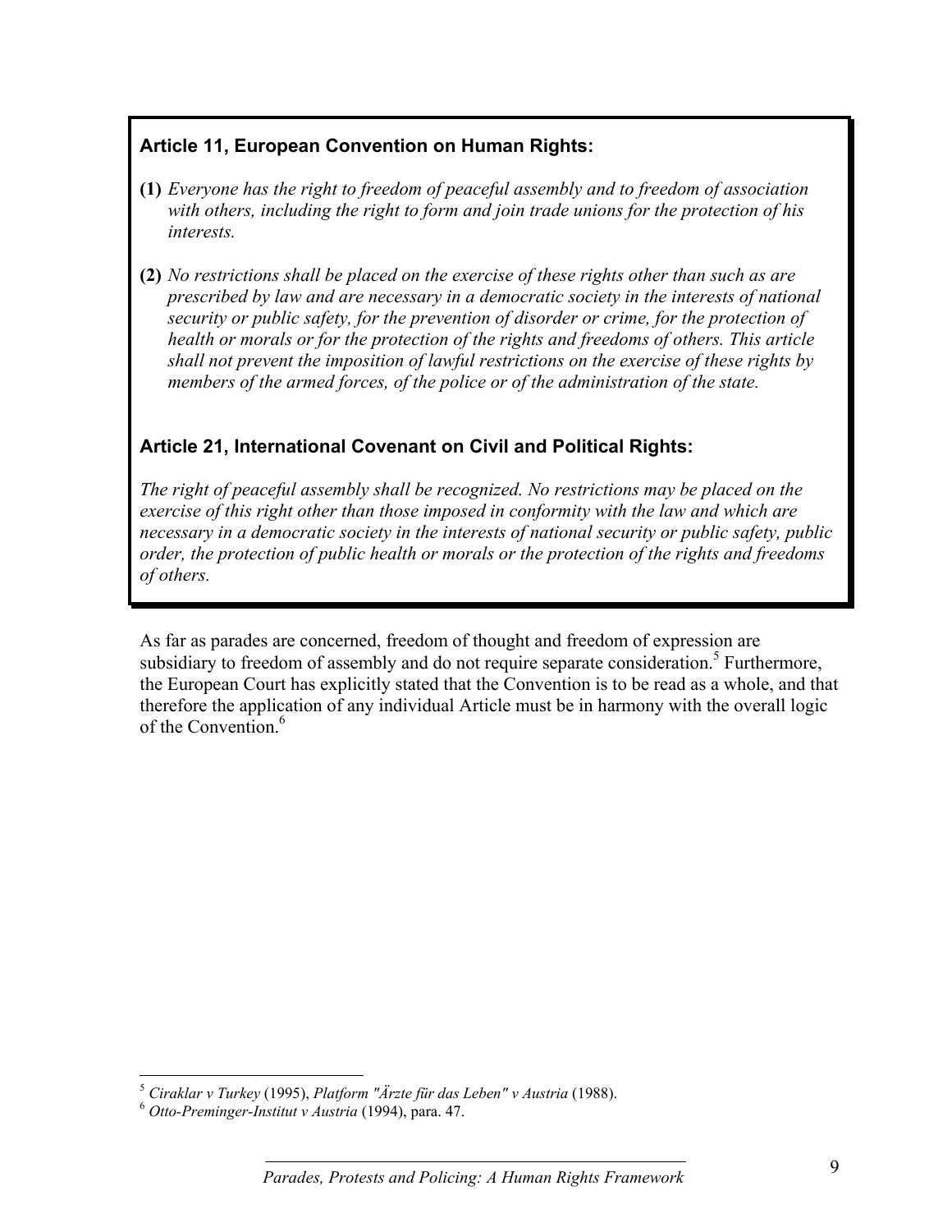**Article 11, European Convention on Human Rights:**

**(1)** *Everyone has the right to freedom of peaceful assembly and to freedom of association with others, including the right to form and join trade unions for the protection of his interests.*

**(2)** *No restrictions shall be placed on the exercise of these rights other than such as are prescribed by law and are necessary in a democratic society in the interests of national security or public safety, for the prevention of disorder or crime, for the protection of health or morals or for the protection of the rights and freedoms of others. This article shall not prevent the imposition of lawful restrictions on the exercise of these rights by members of the armed forces, of the police or of the administration of the state.*

**Article 21, International Covenant on Civil and Political Rights:**

*The right of peaceful assembly shall be recognized. No restrictions may be placed on the exercise of this right other than those imposed in conformity with the law and which are necessary in a democratic society in the interests of national security or public safety, public order, the protection of public health or morals or the protection of the rights and freedoms of others.*

As far as parades are concerned, freedom of thought and freedom of expression are subsidiary to freedom of assembly and do not require separate consideration.[5] Furthermore, the European Court has explicitly stated that the Convention is to be read as a whole, and that therefore the application of any individual Article must be in harmony with the overall logic of the Convention.[6]

---

[5] *Ciraklar v Turkey* (1995), *Platform "Ärzte für das Leben" v Austria* (1988).

[6] *Otto-Preminger-Institut v Austria* (1994), para. 47.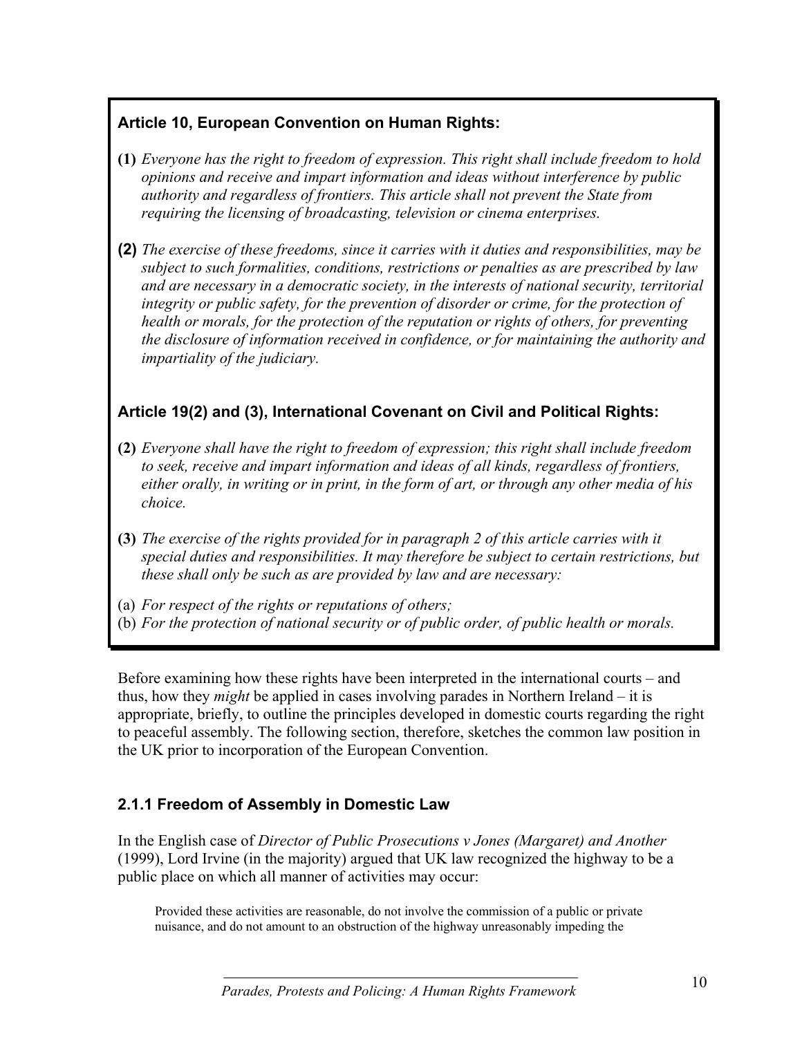**Article 10, European Convention on Human Rights:**

**(1)** *Everyone has the right to freedom of expression. This right shall include freedom to hold opinions and receive and impart information and ideas without interference by public authority and regardless of frontiers. This article shall not prevent the State from requiring the licensing of broadcasting, television or cinema enterprises.*

**(2)** *The exercise of these freedoms, since it carries with it duties and responsibilities, may be subject to such formalities, conditions, restrictions or penalties as are prescribed by law and are necessary in a democratic society, in the interests of national security, territorial integrity or public safety, for the prevention of disorder or crime, for the protection of health or morals, for the protection of the reputation or rights of others, for preventing the disclosure of information received in confidence, or for maintaining the authority and impartiality of the judiciary.*

**Article 19(2) and (3), International Covenant on Civil and Political Rights:**

**(2)** *Everyone shall have the right to freedom of expression; this right shall include freedom to seek, receive and impart information and ideas of all kinds, regardless of frontiers, either orally, in writing or in print, in the form of art, or through any other media of his choice.*

**(3)** *The exercise of the rights provided for in paragraph 2 of this article carries with it special duties and responsibilities. It may therefore be subject to certain restrictions, but these shall only be such as are provided by law and are necessary:*

(a) *For respect of the rights or reputations of others;*
(b) *For the protection of national security or of public order, of public health or morals.*

Before examining how these rights have been interpreted in the international courts – and thus, how they *might* be applied in cases involving parades in Northern Ireland – it is appropriate, briefly, to outline the principles developed in domestic courts regarding the right to peaceful assembly. The following section, therefore, sketches the common law position in the UK prior to incorporation of the European Convention.

### 2.1.1 Freedom of Assembly in Domestic Law

In the English case of *Director of Public Prosecutions v Jones (Margaret) and Another* (1999), Lord Irvine (in the majority) argued that UK law recognized the highway to be a public place on which all manner of activities may occur:

> Provided these activities are reasonable, do not involve the commission of a public or private nuisance, and do not amount to an obstruction of the highway unreasonably impeding the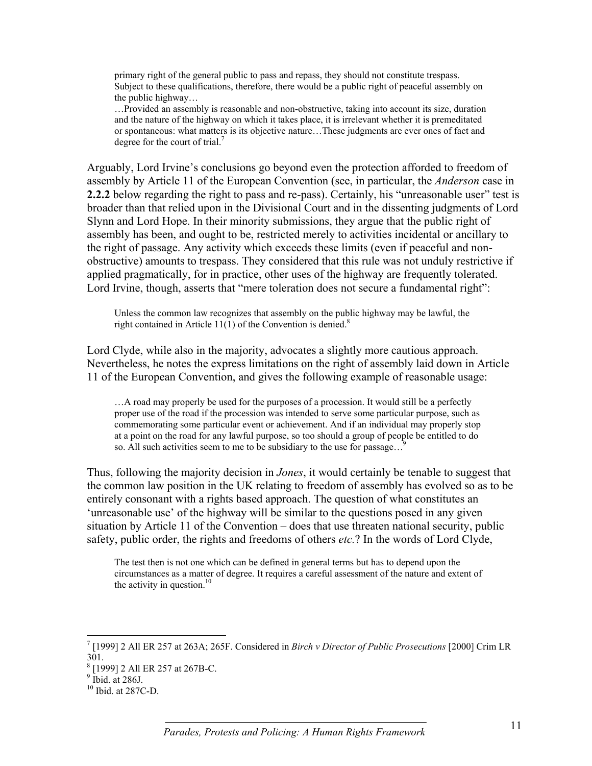> primary right of the general public to pass and repass, they should not constitute trespass. Subject to these qualifications, therefore, there would be a public right of peaceful assembly on the public highway…
>
> …Provided an assembly is reasonable and non-obstructive, taking into account its size, duration and the nature of the highway on which it takes place, it is irrelevant whether it is premeditated or spontaneous: what matters is its objective nature…These judgments are ever ones of fact and degree for the court of trial.[7]

Arguably, Lord Irvine's conclusions go beyond even the protection afforded to freedom of assembly by Article 11 of the European Convention (see, in particular, the *Anderson* case in **2.2.2** below regarding the right to pass and re-pass). Certainly, his "unreasonable user" test is broader than that relied upon in the Divisional Court and in the dissenting judgments of Lord Slynn and Lord Hope. In their minority submissions, they argue that the public right of assembly has been, and ought to be, restricted merely to activities incidental or ancillary to the right of passage. Any activity which exceeds these limits (even if peaceful and non-obstructive) amounts to trespass. They considered that this rule was not unduly restrictive if applied pragmatically, for in practice, other uses of the highway are frequently tolerated. Lord Irvine, though, asserts that "mere toleration does not secure a fundamental right":

> Unless the common law recognizes that assembly on the public highway may be lawful, the right contained in Article 11(1) of the Convention is denied.[8]

Lord Clyde, while also in the majority, advocates a slightly more cautious approach. Nevertheless, he notes the express limitations on the right of assembly laid down in Article 11 of the European Convention, and gives the following example of reasonable usage:

> …A road may properly be used for the purposes of a procession. It would still be a perfectly proper use of the road if the procession was intended to serve some particular purpose, such as commemorating some particular event or achievement. And if an individual may properly stop at a point on the road for any lawful purpose, so too should a group of people be entitled to do so. All such activities seem to me to be subsidiary to the use for passage…[9]

Thus, following the majority decision in *Jones*, it would certainly be tenable to suggest that the common law position in the UK relating to freedom of assembly has evolved so as to be entirely consonant with a rights based approach. The question of what constitutes an 'unreasonable use' of the highway will be similar to the questions posed in any given situation by Article 11 of the Convention – does that use threaten national security, public safety, public order, the rights and freedoms of others *etc.*? In the words of Lord Clyde,

> The test then is not one which can be defined in general terms but has to depend upon the circumstances as a matter of degree. It requires a careful assessment of the nature and extent of the activity in question.[10]

---

[7] [1999] 2 All ER 257 at 263A; 265F. Considered in *Birch v Director of Public Prosecutions* [2000] Crim LR 301.

[8] [1999] 2 All ER 257 at 267B-C.

[9] Ibid. at 286J.

[10] Ibid. at 287C-D.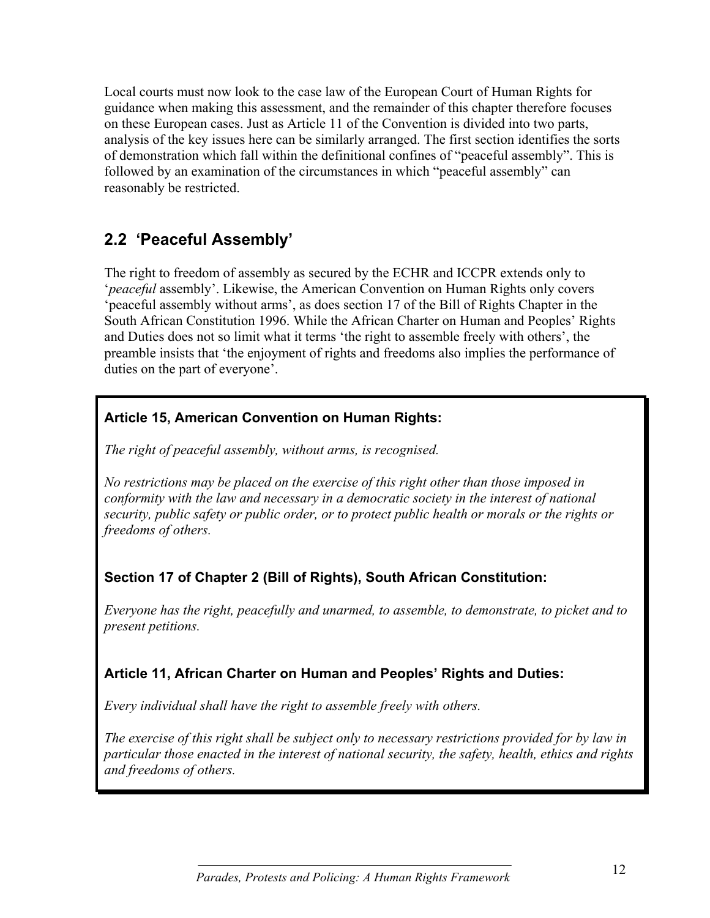Local courts must now look to the case law of the European Court of Human Rights for guidance when making this assessment, and the remainder of this chapter therefore focuses on these European cases. Just as Article 11 of the Convention is divided into two parts, analysis of the key issues here can be similarly arranged. The first section identifies the sorts of demonstration which fall within the definitional confines of "peaceful assembly". This is followed by an examination of the circumstances in which "peaceful assembly" can reasonably be restricted.

## 2.2 'Peaceful Assembly'

The right to freedom of assembly as secured by the ECHR and ICCPR extends only to '*peaceful* assembly'. Likewise, the American Convention on Human Rights only covers 'peaceful assembly without arms', as does section 17 of the Bill of Rights Chapter in the South African Constitution 1996. While the African Charter on Human and Peoples' Rights and Duties does not so limit what it terms 'the right to assemble freely with others', the preamble insists that 'the enjoyment of rights and freedoms also implies the performance of duties on the part of everyone'.

**Article 15, American Convention on Human Rights:**

*The right of peaceful assembly, without arms, is recognised.*

*No restrictions may be placed on the exercise of this right other than those imposed in conformity with the law and necessary in a democratic society in the interest of national security, public safety or public order, or to protect public health or morals or the rights or freedoms of others.*

**Section 17 of Chapter 2 (Bill of Rights), South African Constitution:**

*Everyone has the right, peacefully and unarmed, to assemble, to demonstrate, to picket and to present petitions.*

**Article 11, African Charter on Human and Peoples' Rights and Duties:**

*Every individual shall have the right to assemble freely with others.*

*The exercise of this right shall be subject only to necessary restrictions provided for by law in particular those enacted in the interest of national security, the safety, health, ethics and rights and freedoms of others.*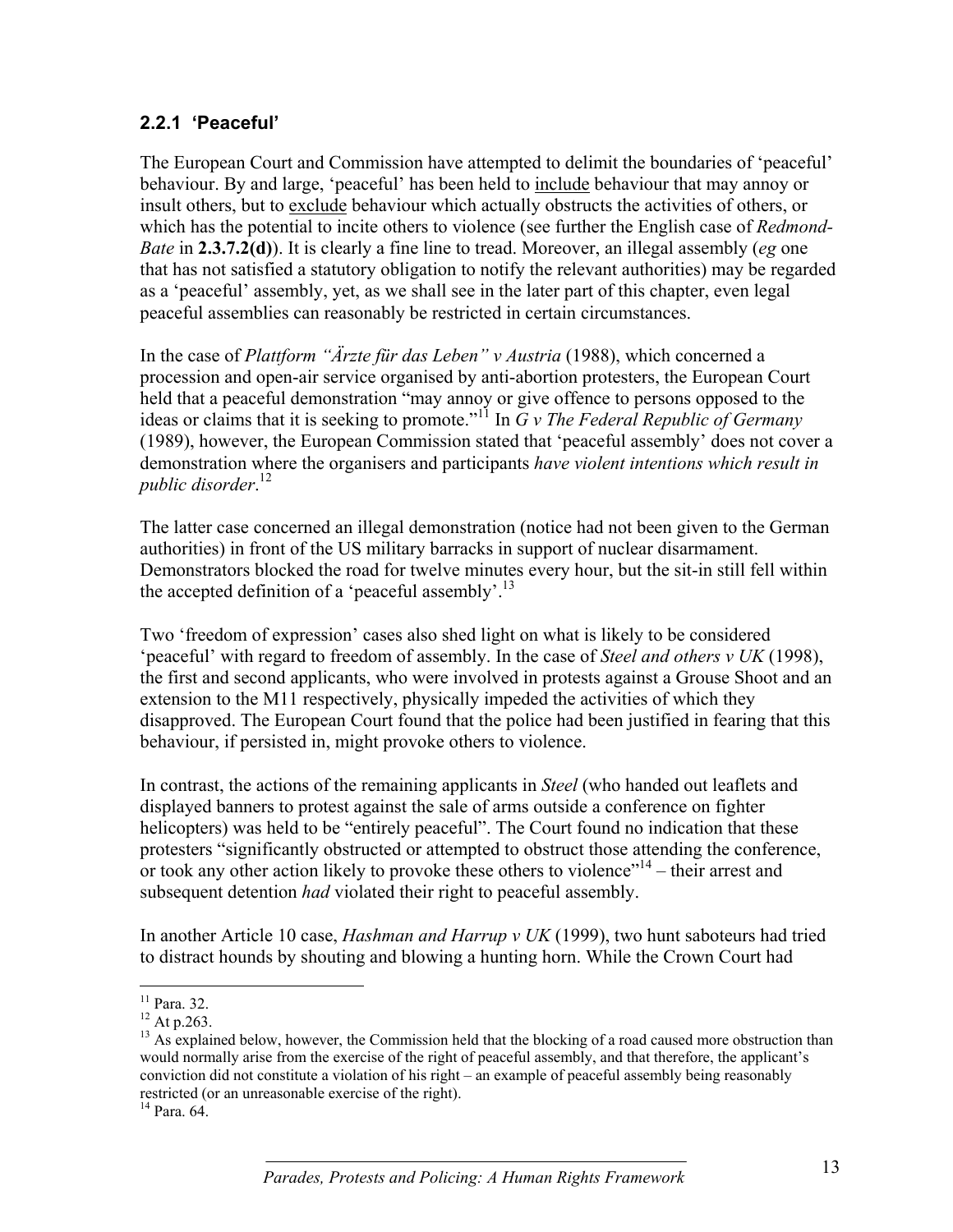### 2.2.1 'Peaceful'

The European Court and Commission have attempted to delimit the boundaries of 'peaceful' behaviour. By and large, 'peaceful' has been held to include behaviour that may annoy or insult others, but to exclude behaviour which actually obstructs the activities of others, or which has the potential to incite others to violence (see further the English case of *Redmond-Bate* in **2.3.7.2(d)**). It is clearly a fine line to tread. Moreover, an illegal assembly (*eg* one that has not satisfied a statutory obligation to notify the relevant authorities) may be regarded as a 'peaceful' assembly, yet, as we shall see in the later part of this chapter, even legal peaceful assemblies can reasonably be restricted in certain circumstances.

In the case of *Plattform "Ärzte für das Leben" v Austria* (1988), which concerned a procession and open-air service organised by anti-abortion protesters, the European Court held that a peaceful demonstration "may annoy or give offence to persons opposed to the ideas or claims that it is seeking to promote."[11] In *G v The Federal Republic of Germany* (1989), however, the European Commission stated that 'peaceful assembly' does not cover a demonstration where the organisers and participants *have violent intentions which result in public disorder*.[12]

The latter case concerned an illegal demonstration (notice had not been given to the German authorities) in front of the US military barracks in support of nuclear disarmament. Demonstrators blocked the road for twelve minutes every hour, but the sit-in still fell within the accepted definition of a 'peaceful assembly'.[13]

Two 'freedom of expression' cases also shed light on what is likely to be considered 'peaceful' with regard to freedom of assembly. In the case of *Steel and others v UK* (1998), the first and second applicants, who were involved in protests against a Grouse Shoot and an extension to the M11 respectively, physically impeded the activities of which they disapproved. The European Court found that the police had been justified in fearing that this behaviour, if persisted in, might provoke others to violence.

In contrast, the actions of the remaining applicants in *Steel* (who handed out leaflets and displayed banners to protest against the sale of arms outside a conference on fighter helicopters) was held to be "entirely peaceful". The Court found no indication that these protesters "significantly obstructed or attempted to obstruct those attending the conference, or took any other action likely to provoke these others to violence"[14] – their arrest and subsequent detention *had* violated their right to peaceful assembly.

In another Article 10 case, *Hashman and Harrup v UK* (1999), two hunt saboteurs had tried to distract hounds by shouting and blowing a hunting horn. While the Crown Court had

---

[11] Para. 32.

[12] At p.263.

[13] As explained below, however, the Commission held that the blocking of a road caused more obstruction than would normally arise from the exercise of the right of peaceful assembly, and that therefore, the applicant's conviction did not constitute a violation of his right – an example of peaceful assembly being reasonably restricted (or an unreasonable exercise of the right).

[14] Para. 64.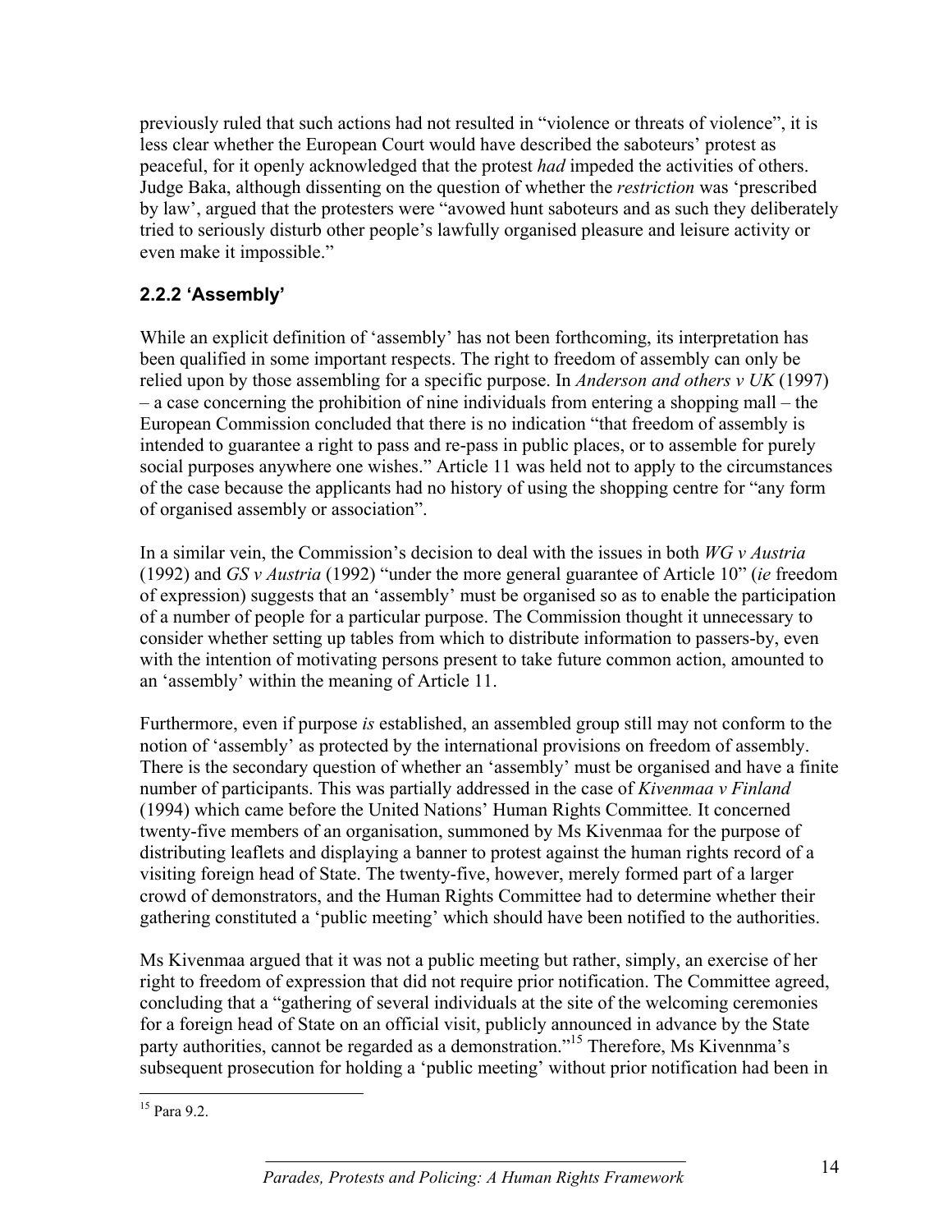previously ruled that such actions had not resulted in "violence or threats of violence", it is less clear whether the European Court would have described the saboteurs' protest as peaceful, for it openly acknowledged that the protest *had* impeded the activities of others. Judge Baka, although dissenting on the question of whether the *restriction* was 'prescribed by law', argued that the protesters were "avowed hunt saboteurs and as such they deliberately tried to seriously disturb other people's lawfully organised pleasure and leisure activity or even make it impossible."

### 2.2.2 'Assembly'

While an explicit definition of 'assembly' has not been forthcoming, its interpretation has been qualified in some important respects. The right to freedom of assembly can only be relied upon by those assembling for a specific purpose. In *Anderson and others v UK* (1997) – a case concerning the prohibition of nine individuals from entering a shopping mall – the European Commission concluded that there is no indication "that freedom of assembly is intended to guarantee a right to pass and re-pass in public places, or to assemble for purely social purposes anywhere one wishes." Article 11 was held not to apply to the circumstances of the case because the applicants had no history of using the shopping centre for "any form of organised assembly or association".

In a similar vein, the Commission's decision to deal with the issues in both *WG v Austria* (1992) and *GS v Austria* (1992) "under the more general guarantee of Article 10" (*ie* freedom of expression) suggests that an 'assembly' must be organised so as to enable the participation of a number of people for a particular purpose. The Commission thought it unnecessary to consider whether setting up tables from which to distribute information to passers-by, even with the intention of motivating persons present to take future common action, amounted to an 'assembly' within the meaning of Article 11.

Furthermore, even if purpose *is* established, an assembled group still may not conform to the notion of 'assembly' as protected by the international provisions on freedom of assembly. There is the secondary question of whether an 'assembly' must be organised and have a finite number of participants. This was partially addressed in the case of *Kivenmaa v Finland* (1994) which came before the United Nations' Human Rights Committee*.* It concerned twenty-five members of an organisation, summoned by Ms Kivenmaa for the purpose of distributing leaflets and displaying a banner to protest against the human rights record of a visiting foreign head of State. The twenty-five, however, merely formed part of a larger crowd of demonstrators, and the Human Rights Committee had to determine whether their gathering constituted a 'public meeting' which should have been notified to the authorities.

Ms Kivenmaa argued that it was not a public meeting but rather, simply, an exercise of her right to freedom of expression that did not require prior notification. The Committee agreed, concluding that a "gathering of several individuals at the site of the welcoming ceremonies for a foreign head of State on an official visit, publicly announced in advance by the State party authorities, cannot be regarded as a demonstration."[15] Therefore, Ms Kivennma's subsequent prosecution for holding a 'public meeting' without prior notification had been in

[15] Para 9.2.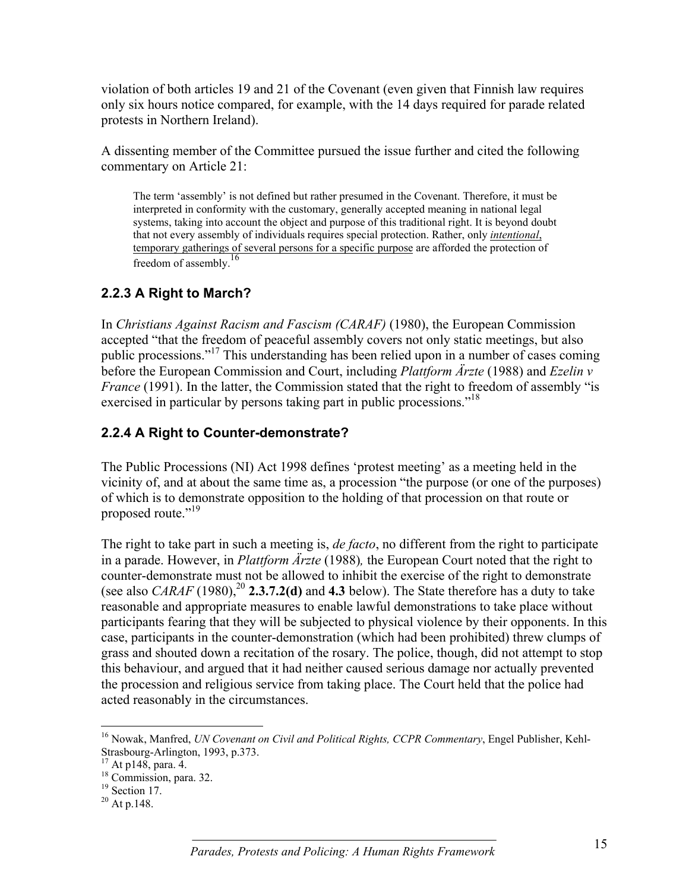violation of both articles 19 and 21 of the Covenant (even given that Finnish law requires only six hours notice compared, for example, with the 14 days required for parade related protests in Northern Ireland).

A dissenting member of the Committee pursued the issue further and cited the following commentary on Article 21:

> The term 'assembly' is not defined but rather presumed in the Covenant. Therefore, it must be interpreted in conformity with the customary, generally accepted meaning in national legal systems, taking into account the object and purpose of this traditional right. It is beyond doubt that not every assembly of individuals requires special protection. Rather, only <u>*intentional*, temporary gatherings of several persons for a specific purpose</u> are afforded the protection of freedom of assembly.[16]

### 2.2.3 A Right to March?

In *Christians Against Racism and Fascism (CARAF)* (1980), the European Commission accepted "that the freedom of peaceful assembly covers not only static meetings, but also public processions."[17] This understanding has been relied upon in a number of cases coming before the European Commission and Court, including *Plattform Ärzte* (1988) and *Ezelin v France* (1991). In the latter, the Commission stated that the right to freedom of assembly "is exercised in particular by persons taking part in public processions."[18]

### 2.2.4 A Right to Counter-demonstrate?

The Public Processions (NI) Act 1998 defines 'protest meeting' as a meeting held in the vicinity of, and at about the same time as, a procession "the purpose (or one of the purposes) of which is to demonstrate opposition to the holding of that procession on that route or proposed route."[19]

The right to take part in such a meeting is, *de facto*, no different from the right to participate in a parade. However, in *Plattform Ärzte* (1988), the European Court noted that the right to counter-demonstrate must not be allowed to inhibit the exercise of the right to demonstrate (see also *CARAF* (1980),[20] **2.3.7.2(d)** and **4.3** below). The State therefore has a duty to take reasonable and appropriate measures to enable lawful demonstrations to take place without participants fearing that they will be subjected to physical violence by their opponents. In this case, participants in the counter-demonstration (which had been prohibited) threw clumps of grass and shouted down a recitation of the rosary. The police, though, did not attempt to stop this behaviour, and argued that it had neither caused serious damage nor actually prevented the procession and religious service from taking place. The Court held that the police had acted reasonably in the circumstances.

---

[16] Nowak, Manfred, *UN Covenant on Civil and Political Rights, CCPR Commentary*, Engel Publisher, Kehl-Strasbourg-Arlington, 1993, p.373.
[17] At p148, para. 4.
[18] Commission, para. 32.
[19] Section 17.
[20] At p.148.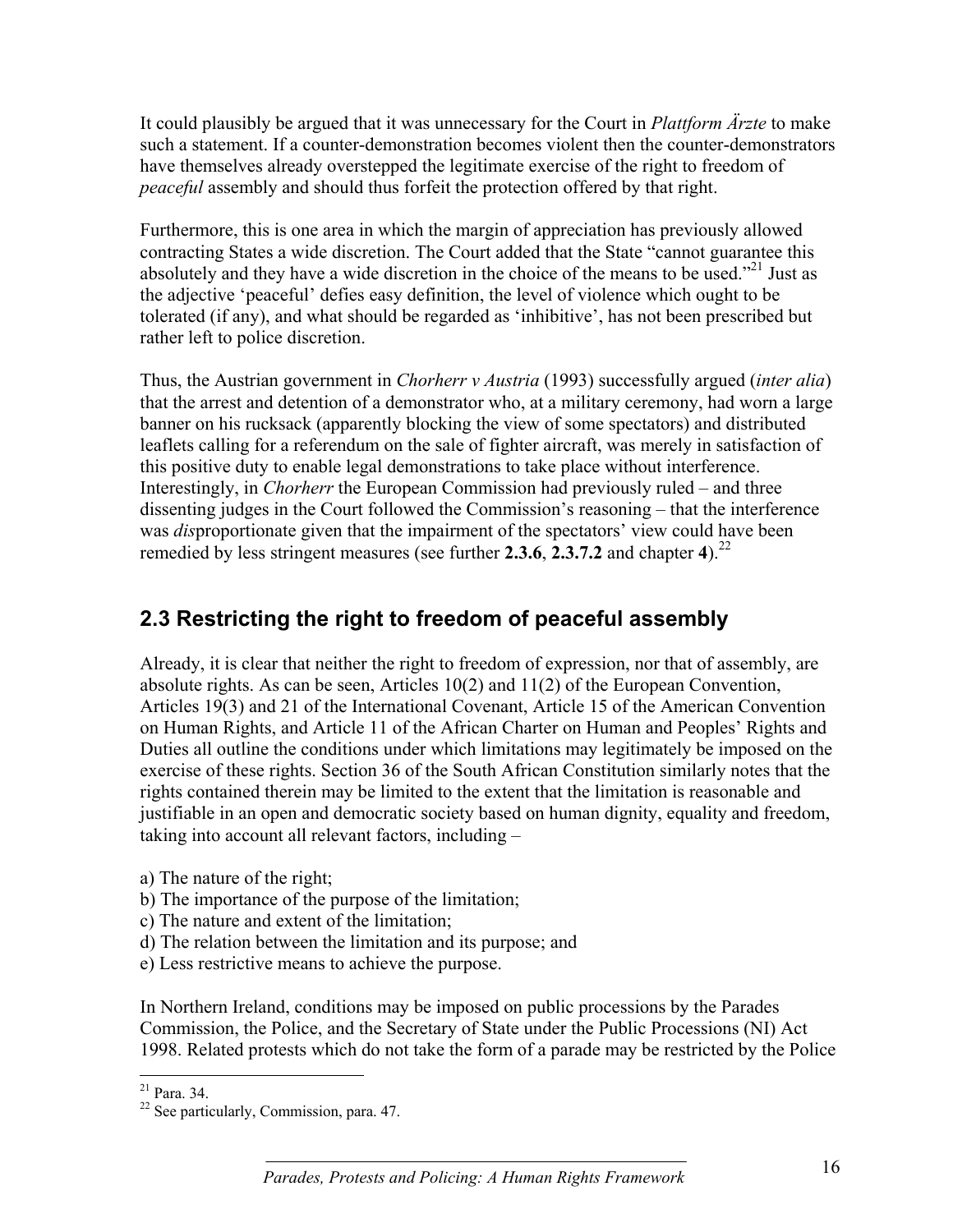It could plausibly be argued that it was unnecessary for the Court in *Plattform Ärzte* to make such a statement. If a counter-demonstration becomes violent then the counter-demonstrators have themselves already overstepped the legitimate exercise of the right to freedom of *peaceful* assembly and should thus forfeit the protection offered by that right.

Furthermore, this is one area in which the margin of appreciation has previously allowed contracting States a wide discretion. The Court added that the State "cannot guarantee this absolutely and they have a wide discretion in the choice of the means to be used."[21] Just as the adjective 'peaceful' defies easy definition, the level of violence which ought to be tolerated (if any), and what should be regarded as 'inhibitive', has not been prescribed but rather left to police discretion.

Thus, the Austrian government in *Chorherr v Austria* (1993) successfully argued (*inter alia*) that the arrest and detention of a demonstrator who, at a military ceremony, had worn a large banner on his rucksack (apparently blocking the view of some spectators) and distributed leaflets calling for a referendum on the sale of fighter aircraft, was merely in satisfaction of this positive duty to enable legal demonstrations to take place without interference. Interestingly, in *Chorherr* the European Commission had previously ruled – and three dissenting judges in the Court followed the Commission's reasoning – that the interference was *dis*proportionate given that the impairment of the spectators' view could have been remedied by less stringent measures (see further **2.3.6**, **2.3.7.2** and chapter **4**).[22]

## 2.3 Restricting the right to freedom of peaceful assembly

Already, it is clear that neither the right to freedom of expression, nor that of assembly, are absolute rights. As can be seen, Articles 10(2) and 11(2) of the European Convention, Articles 19(3) and 21 of the International Covenant, Article 15 of the American Convention on Human Rights, and Article 11 of the African Charter on Human and Peoples' Rights and Duties all outline the conditions under which limitations may legitimately be imposed on the exercise of these rights. Section 36 of the South African Constitution similarly notes that the rights contained therein may be limited to the extent that the limitation is reasonable and justifiable in an open and democratic society based on human dignity, equality and freedom, taking into account all relevant factors, including –

a) The nature of the right;
b) The importance of the purpose of the limitation;
c) The nature and extent of the limitation;
d) The relation between the limitation and its purpose; and
e) Less restrictive means to achieve the purpose.

In Northern Ireland, conditions may be imposed on public processions by the Parades Commission, the Police, and the Secretary of State under the Public Processions (NI) Act 1998. Related protests which do not take the form of a parade may be restricted by the Police

[21] Para. 34.

[22] See particularly, Commission, para. 47.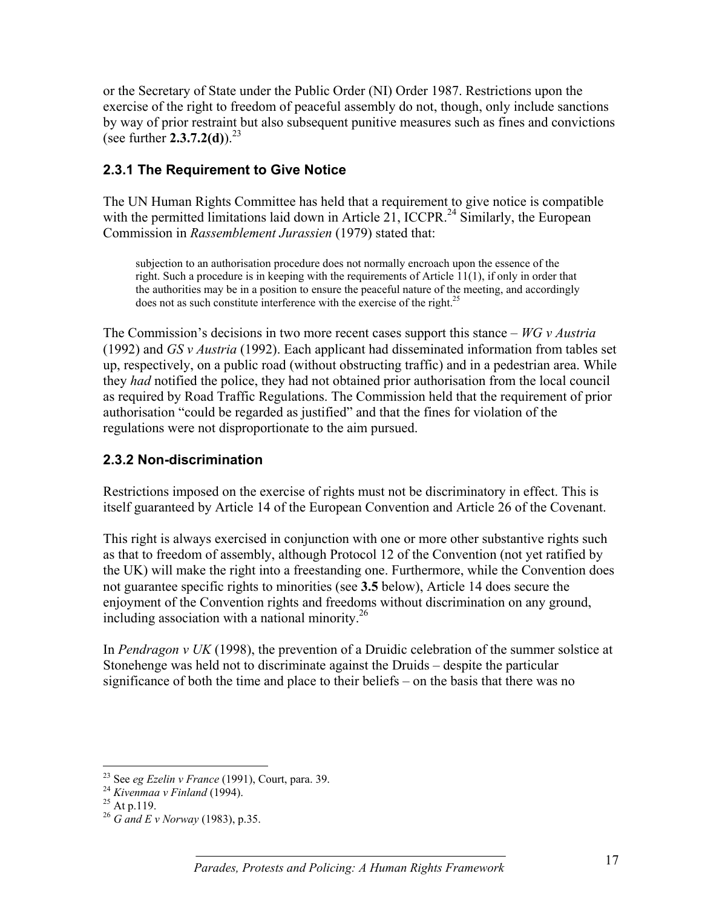or the Secretary of State under the Public Order (NI) Order 1987. Restrictions upon the exercise of the right to freedom of peaceful assembly do not, though, only include sanctions by way of prior restraint but also subsequent punitive measures such as fines and convictions (see further **2.3.7.2(d)**).[23]

### 2.3.1 The Requirement to Give Notice

The UN Human Rights Committee has held that a requirement to give notice is compatible with the permitted limitations laid down in Article 21, ICCPR.[24] Similarly, the European Commission in *Rassemblement Jurassien* (1979) stated that:

> subjection to an authorisation procedure does not normally encroach upon the essence of the right. Such a procedure is in keeping with the requirements of Article 11(1), if only in order that the authorities may be in a position to ensure the peaceful nature of the meeting, and accordingly does not as such constitute interference with the exercise of the right.[25]

The Commission's decisions in two more recent cases support this stance – *WG v Austria* (1992) and *GS v Austria* (1992). Each applicant had disseminated information from tables set up, respectively, on a public road (without obstructing traffic) and in a pedestrian area. While they *had* notified the police, they had not obtained prior authorisation from the local council as required by Road Traffic Regulations. The Commission held that the requirement of prior authorisation "could be regarded as justified" and that the fines for violation of the regulations were not disproportionate to the aim pursued.

### 2.3.2 Non-discrimination

Restrictions imposed on the exercise of rights must not be discriminatory in effect. This is itself guaranteed by Article 14 of the European Convention and Article 26 of the Covenant.

This right is always exercised in conjunction with one or more other substantive rights such as that to freedom of assembly, although Protocol 12 of the Convention (not yet ratified by the UK) will make the right into a freestanding one. Furthermore, while the Convention does not guarantee specific rights to minorities (see **3.5** below), Article 14 does secure the enjoyment of the Convention rights and freedoms without discrimination on any ground, including association with a national minority.[26]

In *Pendragon v UK* (1998), the prevention of a Druidic celebration of the summer solstice at Stonehenge was held not to discriminate against the Druids – despite the particular significance of both the time and place to their beliefs – on the basis that there was no

---

[23] See *eg Ezelin v France* (1991), Court, para. 39.

[24] *Kivenmaa v Finland* (1994).

[25] At p.119.

[26] *G and E v Norway* (1983), p.35.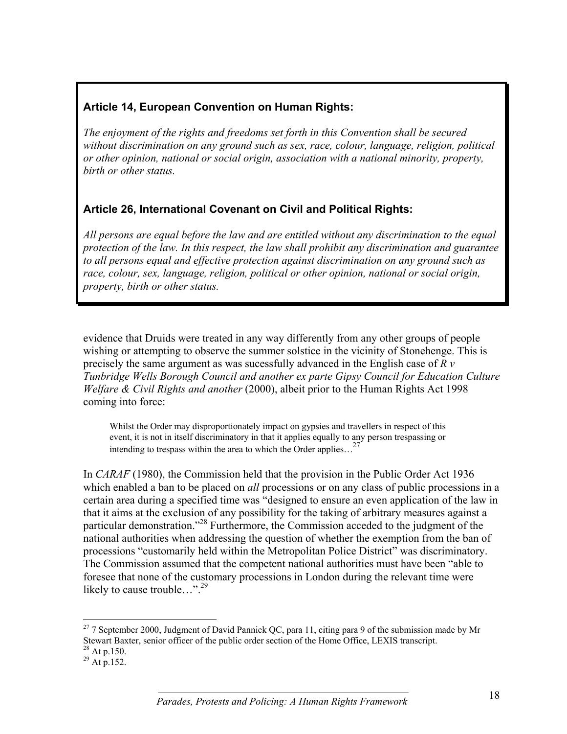**Article 14, European Convention on Human Rights:**

*The enjoyment of the rights and freedoms set forth in this Convention shall be secured without discrimination on any ground such as sex, race, colour, language, religion, political or other opinion, national or social origin, association with a national minority, property, birth or other status.*

**Article 26, International Covenant on Civil and Political Rights:**

*All persons are equal before the law and are entitled without any discrimination to the equal protection of the law. In this respect, the law shall prohibit any discrimination and guarantee to all persons equal and effective protection against discrimination on any ground such as race, colour, sex, language, religion, political or other opinion, national or social origin, property, birth or other status.*

evidence that Druids were treated in any way differently from any other groups of people wishing or attempting to observe the summer solstice in the vicinity of Stonehenge. This is precisely the same argument as was sucessfully advanced in the English case of *R v Tunbridge Wells Borough Council and another ex parte Gipsy Council for Education Culture Welfare & Civil Rights and another* (2000), albeit prior to the Human Rights Act 1998 coming into force:

> Whilst the Order may disproportionately impact on gypsies and travellers in respect of this event, it is not in itself discriminatory in that it applies equally to any person trespassing or intending to trespass within the area to which the Order applies…[27]

In *CARAF* (1980), the Commission held that the provision in the Public Order Act 1936 which enabled a ban to be placed on *all* processions or on any class of public processions in a certain area during a specified time was "designed to ensure an even application of the law in that it aims at the exclusion of any possibility for the taking of arbitrary measures against a particular demonstration."[28] Furthermore, the Commission acceded to the judgment of the national authorities when addressing the question of whether the exemption from the ban of processions "customarily held within the Metropolitan Police District" was discriminatory. The Commission assumed that the competent national authorities must have been "able to foresee that none of the customary processions in London during the relevant time were likely to cause trouble…".[29]

---

[27] 7 September 2000, Judgment of David Pannick QC, para 11, citing para 9 of the submission made by Mr Stewart Baxter, senior officer of the public order section of the Home Office, LEXIS transcript.

[28] At p.150.

[29] At p.152.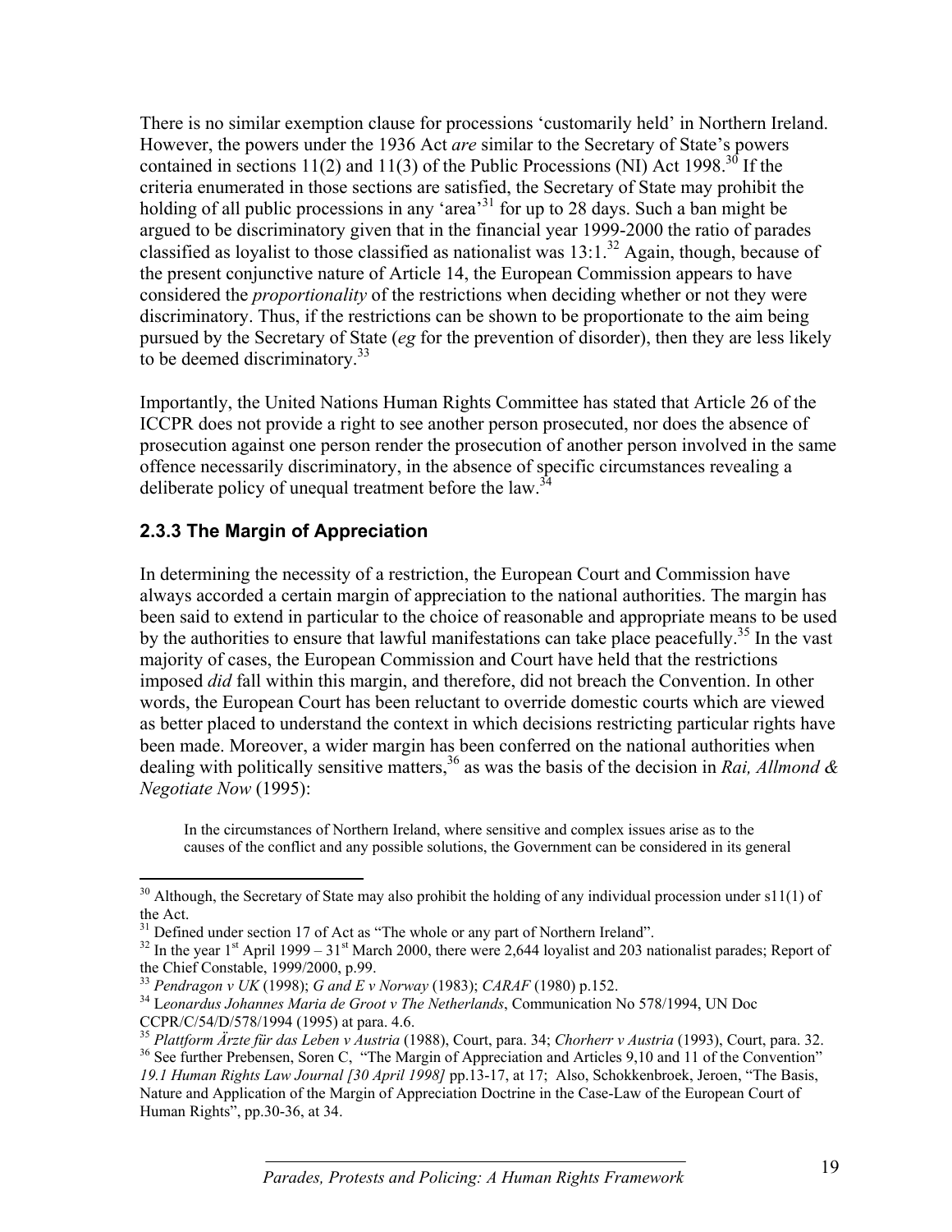There is no similar exemption clause for processions 'customarily held' in Northern Ireland. However, the powers under the 1936 Act *are* similar to the Secretary of State's powers contained in sections 11(2) and 11(3) of the Public Processions (NI) Act 1998.[30] If the criteria enumerated in those sections are satisfied, the Secretary of State may prohibit the holding of all public processions in any 'area'[31] for up to 28 days. Such a ban might be argued to be discriminatory given that in the financial year 1999-2000 the ratio of parades classified as loyalist to those classified as nationalist was 13:1.[32] Again, though, because of the present conjunctive nature of Article 14, the European Commission appears to have considered the *proportionality* of the restrictions when deciding whether or not they were discriminatory. Thus, if the restrictions can be shown to be proportionate to the aim being pursued by the Secretary of State (*eg* for the prevention of disorder), then they are less likely to be deemed discriminatory.[33]

Importantly, the United Nations Human Rights Committee has stated that Article 26 of the ICCPR does not provide a right to see another person prosecuted, nor does the absence of prosecution against one person render the prosecution of another person involved in the same offence necessarily discriminatory, in the absence of specific circumstances revealing a deliberate policy of unequal treatment before the law.[34]

### 2.3.3 The Margin of Appreciation

In determining the necessity of a restriction, the European Court and Commission have always accorded a certain margin of appreciation to the national authorities. The margin has been said to extend in particular to the choice of reasonable and appropriate means to be used by the authorities to ensure that lawful manifestations can take place peacefully.[35] In the vast majority of cases, the European Commission and Court have held that the restrictions imposed *did* fall within this margin, and therefore, did not breach the Convention. In other words, the European Court has been reluctant to override domestic courts which are viewed as better placed to understand the context in which decisions restricting particular rights have been made. Moreover, a wider margin has been conferred on the national authorities when dealing with politically sensitive matters,[36] as was the basis of the decision in *Rai, Allmond & Negotiate Now* (1995):

> In the circumstances of Northern Ireland, where sensitive and complex issues arise as to the causes of the conflict and any possible solutions, the Government can be considered in its general

---

[30] Although, the Secretary of State may also prohibit the holding of any individual procession under s11(1) of the Act.

[31] Defined under section 17 of Act as "The whole or any part of Northern Ireland".

[32] In the year 1st April 1999 – 31st March 2000, there were 2,644 loyalist and 203 nationalist parades; Report of the Chief Constable, 1999/2000, p.99.

[33] *Pendragon v UK* (1998); *G and E v Norway* (1983); *CARAF* (1980) p.152.

[34] *Leonardus Johannes Maria de Groot v The Netherlands*, Communication No 578/1994, UN Doc CCPR/C/54/D/578/1994 (1995) at para. 4.6.

[35] *Plattform Ärzte für das Leben v Austria* (1988), Court, para. 34; *Chorherr v Austria* (1993), Court, para. 32.

[36] See further Prebensen, Soren C, "The Margin of Appreciation and Articles 9,10 and 11 of the Convention" *19.1 Human Rights Law Journal [30 April 1998]* pp.13-17, at 17; Also, Schokkenbroek, Jeroen, "The Basis, Nature and Application of the Margin of Appreciation Doctrine in the Case-Law of the European Court of Human Rights", pp.30-36, at 34.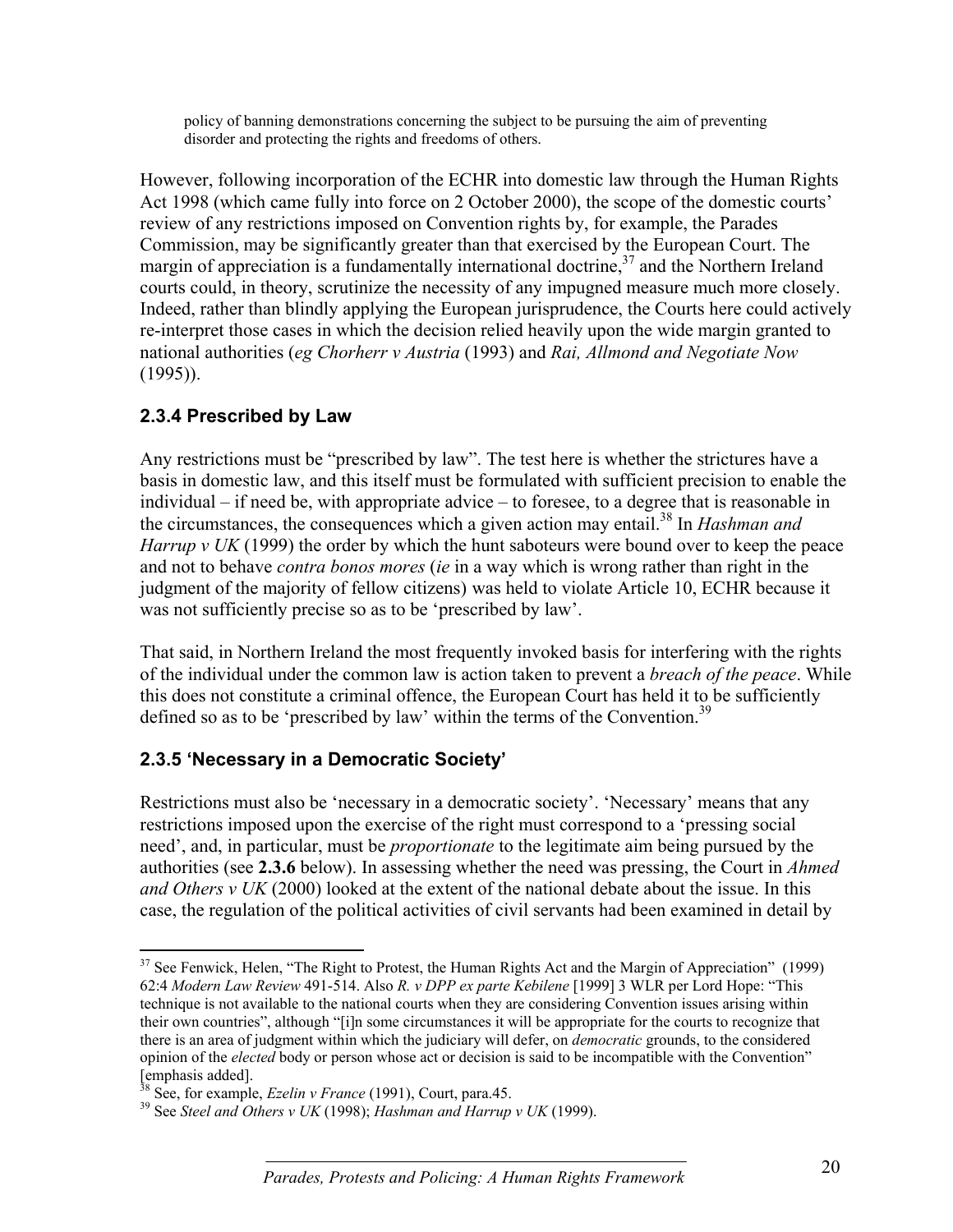policy of banning demonstrations concerning the subject to be pursuing the aim of preventing disorder and protecting the rights and freedoms of others.

However, following incorporation of the ECHR into domestic law through the Human Rights Act 1998 (which came fully into force on 2 October 2000), the scope of the domestic courts' review of any restrictions imposed on Convention rights by, for example, the Parades Commission, may be significantly greater than that exercised by the European Court. The margin of appreciation is a fundamentally international doctrine,[37] and the Northern Ireland courts could, in theory, scrutinize the necessity of any impugned measure much more closely. Indeed, rather than blindly applying the European jurisprudence, the Courts here could actively re-interpret those cases in which the decision relied heavily upon the wide margin granted to national authorities (*eg Chorherr v Austria* (1993) and *Rai, Allmond and Negotiate Now* (1995)).

### 2.3.4 Prescribed by Law

Any restrictions must be "prescribed by law". The test here is whether the strictures have a basis in domestic law, and this itself must be formulated with sufficient precision to enable the individual – if need be, with appropriate advice – to foresee, to a degree that is reasonable in the circumstances, the consequences which a given action may entail.[38] In *Hashman and Harrup v UK* (1999) the order by which the hunt saboteurs were bound over to keep the peace and not to behave *contra bonos mores* (*ie* in a way which is wrong rather than right in the judgment of the majority of fellow citizens) was held to violate Article 10, ECHR because it was not sufficiently precise so as to be 'prescribed by law'.

That said, in Northern Ireland the most frequently invoked basis for interfering with the rights of the individual under the common law is action taken to prevent a *breach of the peace*. While this does not constitute a criminal offence, the European Court has held it to be sufficiently defined so as to be 'prescribed by law' within the terms of the Convention.[39]

### 2.3.5 'Necessary in a Democratic Society'

Restrictions must also be 'necessary in a democratic society'. 'Necessary' means that any restrictions imposed upon the exercise of the right must correspond to a 'pressing social need', and, in particular, must be *proportionate* to the legitimate aim being pursued by the authorities (see **2.3.6** below). In assessing whether the need was pressing, the Court in *Ahmed and Others v UK* (2000) looked at the extent of the national debate about the issue. In this case, the regulation of the political activities of civil servants had been examined in detail by

---

[37] See Fenwick, Helen, "The Right to Protest, the Human Rights Act and the Margin of Appreciation" (1999) 62:4 *Modern Law Review* 491-514. Also *R. v DPP ex parte Kebilene* [1999] 3 WLR per Lord Hope: "This technique is not available to the national courts when they are considering Convention issues arising within their own countries", although "[i]n some circumstances it will be appropriate for the courts to recognize that there is an area of judgment within which the judiciary will defer, on *democratic* grounds, to the considered opinion of the *elected* body or person whose act or decision is said to be incompatible with the Convention" [emphasis added].

[38] See, for example, *Ezelin v France* (1991), Court, para.45.

[39] See *Steel and Others v UK* (1998); *Hashman and Harrup v UK* (1999).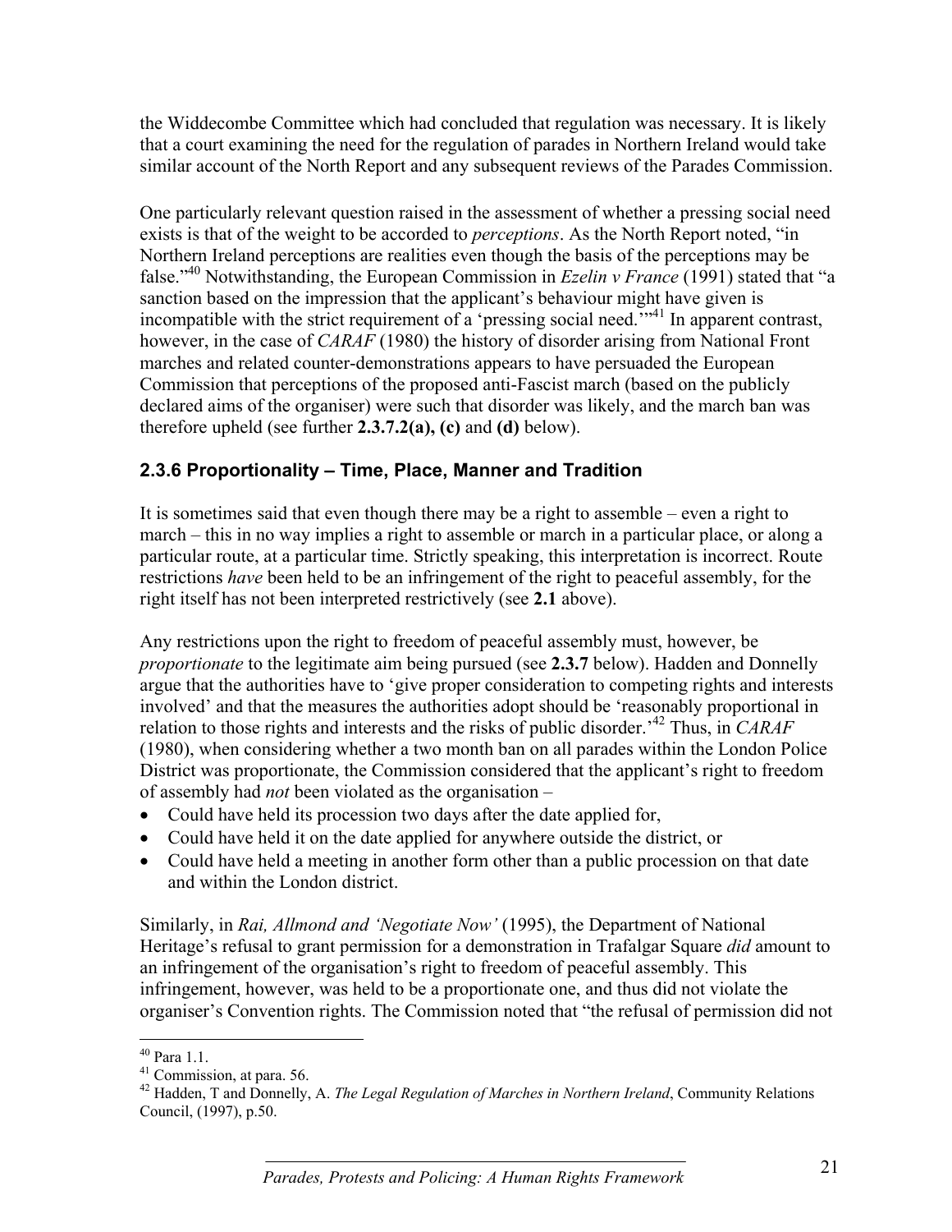the Widdecombe Committee which had concluded that regulation was necessary. It is likely that a court examining the need for the regulation of parades in Northern Ireland would take similar account of the North Report and any subsequent reviews of the Parades Commission.

One particularly relevant question raised in the assessment of whether a pressing social need exists is that of the weight to be accorded to *perceptions*. As the North Report noted, "in Northern Ireland perceptions are realities even though the basis of the perceptions may be false."[40] Notwithstanding, the European Commission in *Ezelin v France* (1991) stated that "a sanction based on the impression that the applicant's behaviour might have given is incompatible with the strict requirement of a 'pressing social need.'"[41] In apparent contrast, however, in the case of *CARAF* (1980) the history of disorder arising from National Front marches and related counter-demonstrations appears to have persuaded the European Commission that perceptions of the proposed anti-Fascist march (based on the publicly declared aims of the organiser) were such that disorder was likely, and the march ban was therefore upheld (see further **2.3.7.2(a), (c)** and **(d)** below).

### 2.3.6 Proportionality – Time, Place, Manner and Tradition

It is sometimes said that even though there may be a right to assemble – even a right to march – this in no way implies a right to assemble or march in a particular place, or along a particular route, at a particular time. Strictly speaking, this interpretation is incorrect. Route restrictions *have* been held to be an infringement of the right to peaceful assembly, for the right itself has not been interpreted restrictively (see **2.1** above).

Any restrictions upon the right to freedom of peaceful assembly must, however, be *proportionate* to the legitimate aim being pursued (see **2.3.7** below). Hadden and Donnelly argue that the authorities have to 'give proper consideration to competing rights and interests involved' and that the measures the authorities adopt should be 'reasonably proportional in relation to those rights and interests and the risks of public disorder.'[42] Thus, in *CARAF* (1980), when considering whether a two month ban on all parades within the London Police District was proportionate, the Commission considered that the applicant's right to freedom of assembly had *not* been violated as the organisation –

- Could have held its procession two days after the date applied for,
- Could have held it on the date applied for anywhere outside the district, or
- Could have held a meeting in another form other than a public procession on that date and within the London district.

Similarly, in *Rai, Allmond and 'Negotiate Now'* (1995), the Department of National Heritage's refusal to grant permission for a demonstration in Trafalgar Square *did* amount to an infringement of the organisation's right to freedom of peaceful assembly. This infringement, however, was held to be a proportionate one, and thus did not violate the organiser's Convention rights. The Commission noted that "the refusal of permission did not

---

[40] Para 1.1.

[41] Commission, at para. 56.

[42] Hadden, T and Donnelly, A. *The Legal Regulation of Marches in Northern Ireland*, Community Relations Council, (1997), p.50.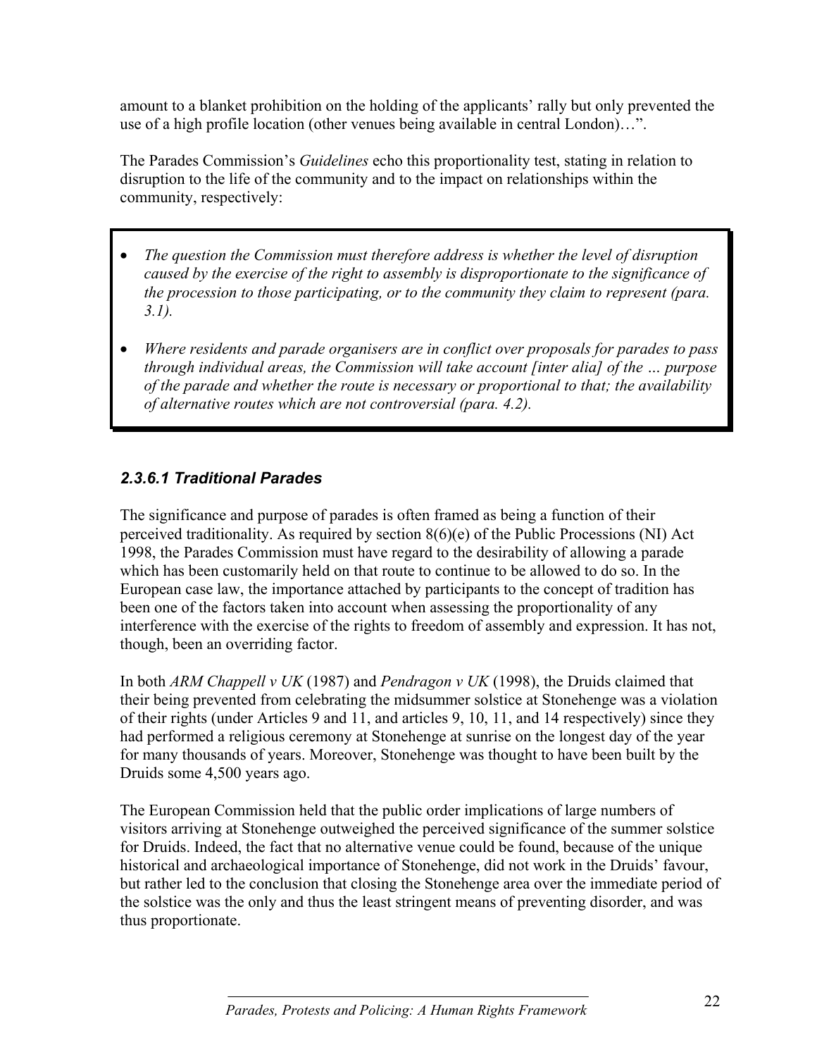amount to a blanket prohibition on the holding of the applicants' rally but only prevented the use of a high profile location (other venues being available in central London)…".

The Parades Commission's *Guidelines* echo this proportionality test, stating in relation to disruption to the life of the community and to the impact on relationships within the community, respectively:

- *The question the Commission must therefore address is whether the level of disruption caused by the exercise of the right to assembly is disproportionate to the significance of the procession to those participating, or to the community they claim to represent (para. 3.1).*
- *Where residents and parade organisers are in conflict over proposals for parades to pass through individual areas, the Commission will take account [inter alia] of the … purpose of the parade and whether the route is necessary or proportional to that; the availability of alternative routes which are not controversial (para. 4.2).*

#### *2.3.6.1 Traditional Parades*

The significance and purpose of parades is often framed as being a function of their perceived traditionality. As required by section 8(6)(e) of the Public Processions (NI) Act 1998, the Parades Commission must have regard to the desirability of allowing a parade which has been customarily held on that route to continue to be allowed to do so. In the European case law, the importance attached by participants to the concept of tradition has been one of the factors taken into account when assessing the proportionality of any interference with the exercise of the rights to freedom of assembly and expression. It has not, though, been an overriding factor.

In both *ARM Chappell v UK* (1987) and *Pendragon v UK* (1998), the Druids claimed that their being prevented from celebrating the midsummer solstice at Stonehenge was a violation of their rights (under Articles 9 and 11, and articles 9, 10, 11, and 14 respectively) since they had performed a religious ceremony at Stonehenge at sunrise on the longest day of the year for many thousands of years. Moreover, Stonehenge was thought to have been built by the Druids some 4,500 years ago.

The European Commission held that the public order implications of large numbers of visitors arriving at Stonehenge outweighed the perceived significance of the summer solstice for Druids. Indeed, the fact that no alternative venue could be found, because of the unique historical and archaeological importance of Stonehenge, did not work in the Druids' favour, but rather led to the conclusion that closing the Stonehenge area over the immediate period of the solstice was the only and thus the least stringent means of preventing disorder, and was thus proportionate.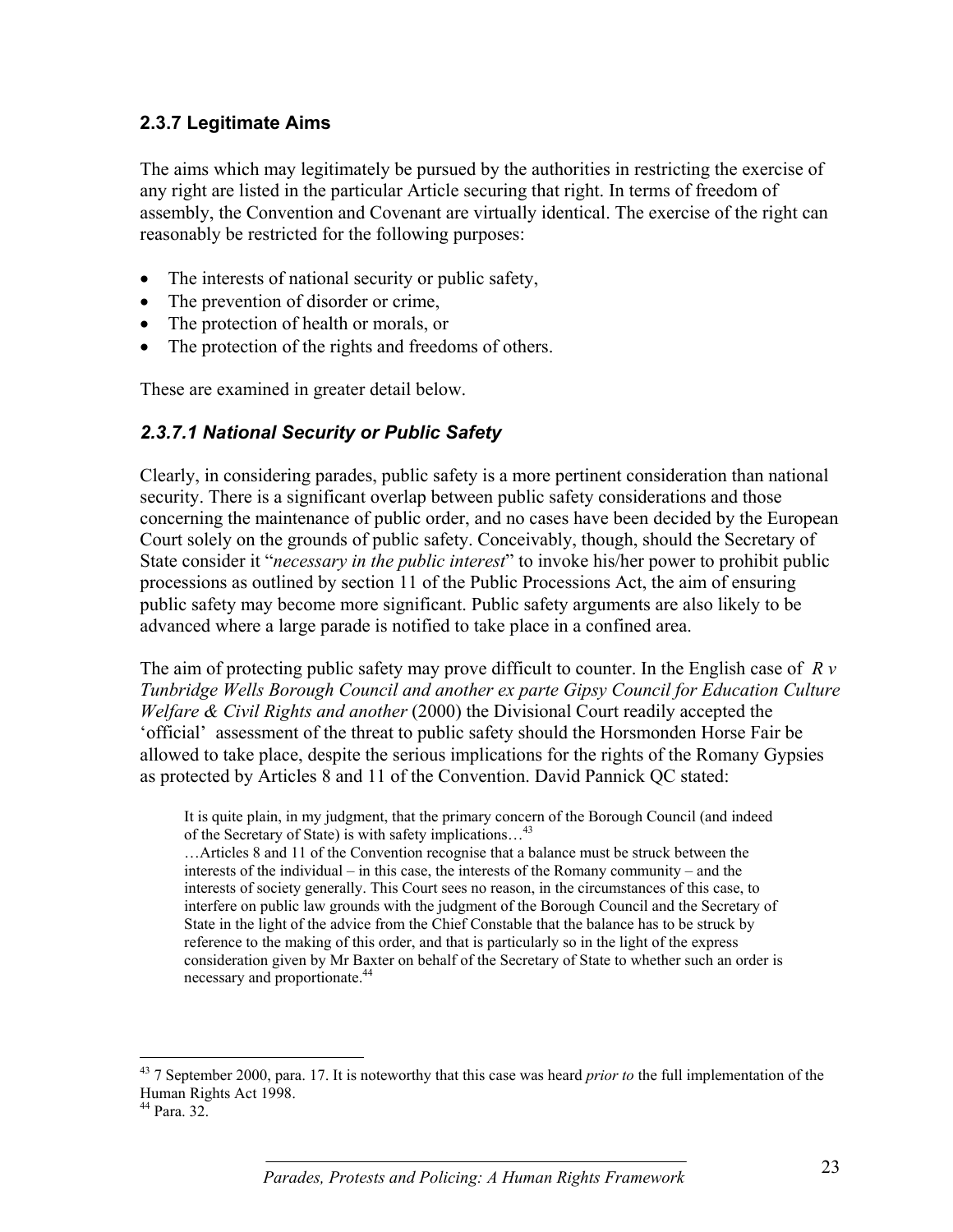### 2.3.7 Legitimate Aims

The aims which may legitimately be pursued by the authorities in restricting the exercise of any right are listed in the particular Article securing that right. In terms of freedom of assembly, the Convention and Covenant are virtually identical. The exercise of the right can reasonably be restricted for the following purposes:

- The interests of national security or public safety,
- The prevention of disorder or crime,
- The protection of health or morals, or
- The protection of the rights and freedoms of others.

These are examined in greater detail below.

#### *2.3.7.1 National Security or Public Safety*

Clearly, in considering parades, public safety is a more pertinent consideration than national security. There is a significant overlap between public safety considerations and those concerning the maintenance of public order, and no cases have been decided by the European Court solely on the grounds of public safety. Conceivably, though, should the Secretary of State consider it "*necessary in the public interest*" to invoke his/her power to prohibit public processions as outlined by section 11 of the Public Processions Act, the aim of ensuring public safety may become more significant. Public safety arguments are also likely to be advanced where a large parade is notified to take place in a confined area.

The aim of protecting public safety may prove difficult to counter. In the English case of *R v Tunbridge Wells Borough Council and another ex parte Gipsy Council for Education Culture Welfare & Civil Rights and another* (2000) the Divisional Court readily accepted the 'official' assessment of the threat to public safety should the Horsmonden Horse Fair be allowed to take place, despite the serious implications for the rights of the Romany Gypsies as protected by Articles 8 and 11 of the Convention. David Pannick QC stated:

> It is quite plain, in my judgment, that the primary concern of the Borough Council (and indeed of the Secretary of State) is with safety implications…[43]
>
> …Articles 8 and 11 of the Convention recognise that a balance must be struck between the interests of the individual – in this case, the interests of the Romany community – and the interests of society generally. This Court sees no reason, in the circumstances of this case, to interfere on public law grounds with the judgment of the Borough Council and the Secretary of State in the light of the advice from the Chief Constable that the balance has to be struck by reference to the making of this order, and that is particularly so in the light of the express consideration given by Mr Baxter on behalf of the Secretary of State to whether such an order is necessary and proportionate.[44]

---

[43] 7 September 2000, para. 17. It is noteworthy that this case was heard *prior to* the full implementation of the Human Rights Act 1998.

[44] Para. 32.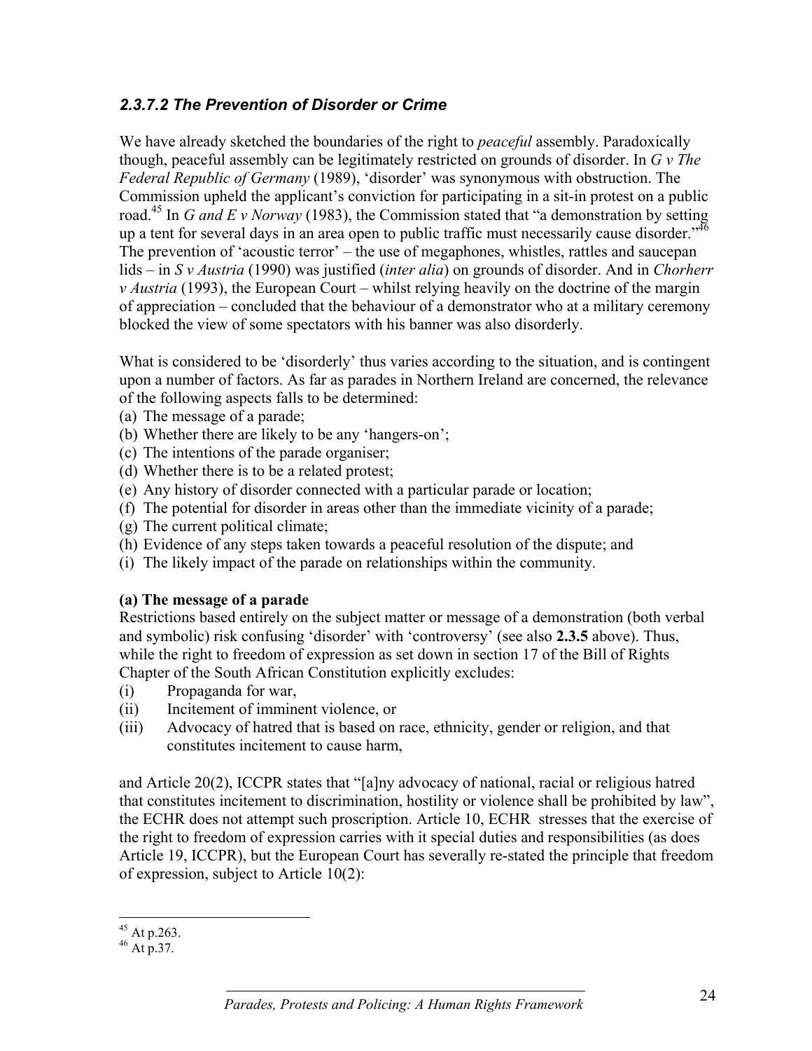### *2.3.7.2 The Prevention of Disorder or Crime*

We have already sketched the boundaries of the right to *peaceful* assembly. Paradoxically though, peaceful assembly can be legitimately restricted on grounds of disorder. In *G v The Federal Republic of Germany* (1989), 'disorder' was synonymous with obstruction. The Commission upheld the applicant's conviction for participating in a sit-in protest on a public road.[45] In *G and E v Norway* (1983), the Commission stated that "a demonstration by setting up a tent for several days in an area open to public traffic must necessarily cause disorder."[46] The prevention of 'acoustic terror' – the use of megaphones, whistles, rattles and saucepan lids – in *S v Austria* (1990) was justified (*inter alia*) on grounds of disorder. And in *Chorherr v Austria* (1993), the European Court – whilst relying heavily on the doctrine of the margin of appreciation – concluded that the behaviour of a demonstrator who at a military ceremony blocked the view of some spectators with his banner was also disorderly.

What is considered to be 'disorderly' thus varies according to the situation, and is contingent upon a number of factors. As far as parades in Northern Ireland are concerned, the relevance of the following aspects falls to be determined:

(a) The message of a parade;
(b) Whether there are likely to be any 'hangers-on';
(c) The intentions of the parade organiser;
(d) Whether there is to be a related protest;
(e) Any history of disorder connected with a particular parade or location;
(f) The potential for disorder in areas other than the immediate vicinity of a parade;
(g) The current political climate;
(h) Evidence of any steps taken towards a peaceful resolution of the dispute; and
(i) The likely impact of the parade on relationships within the community.

**(a) The message of a parade**

Restrictions based entirely on the subject matter or message of a demonstration (both verbal and symbolic) risk confusing 'disorder' with 'controversy' (see also **2.3.5** above). Thus, while the right to freedom of expression as set down in section 17 of the Bill of Rights Chapter of the South African Constitution explicitly excludes:

(i) Propaganda for war,
(ii) Incitement of imminent violence, or
(iii) Advocacy of hatred that is based on race, ethnicity, gender or religion, and that constitutes incitement to cause harm,

and Article 20(2), ICCPR states that "[a]ny advocacy of national, racial or religious hatred that constitutes incitement to discrimination, hostility or violence shall be prohibited by law", the ECHR does not attempt such proscription. Article 10, ECHR stresses that the exercise of the right to freedom of expression carries with it special duties and responsibilities (as does Article 19, ICCPR), but the European Court has severally re-stated the principle that freedom of expression, subject to Article 10(2):

[45] At p.263.
[46] At p.37.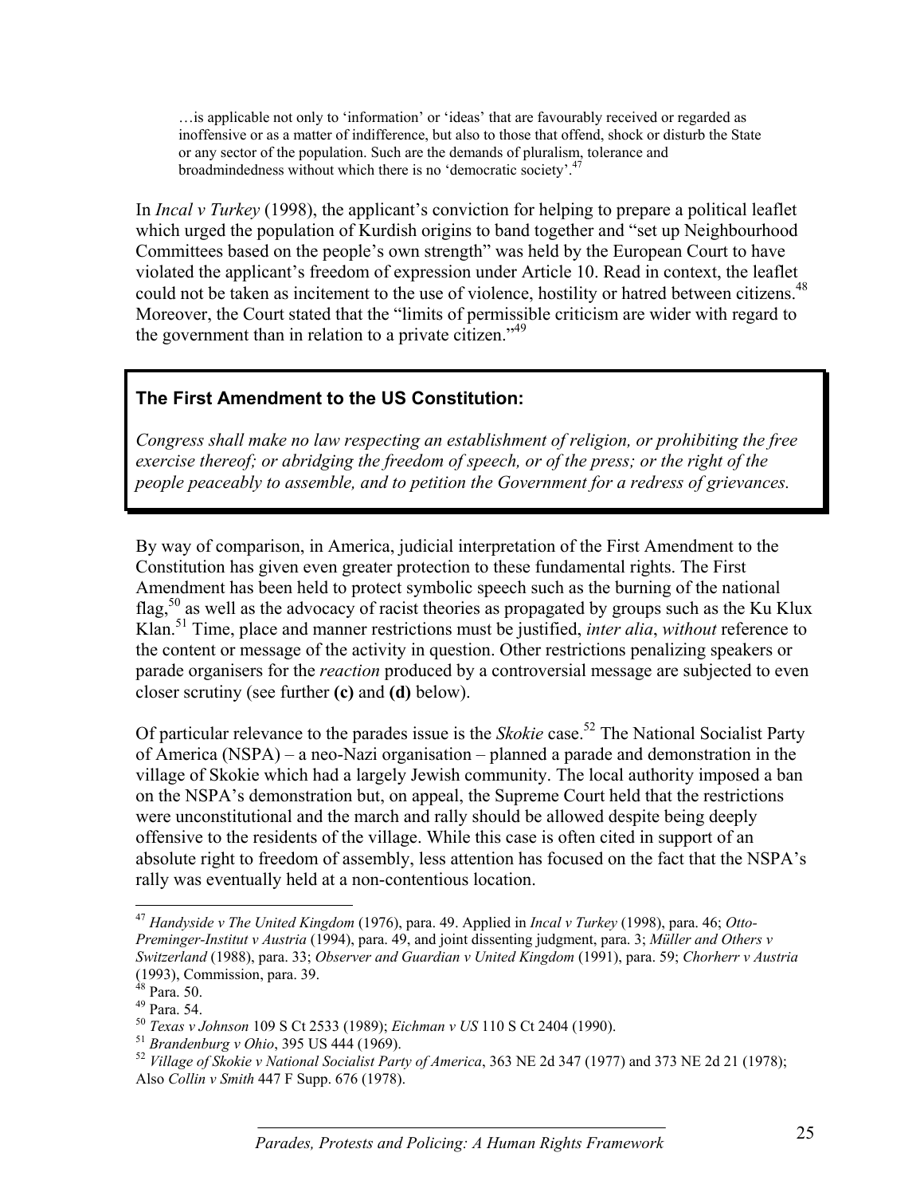> …is applicable not only to 'information' or 'ideas' that are favourably received or regarded as inoffensive or as a matter of indifference, but also to those that offend, shock or disturb the State or any sector of the population. Such are the demands of pluralism, tolerance and broadmindedness without which there is no 'democratic society'.[47]

In *Incal v Turkey* (1998), the applicant's conviction for helping to prepare a political leaflet which urged the population of Kurdish origins to band together and "set up Neighbourhood Committees based on the people's own strength" was held by the European Court to have violated the applicant's freedom of expression under Article 10. Read in context, the leaflet could not be taken as incitement to the use of violence, hostility or hatred between citizens.[48] Moreover, the Court stated that the "limits of permissible criticism are wider with regard to the government than in relation to a private citizen."[49]

**The First Amendment to the US Constitution:**

*Congress shall make no law respecting an establishment of religion, or prohibiting the free exercise thereof; or abridging the freedom of speech, or of the press; or the right of the people peaceably to assemble, and to petition the Government for a redress of grievances.*

By way of comparison, in America, judicial interpretation of the First Amendment to the Constitution has given even greater protection to these fundamental rights. The First Amendment has been held to protect symbolic speech such as the burning of the national flag,[50] as well as the advocacy of racist theories as propagated by groups such as the Ku Klux Klan.[51] Time, place and manner restrictions must be justified, *inter alia*, *without* reference to the content or message of the activity in question. Other restrictions penalizing speakers or parade organisers for the *reaction* produced by a controversial message are subjected to even closer scrutiny (see further **(c)** and **(d)** below).

Of particular relevance to the parades issue is the *Skokie* case.[52] The National Socialist Party of America (NSPA) – a neo-Nazi organisation – planned a parade and demonstration in the village of Skokie which had a largely Jewish community. The local authority imposed a ban on the NSPA's demonstration but, on appeal, the Supreme Court held that the restrictions were unconstitutional and the march and rally should be allowed despite being deeply offensive to the residents of the village. While this case is often cited in support of an absolute right to freedom of assembly, less attention has focused on the fact that the NSPA's rally was eventually held at a non-contentious location.

---

[47] *Handyside v The United Kingdom* (1976), para. 49. Applied in *Incal v Turkey* (1998), para. 46; *Otto-Preminger-Institut v Austria* (1994), para. 49, and joint dissenting judgment, para. 3; *Müller and Others v Switzerland* (1988), para. 33; *Observer and Guardian v United Kingdom* (1991), para. 59; *Chorherr v Austria* (1993), Commission, para. 39.

[48] Para. 50.

[49] Para. 54.

[50] *Texas v Johnson* 109 S Ct 2533 (1989); *Eichman v US* 110 S Ct 2404 (1990).

[51] *Brandenburg v Ohio*, 395 US 444 (1969).

[52] *Village of Skokie v National Socialist Party of America*, 363 NE 2d 347 (1977) and 373 NE 2d 21 (1978); Also *Collin v Smith* 447 F Supp. 676 (1978).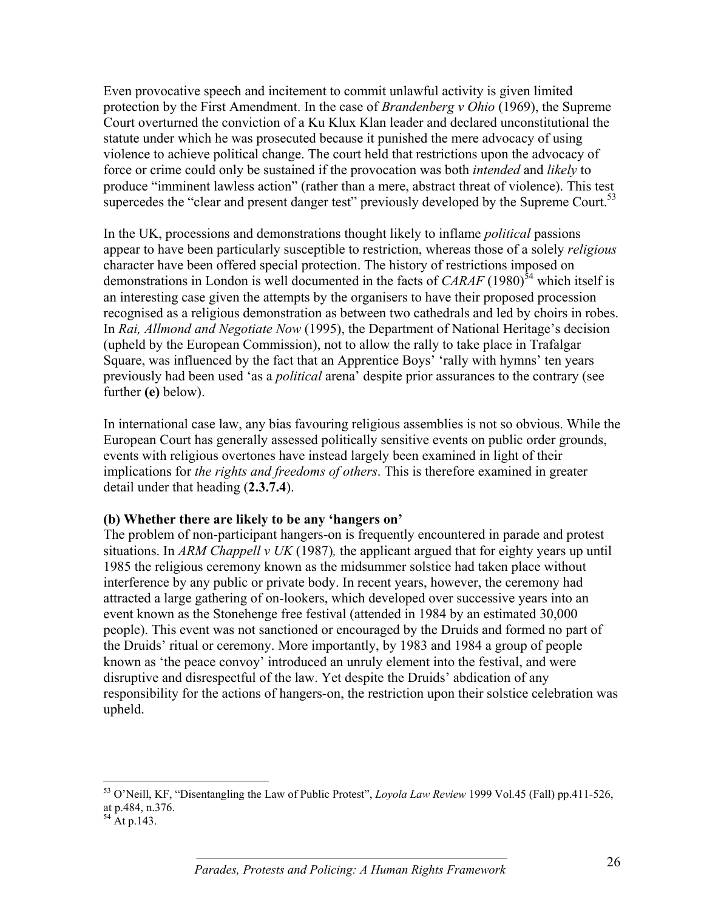Even provocative speech and incitement to commit unlawful activity is given limited protection by the First Amendment. In the case of *Brandenberg v Ohio* (1969), the Supreme Court overturned the conviction of a Ku Klux Klan leader and declared unconstitutional the statute under which he was prosecuted because it punished the mere advocacy of using violence to achieve political change. The court held that restrictions upon the advocacy of force or crime could only be sustained if the provocation was both *intended* and *likely* to produce "imminent lawless action" (rather than a mere, abstract threat of violence). This test supercedes the "clear and present danger test" previously developed by the Supreme Court.[53]

In the UK, processions and demonstrations thought likely to inflame *political* passions appear to have been particularly susceptible to restriction, whereas those of a solely *religious* character have been offered special protection. The history of restrictions imposed on demonstrations in London is well documented in the facts of *CARAF* (1980)[54] which itself is an interesting case given the attempts by the organisers to have their proposed procession recognised as a religious demonstration as between two cathedrals and led by choirs in robes. In *Rai, Allmond and Negotiate Now* (1995), the Department of National Heritage's decision (upheld by the European Commission), not to allow the rally to take place in Trafalgar Square, was influenced by the fact that an Apprentice Boys' 'rally with hymns' ten years previously had been used 'as a *political* arena' despite prior assurances to the contrary (see further **(e)** below).

In international case law, any bias favouring religious assemblies is not so obvious. While the European Court has generally assessed politically sensitive events on public order grounds, events with religious overtones have instead largely been examined in light of their implications for *the rights and freedoms of others*. This is therefore examined in greater detail under that heading (**2.3.7.4**).

**(b) Whether there are likely to be any 'hangers on'**

The problem of non-participant hangers-on is frequently encountered in parade and protest situations. In *ARM Chappell v UK* (1987)*,* the applicant argued that for eighty years up until 1985 the religious ceremony known as the midsummer solstice had taken place without interference by any public or private body. In recent years, however, the ceremony had attracted a large gathering of on-lookers, which developed over successive years into an event known as the Stonehenge free festival (attended in 1984 by an estimated 30,000 people). This event was not sanctioned or encouraged by the Druids and formed no part of the Druids' ritual or ceremony. More importantly, by 1983 and 1984 a group of people known as 'the peace convoy' introduced an unruly element into the festival, and were disruptive and disrespectful of the law. Yet despite the Druids' abdication of any responsibility for the actions of hangers-on, the restriction upon their solstice celebration was upheld.

---

[53] O'Neill, KF, "Disentangling the Law of Public Protest", *Loyola Law Review* 1999 Vol.45 (Fall) pp.411-526, at p.484, n.376.

[54] At p.143.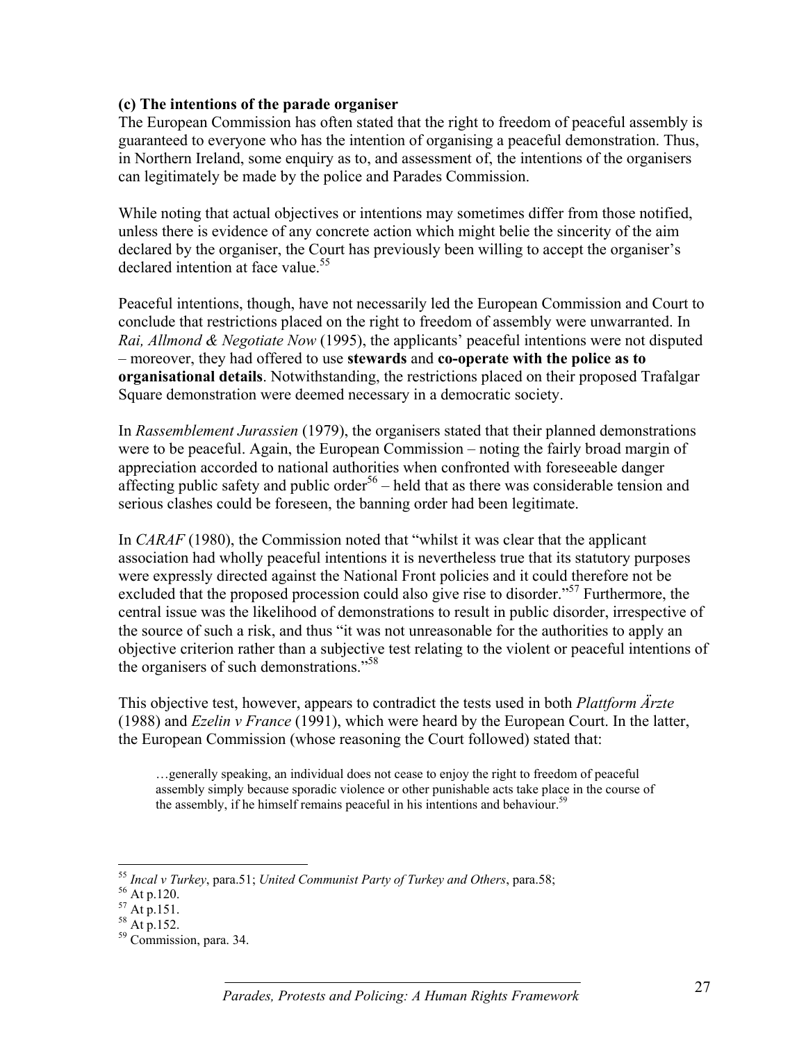**(c) The intentions of the parade organiser**

The European Commission has often stated that the right to freedom of peaceful assembly is guaranteed to everyone who has the intention of organising a peaceful demonstration. Thus, in Northern Ireland, some enquiry as to, and assessment of, the intentions of the organisers can legitimately be made by the police and Parades Commission.

While noting that actual objectives or intentions may sometimes differ from those notified, unless there is evidence of any concrete action which might belie the sincerity of the aim declared by the organiser, the Court has previously been willing to accept the organiser's declared intention at face value.[55]

Peaceful intentions, though, have not necessarily led the European Commission and Court to conclude that restrictions placed on the right to freedom of assembly were unwarranted. In *Rai, Allmond & Negotiate Now* (1995), the applicants' peaceful intentions were not disputed – moreover, they had offered to use **stewards** and **co-operate with the police as to organisational details**. Notwithstanding, the restrictions placed on their proposed Trafalgar Square demonstration were deemed necessary in a democratic society.

In *Rassemblement Jurassien* (1979), the organisers stated that their planned demonstrations were to be peaceful. Again, the European Commission – noting the fairly broad margin of appreciation accorded to national authorities when confronted with foreseeable danger affecting public safety and public order[56] – held that as there was considerable tension and serious clashes could be foreseen, the banning order had been legitimate.

In *CARAF* (1980), the Commission noted that "whilst it was clear that the applicant association had wholly peaceful intentions it is nevertheless true that its statutory purposes were expressly directed against the National Front policies and it could therefore not be excluded that the proposed procession could also give rise to disorder."[57] Furthermore, the central issue was the likelihood of demonstrations to result in public disorder, irrespective of the source of such a risk, and thus "it was not unreasonable for the authorities to apply an objective criterion rather than a subjective test relating to the violent or peaceful intentions of the organisers of such demonstrations."[58]

This objective test, however, appears to contradict the tests used in both *Plattform Ärzte* (1988) and *Ezelin v France* (1991), which were heard by the European Court. In the latter, the European Commission (whose reasoning the Court followed) stated that:

> …generally speaking, an individual does not cease to enjoy the right to freedom of peaceful assembly simply because sporadic violence or other punishable acts take place in the course of the assembly, if he himself remains peaceful in his intentions and behaviour.[59]

---

[55] *Incal v Turkey*, para.51; *United Communist Party of Turkey and Others*, para.58;

[56] At p.120.

[57] At p.151.

[58] At p.152.

[59] Commission, para. 34.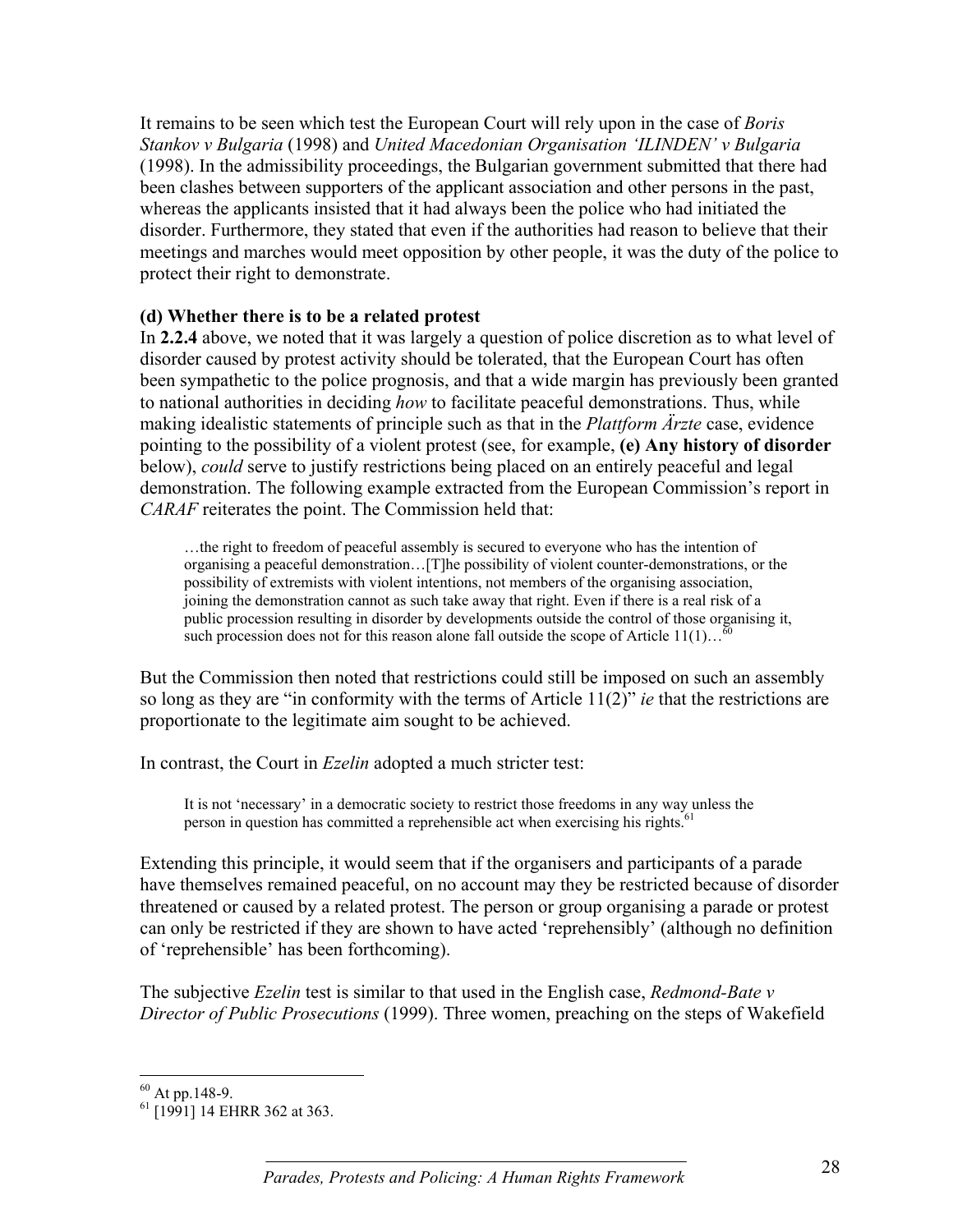It remains to be seen which test the European Court will rely upon in the case of *Boris Stankov v Bulgaria* (1998) and *United Macedonian Organisation 'ILINDEN' v Bulgaria* (1998). In the admissibility proceedings, the Bulgarian government submitted that there had been clashes between supporters of the applicant association and other persons in the past, whereas the applicants insisted that it had always been the police who had initiated the disorder. Furthermore, they stated that even if the authorities had reason to believe that their meetings and marches would meet opposition by other people, it was the duty of the police to protect their right to demonstrate.

**(d) Whether there is to be a related protest**

In **2.2.4** above, we noted that it was largely a question of police discretion as to what level of disorder caused by protest activity should be tolerated, that the European Court has often been sympathetic to the police prognosis, and that a wide margin has previously been granted to national authorities in deciding *how* to facilitate peaceful demonstrations. Thus, while making idealistic statements of principle such as that in the *Plattform Ärzte* case, evidence pointing to the possibility of a violent protest (see, for example, **(e) Any history of disorder** below), *could* serve to justify restrictions being placed on an entirely peaceful and legal demonstration. The following example extracted from the European Commission's report in *CARAF* reiterates the point. The Commission held that:

> …the right to freedom of peaceful assembly is secured to everyone who has the intention of organising a peaceful demonstration…[T]he possibility of violent counter-demonstrations, or the possibility of extremists with violent intentions, not members of the organising association, joining the demonstration cannot as such take away that right. Even if there is a real risk of a public procession resulting in disorder by developments outside the control of those organising it, such procession does not for this reason alone fall outside the scope of Article 11(1)…[60]

But the Commission then noted that restrictions could still be imposed on such an assembly so long as they are "in conformity with the terms of Article 11(2)" *ie* that the restrictions are proportionate to the legitimate aim sought to be achieved.

In contrast, the Court in *Ezelin* adopted a much stricter test:

> It is not 'necessary' in a democratic society to restrict those freedoms in any way unless the person in question has committed a reprehensible act when exercising his rights.[61]

Extending this principle, it would seem that if the organisers and participants of a parade have themselves remained peaceful, on no account may they be restricted because of disorder threatened or caused by a related protest. The person or group organising a parade or protest can only be restricted if they are shown to have acted 'reprehensibly' (although no definition of 'reprehensible' has been forthcoming).

The subjective *Ezelin* test is similar to that used in the English case, *Redmond-Bate v Director of Public Prosecutions* (1999). Three women, preaching on the steps of Wakefield

---

[60] At pp.148-9.

[61] [1991] 14 EHRR 362 at 363.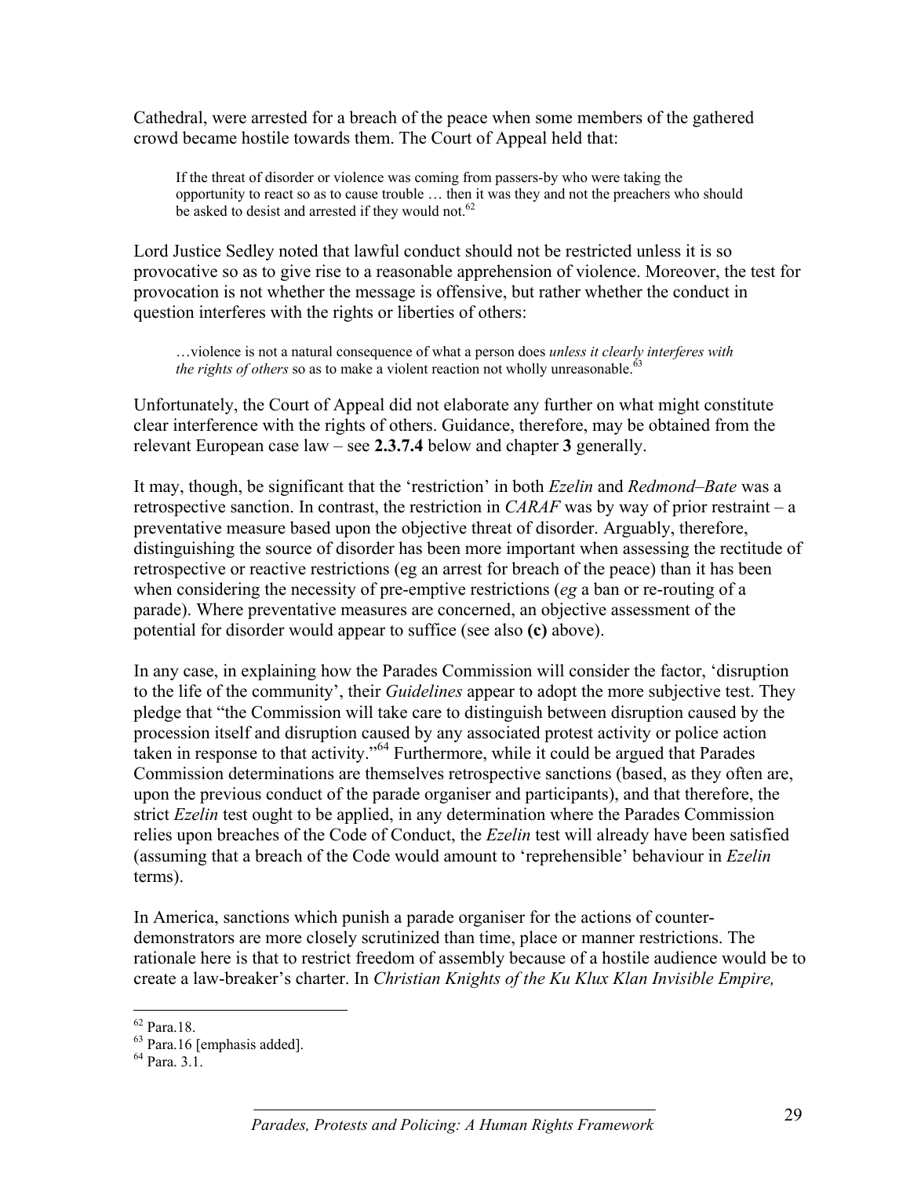Cathedral, were arrested for a breach of the peace when some members of the gathered crowd became hostile towards them. The Court of Appeal held that:

> If the threat of disorder or violence was coming from passers-by who were taking the opportunity to react so as to cause trouble … then it was they and not the preachers who should be asked to desist and arrested if they would not.[62]

Lord Justice Sedley noted that lawful conduct should not be restricted unless it is so provocative so as to give rise to a reasonable apprehension of violence. Moreover, the test for provocation is not whether the message is offensive, but rather whether the conduct in question interferes with the rights or liberties of others:

> …violence is not a natural consequence of what a person does *unless it clearly interferes with the rights of others* so as to make a violent reaction not wholly unreasonable.[63]

Unfortunately, the Court of Appeal did not elaborate any further on what might constitute clear interference with the rights of others. Guidance, therefore, may be obtained from the relevant European case law – see **2.3.7.4** below and chapter **3** generally.

It may, though, be significant that the 'restriction' in both *Ezelin* and *Redmond–Bate* was a retrospective sanction. In contrast, the restriction in *CARAF* was by way of prior restraint – a preventative measure based upon the objective threat of disorder. Arguably, therefore, distinguishing the source of disorder has been more important when assessing the rectitude of retrospective or reactive restrictions (eg an arrest for breach of the peace) than it has been when considering the necessity of pre-emptive restrictions (*eg* a ban or re-routing of a parade). Where preventative measures are concerned, an objective assessment of the potential for disorder would appear to suffice (see also **(c)** above).

In any case, in explaining how the Parades Commission will consider the factor, 'disruption to the life of the community', their *Guidelines* appear to adopt the more subjective test. They pledge that "the Commission will take care to distinguish between disruption caused by the procession itself and disruption caused by any associated protest activity or police action taken in response to that activity."[64] Furthermore, while it could be argued that Parades Commission determinations are themselves retrospective sanctions (based, as they often are, upon the previous conduct of the parade organiser and participants), and that therefore, the strict *Ezelin* test ought to be applied, in any determination where the Parades Commission relies upon breaches of the Code of Conduct, the *Ezelin* test will already have been satisfied (assuming that a breach of the Code would amount to 'reprehensible' behaviour in *Ezelin* terms).

In America, sanctions which punish a parade organiser for the actions of counter-demonstrators are more closely scrutinized than time, place or manner restrictions. The rationale here is that to restrict freedom of assembly because of a hostile audience would be to create a law-breaker's charter. In *Christian Knights of the Ku Klux Klan Invisible Empire,*

---

[62] Para.18.

[63] Para.16 [emphasis added].

[64] Para. 3.1.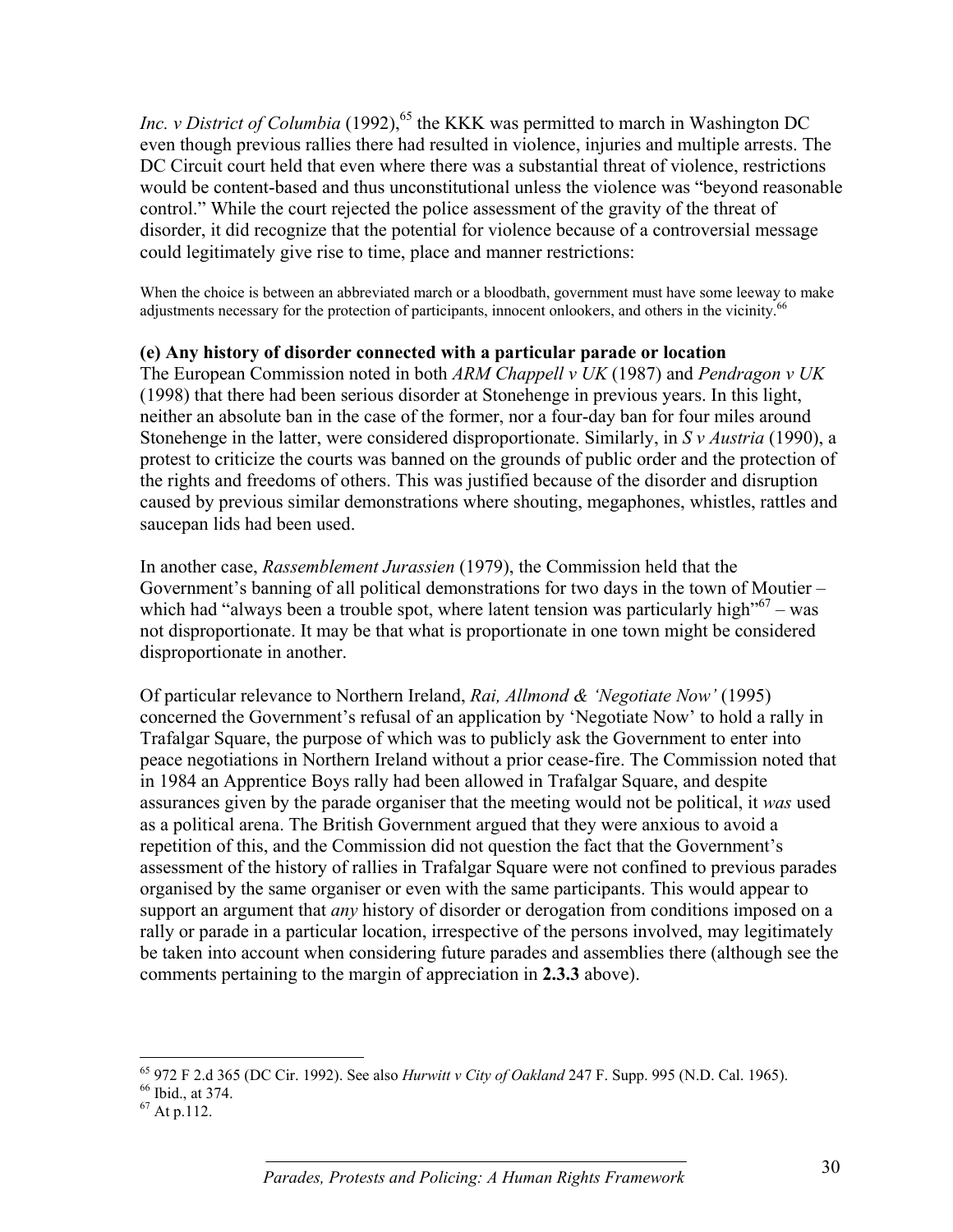*Inc. v District of Columbia* (1992),[65] the KKK was permitted to march in Washington DC even though previous rallies there had resulted in violence, injuries and multiple arrests. The DC Circuit court held that even where there was a substantial threat of violence, restrictions would be content-based and thus unconstitutional unless the violence was "beyond reasonable control." While the court rejected the police assessment of the gravity of the threat of disorder, it did recognize that the potential for violence because of a controversial message could legitimately give rise to time, place and manner restrictions:

> When the choice is between an abbreviated march or a bloodbath, government must have some leeway to make adjustments necessary for the protection of participants, innocent onlookers, and others in the vicinity.[66]

**(e) Any history of disorder connected with a particular parade or location**

The European Commission noted in both *ARM Chappell v UK* (1987) and *Pendragon v UK* (1998) that there had been serious disorder at Stonehenge in previous years. In this light, neither an absolute ban in the case of the former, nor a four-day ban for four miles around Stonehenge in the latter, were considered disproportionate. Similarly, in *S v Austria* (1990), a protest to criticize the courts was banned on the grounds of public order and the protection of the rights and freedoms of others. This was justified because of the disorder and disruption caused by previous similar demonstrations where shouting, megaphones, whistles, rattles and saucepan lids had been used.

In another case, *Rassemblement Jurassien* (1979), the Commission held that the Government's banning of all political demonstrations for two days in the town of Moutier – which had "always been a trouble spot, where latent tension was particularly high"[67] – was not disproportionate. It may be that what is proportionate in one town might be considered disproportionate in another.

Of particular relevance to Northern Ireland, *Rai, Allmond & 'Negotiate Now'* (1995) concerned the Government's refusal of an application by 'Negotiate Now' to hold a rally in Trafalgar Square, the purpose of which was to publicly ask the Government to enter into peace negotiations in Northern Ireland without a prior cease-fire. The Commission noted that in 1984 an Apprentice Boys rally had been allowed in Trafalgar Square, and despite assurances given by the parade organiser that the meeting would not be political, it *was* used as a political arena. The British Government argued that they were anxious to avoid a repetition of this, and the Commission did not question the fact that the Government's assessment of the history of rallies in Trafalgar Square were not confined to previous parades organised by the same organiser or even with the same participants. This would appear to support an argument that *any* history of disorder or derogation from conditions imposed on a rally or parade in a particular location, irrespective of the persons involved, may legitimately be taken into account when considering future parades and assemblies there (although see the comments pertaining to the margin of appreciation in **2.3.3** above).

---

[65] 972 F 2.d 365 (DC Cir. 1992). See also *Hurwitt v City of Oakland* 247 F. Supp. 995 (N.D. Cal. 1965).

[66] Ibid., at 374.

[67] At p.112.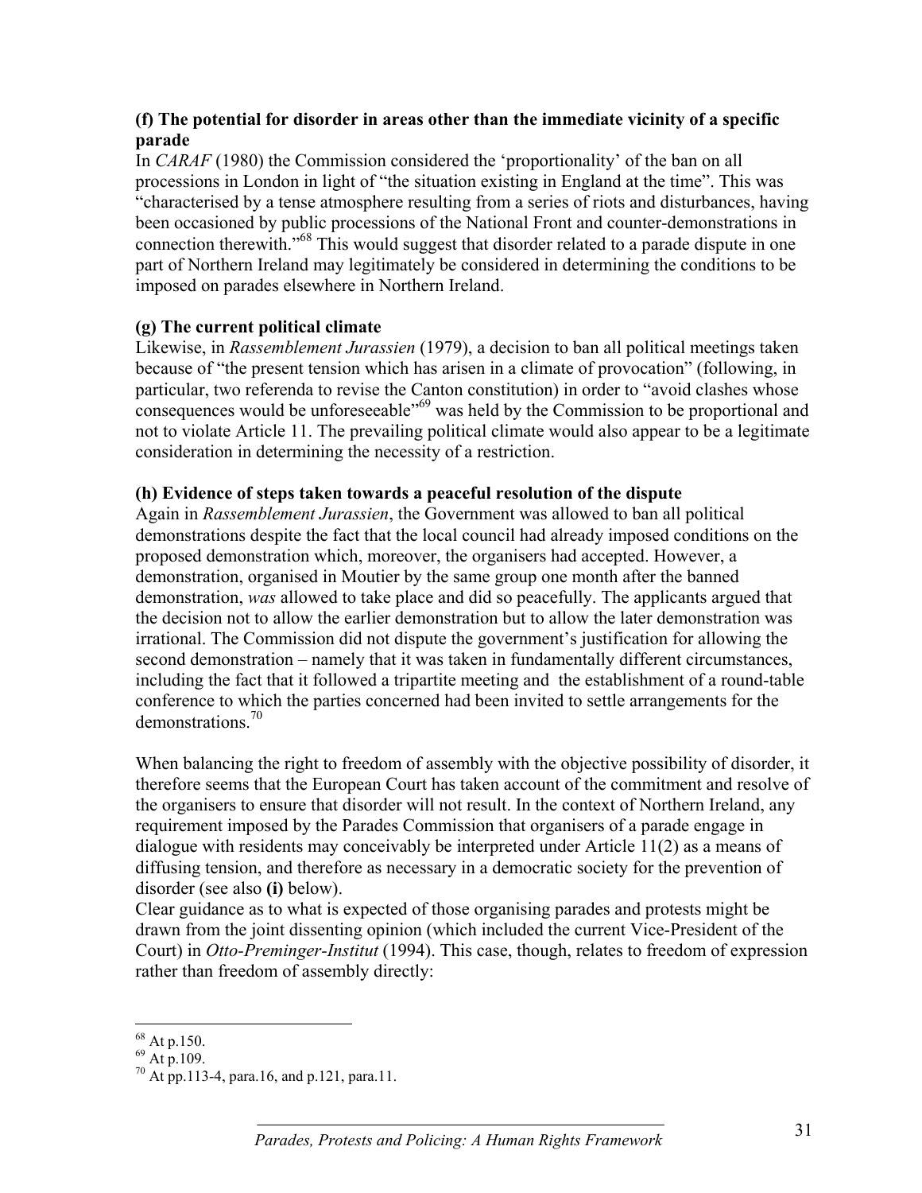**(f) The potential for disorder in areas other than the immediate vicinity of a specific parade**

In *CARAF* (1980) the Commission considered the 'proportionality' of the ban on all processions in London in light of "the situation existing in England at the time". This was "characterised by a tense atmosphere resulting from a series of riots and disturbances, having been occasioned by public processions of the National Front and counter-demonstrations in connection therewith."[68] This would suggest that disorder related to a parade dispute in one part of Northern Ireland may legitimately be considered in determining the conditions to be imposed on parades elsewhere in Northern Ireland.

**(g) The current political climate**

Likewise, in *Rassemblement Jurassien* (1979), a decision to ban all political meetings taken because of "the present tension which has arisen in a climate of provocation" (following, in particular, two referenda to revise the Canton constitution) in order to "avoid clashes whose consequences would be unforeseeable"[69] was held by the Commission to be proportional and not to violate Article 11. The prevailing political climate would also appear to be a legitimate consideration in determining the necessity of a restriction.

**(h) Evidence of steps taken towards a peaceful resolution of the dispute**

Again in *Rassemblement Jurassien*, the Government was allowed to ban all political demonstrations despite the fact that the local council had already imposed conditions on the proposed demonstration which, moreover, the organisers had accepted. However, a demonstration, organised in Moutier by the same group one month after the banned demonstration, *was* allowed to take place and did so peacefully. The applicants argued that the decision not to allow the earlier demonstration but to allow the later demonstration was irrational. The Commission did not dispute the government's justification for allowing the second demonstration – namely that it was taken in fundamentally different circumstances, including the fact that it followed a tripartite meeting and the establishment of a round-table conference to which the parties concerned had been invited to settle arrangements for the demonstrations.[70]

When balancing the right to freedom of assembly with the objective possibility of disorder, it therefore seems that the European Court has taken account of the commitment and resolve of the organisers to ensure that disorder will not result. In the context of Northern Ireland, any requirement imposed by the Parades Commission that organisers of a parade engage in dialogue with residents may conceivably be interpreted under Article 11(2) as a means of diffusing tension, and therefore as necessary in a democratic society for the prevention of disorder (see also **(i)** below).

Clear guidance as to what is expected of those organising parades and protests might be drawn from the joint dissenting opinion (which included the current Vice-President of the Court) in *Otto-Preminger-Institut* (1994). This case, though, relates to freedom of expression rather than freedom of assembly directly:

---

[68] At p.150.

[69] At p.109.

[70] At pp.113-4, para.16, and p.121, para.11.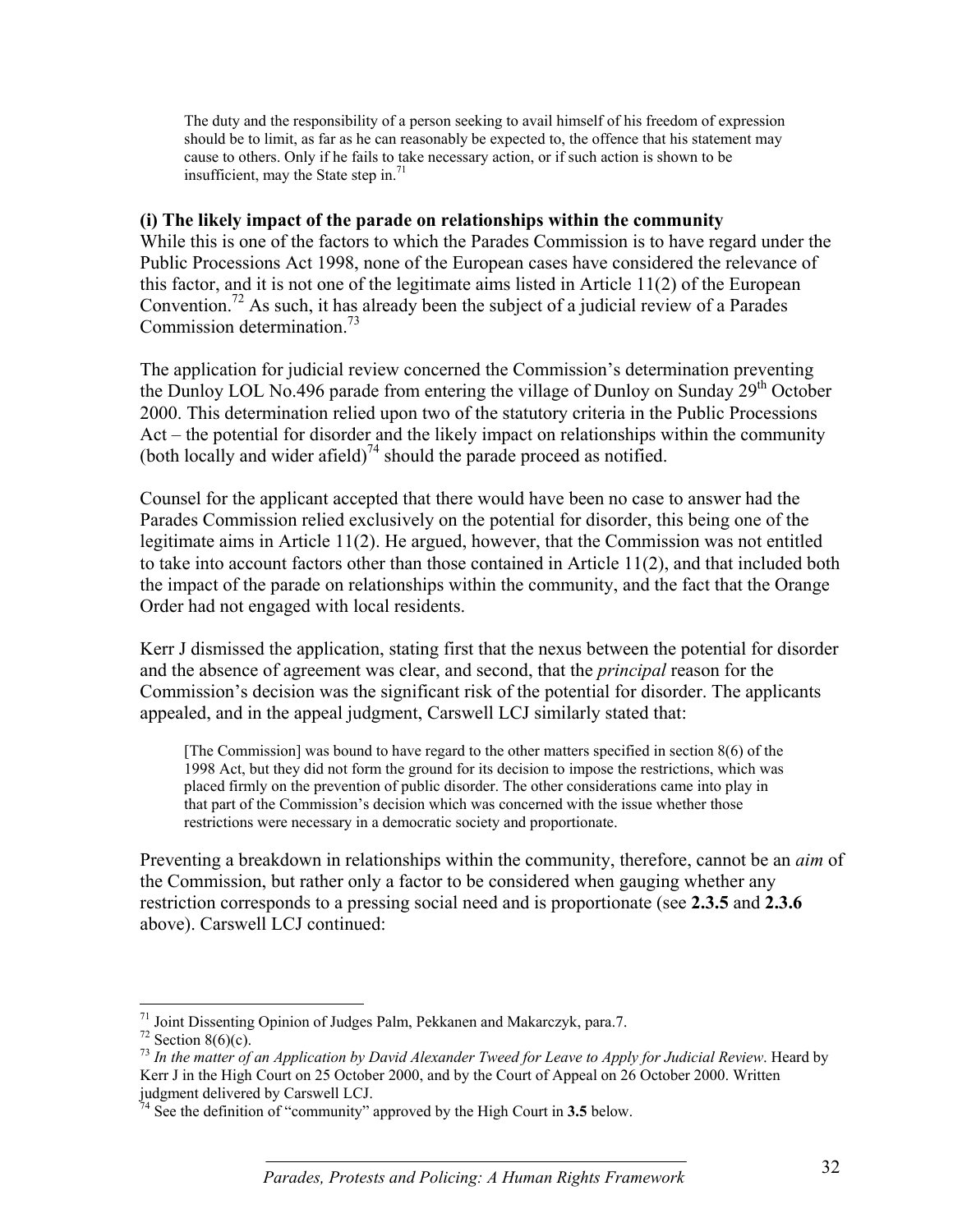> The duty and the responsibility of a person seeking to avail himself of his freedom of expression should be to limit, as far as he can reasonably be expected to, the offence that his statement may cause to others. Only if he fails to take necessary action, or if such action is shown to be insufficient, may the State step in.[71]

**(i) The likely impact of the parade on relationships within the community**

While this is one of the factors to which the Parades Commission is to have regard under the Public Processions Act 1998, none of the European cases have considered the relevance of this factor, and it is not one of the legitimate aims listed in Article 11(2) of the European Convention.[72] As such, it has already been the subject of a judicial review of a Parades Commission determination.[73]

The application for judicial review concerned the Commission's determination preventing the Dunloy LOL No.496 parade from entering the village of Dunloy on Sunday 29th October 2000. This determination relied upon two of the statutory criteria in the Public Processions Act – the potential for disorder and the likely impact on relationships within the community (both locally and wider afield)[74] should the parade proceed as notified.

Counsel for the applicant accepted that there would have been no case to answer had the Parades Commission relied exclusively on the potential for disorder, this being one of the legitimate aims in Article 11(2). He argued, however, that the Commission was not entitled to take into account factors other than those contained in Article 11(2), and that included both the impact of the parade on relationships within the community, and the fact that the Orange Order had not engaged with local residents.

Kerr J dismissed the application, stating first that the nexus between the potential for disorder and the absence of agreement was clear, and second, that the *principal* reason for the Commission's decision was the significant risk of the potential for disorder. The applicants appealed, and in the appeal judgment, Carswell LCJ similarly stated that:

> [The Commission] was bound to have regard to the other matters specified in section 8(6) of the 1998 Act, but they did not form the ground for its decision to impose the restrictions, which was placed firmly on the prevention of public disorder. The other considerations came into play in that part of the Commission's decision which was concerned with the issue whether those restrictions were necessary in a democratic society and proportionate.

Preventing a breakdown in relationships within the community, therefore, cannot be an *aim* of the Commission, but rather only a factor to be considered when gauging whether any restriction corresponds to a pressing social need and is proportionate (see **2.3.5** and **2.3.6** above). Carswell LCJ continued:

---

[71] Joint Dissenting Opinion of Judges Palm, Pekkanen and Makarczyk, para.7.

[72] Section 8(6)(c).

[73] *In the matter of an Application by David Alexander Tweed for Leave to Apply for Judicial Review*. Heard by Kerr J in the High Court on 25 October 2000, and by the Court of Appeal on 26 October 2000. Written judgment delivered by Carswell LCJ.

[74] See the definition of "community" approved by the High Court in **3.5** below.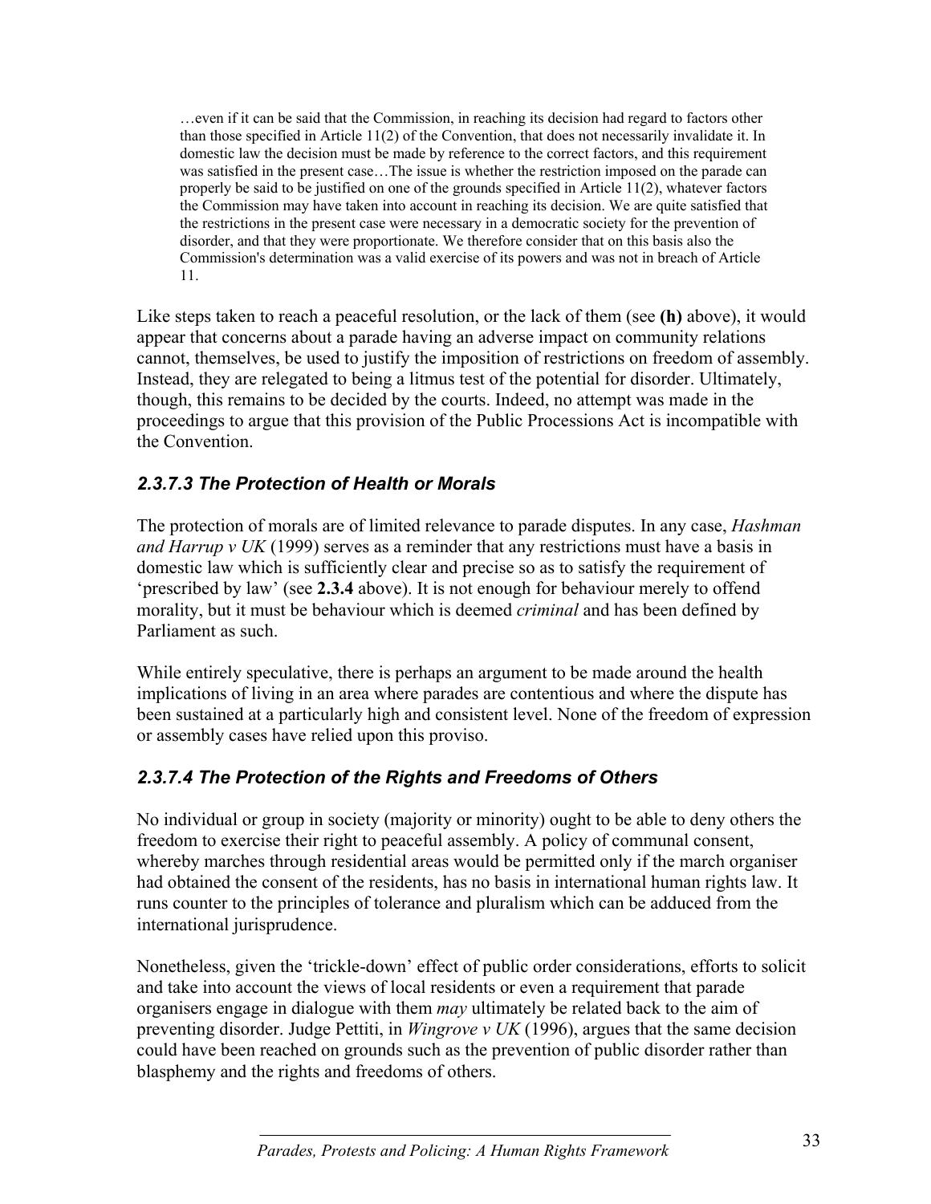> …even if it can be said that the Commission, in reaching its decision had regard to factors other than those specified in Article 11(2) of the Convention, that does not necessarily invalidate it. In domestic law the decision must be made by reference to the correct factors, and this requirement was satisfied in the present case…The issue is whether the restriction imposed on the parade can properly be said to be justified on one of the grounds specified in Article 11(2), whatever factors the Commission may have taken into account in reaching its decision. We are quite satisfied that the restrictions in the present case were necessary in a democratic society for the prevention of disorder, and that they were proportionate. We therefore consider that on this basis also the Commission's determination was a valid exercise of its powers and was not in breach of Article 11.

Like steps taken to reach a peaceful resolution, or the lack of them (see **(h)** above), it would appear that concerns about a parade having an adverse impact on community relations cannot, themselves, be used to justify the imposition of restrictions on freedom of assembly. Instead, they are relegated to being a litmus test of the potential for disorder. Ultimately, though, this remains to be decided by the courts. Indeed, no attempt was made in the proceedings to argue that this provision of the Public Processions Act is incompatible with the Convention.

### *2.3.7.3 The Protection of Health or Morals*

The protection of morals are of limited relevance to parade disputes. In any case, *Hashman and Harrup v UK* (1999) serves as a reminder that any restrictions must have a basis in domestic law which is sufficiently clear and precise so as to satisfy the requirement of 'prescribed by law' (see **2.3.4** above). It is not enough for behaviour merely to offend morality, but it must be behaviour which is deemed *criminal* and has been defined by Parliament as such.

While entirely speculative, there is perhaps an argument to be made around the health implications of living in an area where parades are contentious and where the dispute has been sustained at a particularly high and consistent level. None of the freedom of expression or assembly cases have relied upon this proviso.

### *2.3.7.4 The Protection of the Rights and Freedoms of Others*

No individual or group in society (majority or minority) ought to be able to deny others the freedom to exercise their right to peaceful assembly. A policy of communal consent, whereby marches through residential areas would be permitted only if the march organiser had obtained the consent of the residents, has no basis in international human rights law. It runs counter to the principles of tolerance and pluralism which can be adduced from the international jurisprudence.

Nonetheless, given the 'trickle-down' effect of public order considerations, efforts to solicit and take into account the views of local residents or even a requirement that parade organisers engage in dialogue with them *may* ultimately be related back to the aim of preventing disorder. Judge Pettiti, in *Wingrove v UK* (1996), argues that the same decision could have been reached on grounds such as the prevention of public disorder rather than blasphemy and the rights and freedoms of others.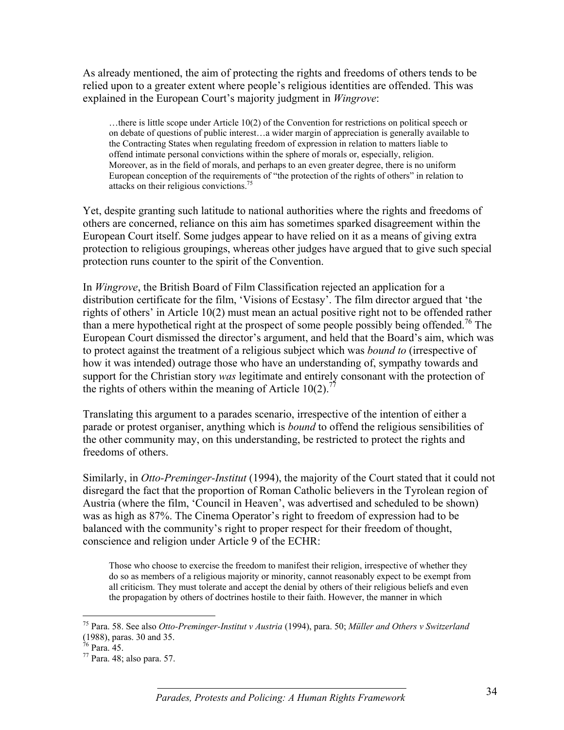As already mentioned, the aim of protecting the rights and freedoms of others tends to be relied upon to a greater extent where people's religious identities are offended. This was explained in the European Court's majority judgment in *Wingrove*:

> …there is little scope under Article 10(2) of the Convention for restrictions on political speech or on debate of questions of public interest…a wider margin of appreciation is generally available to the Contracting States when regulating freedom of expression in relation to matters liable to offend intimate personal convictions within the sphere of morals or, especially, religion. Moreover, as in the field of morals, and perhaps to an even greater degree, there is no uniform European conception of the requirements of "the protection of the rights of others" in relation to attacks on their religious convictions.[75]

Yet, despite granting such latitude to national authorities where the rights and freedoms of others are concerned, reliance on this aim has sometimes sparked disagreement within the European Court itself. Some judges appear to have relied on it as a means of giving extra protection to religious groupings, whereas other judges have argued that to give such special protection runs counter to the spirit of the Convention.

In *Wingrove*, the British Board of Film Classification rejected an application for a distribution certificate for the film, 'Visions of Ecstasy'. The film director argued that 'the rights of others' in Article 10(2) must mean an actual positive right not to be offended rather than a mere hypothetical right at the prospect of some people possibly being offended.[76] The European Court dismissed the director's argument, and held that the Board's aim, which was to protect against the treatment of a religious subject which was *bound to* (irrespective of how it was intended) outrage those who have an understanding of, sympathy towards and support for the Christian story *was* legitimate and entirely consonant with the protection of the rights of others within the meaning of Article 10(2).[77]

Translating this argument to a parades scenario, irrespective of the intention of either a parade or protest organiser, anything which is *bound* to offend the religious sensibilities of the other community may, on this understanding, be restricted to protect the rights and freedoms of others.

Similarly, in *Otto-Preminger-Institut* (1994), the majority of the Court stated that it could not disregard the fact that the proportion of Roman Catholic believers in the Tyrolean region of Austria (where the film, 'Council in Heaven', was advertised and scheduled to be shown) was as high as 87%. The Cinema Operator's right to freedom of expression had to be balanced with the community's right to proper respect for their freedom of thought, conscience and religion under Article 9 of the ECHR:

> Those who choose to exercise the freedom to manifest their religion, irrespective of whether they do so as members of a religious majority or minority, cannot reasonably expect to be exempt from all criticism. They must tolerate and accept the denial by others of their religious beliefs and even the propagation by others of doctrines hostile to their faith. However, the manner in which

---

[75] Para. 58. See also *Otto-Preminger-Institut v Austria* (1994), para. 50; *Müller and Others v Switzerland* (1988), paras. 30 and 35.

[76] Para. 45.

[77] Para. 48; also para. 57.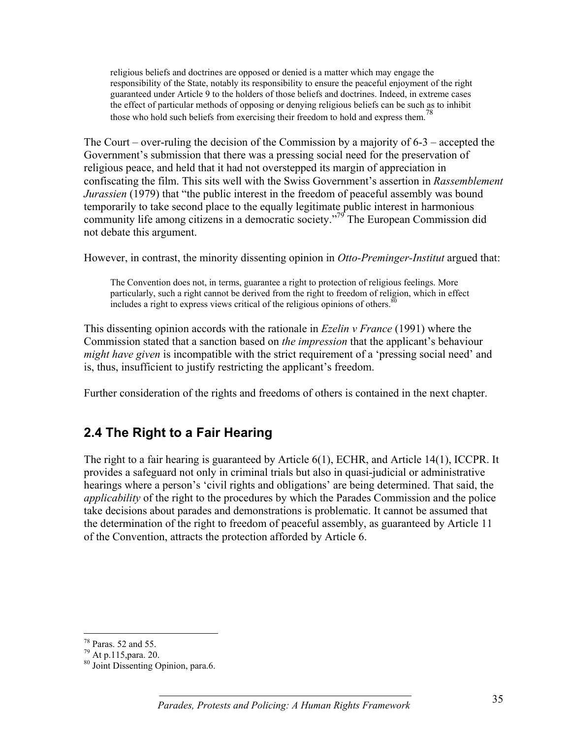> religious beliefs and doctrines are opposed or denied is a matter which may engage the responsibility of the State, notably its responsibility to ensure the peaceful enjoyment of the right guaranteed under Article 9 to the holders of those beliefs and doctrines. Indeed, in extreme cases the effect of particular methods of opposing or denying religious beliefs can be such as to inhibit those who hold such beliefs from exercising their freedom to hold and express them.[78]

The Court – over-ruling the decision of the Commission by a majority of 6-3 – accepted the Government's submission that there was a pressing social need for the preservation of religious peace, and held that it had not overstepped its margin of appreciation in confiscating the film. This sits well with the Swiss Government's assertion in *Rassemblement Jurassien* (1979) that "the public interest in the freedom of peaceful assembly was bound temporarily to take second place to the equally legitimate public interest in harmonious community life among citizens in a democratic society."[79] The European Commission did not debate this argument.

However, in contrast, the minority dissenting opinion in *Otto-Preminger-Institut* argued that:

> The Convention does not, in terms, guarantee a right to protection of religious feelings. More particularly, such a right cannot be derived from the right to freedom of religion, which in effect includes a right to express views critical of the religious opinions of others.[80]

This dissenting opinion accords with the rationale in *Ezelin v France* (1991) where the Commission stated that a sanction based on *the impression* that the applicant's behaviour *might have given* is incompatible with the strict requirement of a 'pressing social need' and is, thus, insufficient to justify restricting the applicant's freedom.

Further consideration of the rights and freedoms of others is contained in the next chapter.

## 2.4 The Right to a Fair Hearing

The right to a fair hearing is guaranteed by Article 6(1), ECHR, and Article 14(1), ICCPR. It provides a safeguard not only in criminal trials but also in quasi-judicial or administrative hearings where a person's 'civil rights and obligations' are being determined. That said, the *applicability* of the right to the procedures by which the Parades Commission and the police take decisions about parades and demonstrations is problematic. It cannot be assumed that the determination of the right to freedom of peaceful assembly, as guaranteed by Article 11 of the Convention, attracts the protection afforded by Article 6.

---

[78] Paras. 52 and 55.

[79] At p.115,para. 20.

[80] Joint Dissenting Opinion, para.6.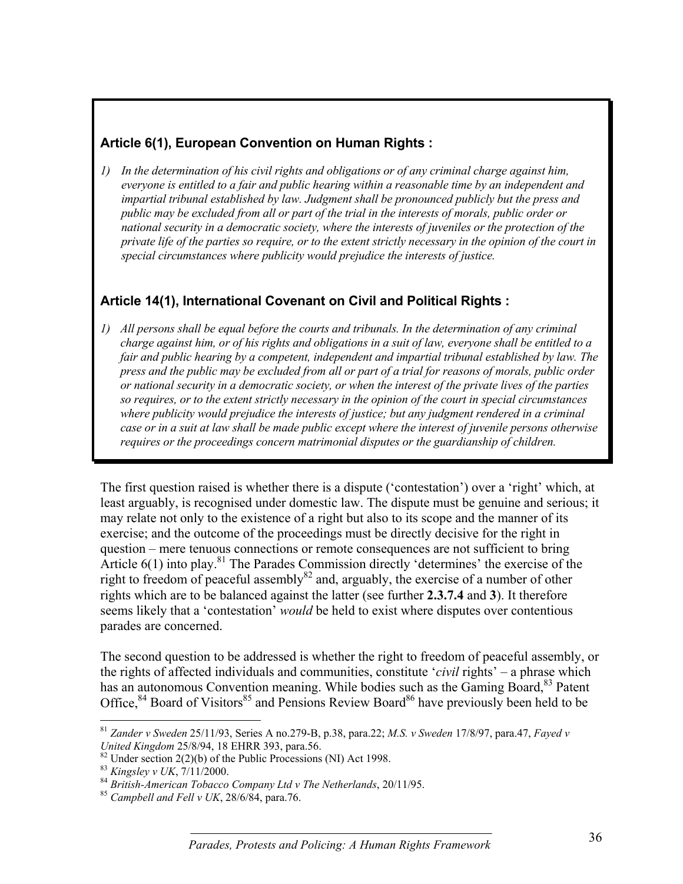**Article 6(1), European Convention on Human Rights :**

1) *In the determination of his civil rights and obligations or of any criminal charge against him, everyone is entitled to a fair and public hearing within a reasonable time by an independent and impartial tribunal established by law. Judgment shall be pronounced publicly but the press and public may be excluded from all or part of the trial in the interests of morals, public order or national security in a democratic society, where the interests of juveniles or the protection of the private life of the parties so require, or to the extent strictly necessary in the opinion of the court in special circumstances where publicity would prejudice the interests of justice.*

**Article 14(1), International Covenant on Civil and Political Rights :**

1) *All persons shall be equal before the courts and tribunals. In the determination of any criminal charge against him, or of his rights and obligations in a suit of law, everyone shall be entitled to a fair and public hearing by a competent, independent and impartial tribunal established by law. The press and the public may be excluded from all or part of a trial for reasons of morals, public order or national security in a democratic society, or when the interest of the private lives of the parties so requires, or to the extent strictly necessary in the opinion of the court in special circumstances where publicity would prejudice the interests of justice; but any judgment rendered in a criminal case or in a suit at law shall be made public except where the interest of juvenile persons otherwise requires or the proceedings concern matrimonial disputes or the guardianship of children.*

The first question raised is whether there is a dispute ('contestation') over a 'right' which, at least arguably, is recognised under domestic law. The dispute must be genuine and serious; it may relate not only to the existence of a right but also to its scope and the manner of its exercise; and the outcome of the proceedings must be directly decisive for the right in question – mere tenuous connections or remote consequences are not sufficient to bring Article 6(1) into play.[81] The Parades Commission directly 'determines' the exercise of the right to freedom of peaceful assembly[82] and, arguably, the exercise of a number of other rights which are to be balanced against the latter (see further **2.3.7.4** and **3**). It therefore seems likely that a 'contestation' *would* be held to exist where disputes over contentious parades are concerned.

The second question to be addressed is whether the right to freedom of peaceful assembly, or the rights of affected individuals and communities, constitute '*civil* rights' – a phrase which has an autonomous Convention meaning. While bodies such as the Gaming Board,[83] Patent Office,[84] Board of Visitors[85] and Pensions Review Board[86] have previously been held to be

---

[81] *Zander v Sweden* 25/11/93, Series A no.279-B, p.38, para.22; *M.S. v Sweden* 17/8/97, para.47, *Fayed v United Kingdom* 25/8/94, 18 EHRR 393, para.56.

[82] Under section 2(2)(b) of the Public Processions (NI) Act 1998.

[83] *Kingsley v UK*, 7/11/2000.

[84] *British-American Tobacco Company Ltd v The Netherlands*, 20/11/95.

[85] *Campbell and Fell v UK*, 28/6/84, para.76.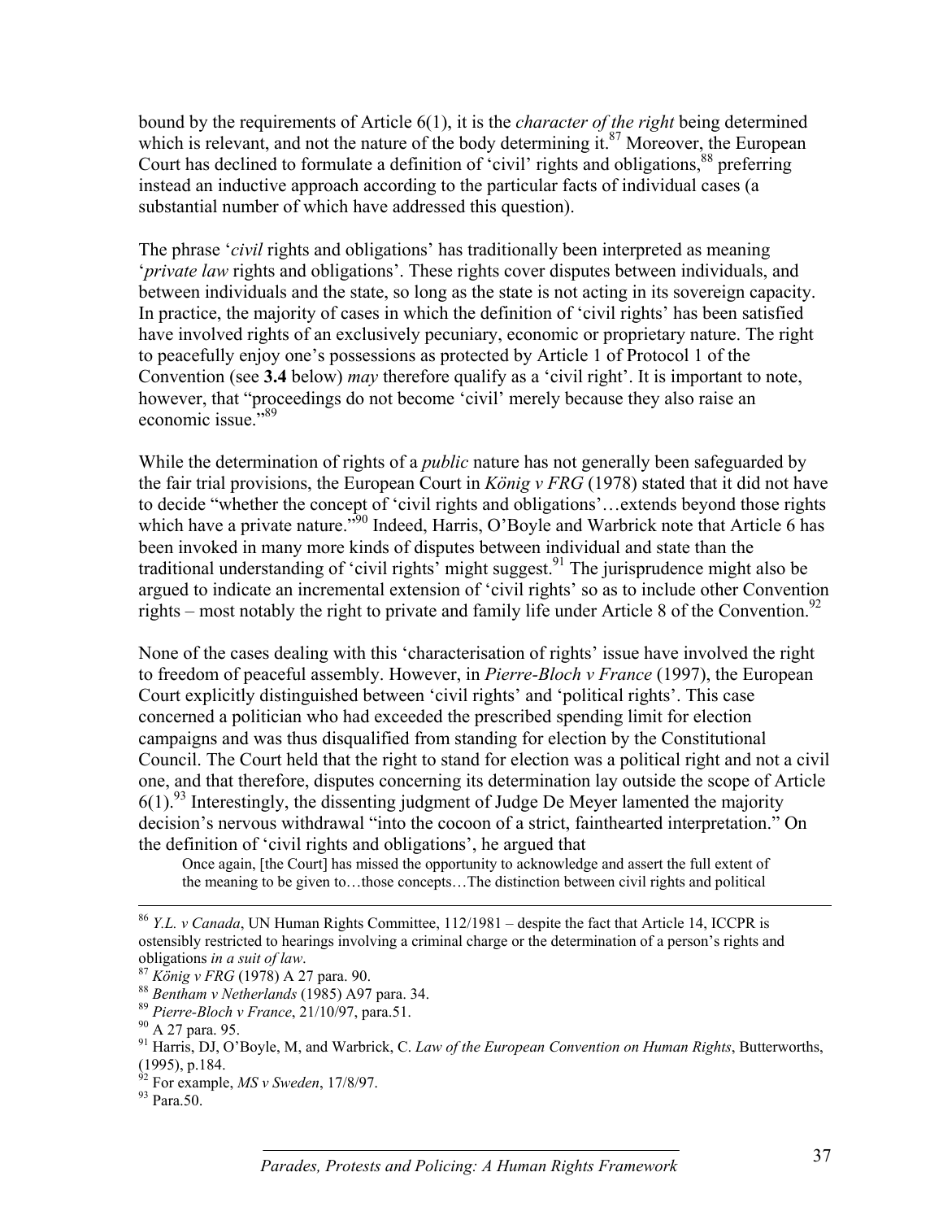bound by the requirements of Article 6(1), it is the *character of the right* being determined which is relevant, and not the nature of the body determining it.[87] Moreover, the European Court has declined to formulate a definition of 'civil' rights and obligations,[88] preferring instead an inductive approach according to the particular facts of individual cases (a substantial number of which have addressed this question).

The phrase '*civil* rights and obligations' has traditionally been interpreted as meaning '*private law* rights and obligations'. These rights cover disputes between individuals, and between individuals and the state, so long as the state is not acting in its sovereign capacity. In practice, the majority of cases in which the definition of 'civil rights' has been satisfied have involved rights of an exclusively pecuniary, economic or proprietary nature. The right to peacefully enjoy one's possessions as protected by Article 1 of Protocol 1 of the Convention (see **3.4** below) *may* therefore qualify as a 'civil right'. It is important to note, however, that "proceedings do not become 'civil' merely because they also raise an economic issue."[89]

While the determination of rights of a *public* nature has not generally been safeguarded by the fair trial provisions, the European Court in *König v FRG* (1978) stated that it did not have to decide "whether the concept of 'civil rights and obligations'…extends beyond those rights which have a private nature."[90] Indeed, Harris, O'Boyle and Warbrick note that Article 6 has been invoked in many more kinds of disputes between individual and state than the traditional understanding of 'civil rights' might suggest.[91] The jurisprudence might also be argued to indicate an incremental extension of 'civil rights' so as to include other Convention rights – most notably the right to private and family life under Article 8 of the Convention.[92]

None of the cases dealing with this 'characterisation of rights' issue have involved the right to freedom of peaceful assembly. However, in *Pierre-Bloch v France* (1997), the European Court explicitly distinguished between 'civil rights' and 'political rights'. This case concerned a politician who had exceeded the prescribed spending limit for election campaigns and was thus disqualified from standing for election by the Constitutional Council. The Court held that the right to stand for election was a political right and not a civil one, and that therefore, disputes concerning its determination lay outside the scope of Article 6(1).[93] Interestingly, the dissenting judgment of Judge De Meyer lamented the majority decision's nervous withdrawal "into the cocoon of a strict, fainthearted interpretation." On the definition of 'civil rights and obligations', he argued that

> Once again, [the Court] has missed the opportunity to acknowledge and assert the full extent of the meaning to be given to…those concepts…The distinction between civil rights and political

---

[86] *Y.L. v Canada*, UN Human Rights Committee, 112/1981 – despite the fact that Article 14, ICCPR is ostensibly restricted to hearings involving a criminal charge or the determination of a person's rights and obligations *in a suit of law*.

[87] *König v FRG* (1978) A 27 para. 90.

[88] *Bentham v Netherlands* (1985) A97 para. 34.

[89] *Pierre-Bloch v France*, 21/10/97, para.51.

[90] A 27 para. 95.

[91] Harris, DJ, O'Boyle, M, and Warbrick, C. *Law of the European Convention on Human Rights*, Butterworths, (1995), p.184.

[92] For example, *MS v Sweden*, 17/8/97.

[93] Para.50.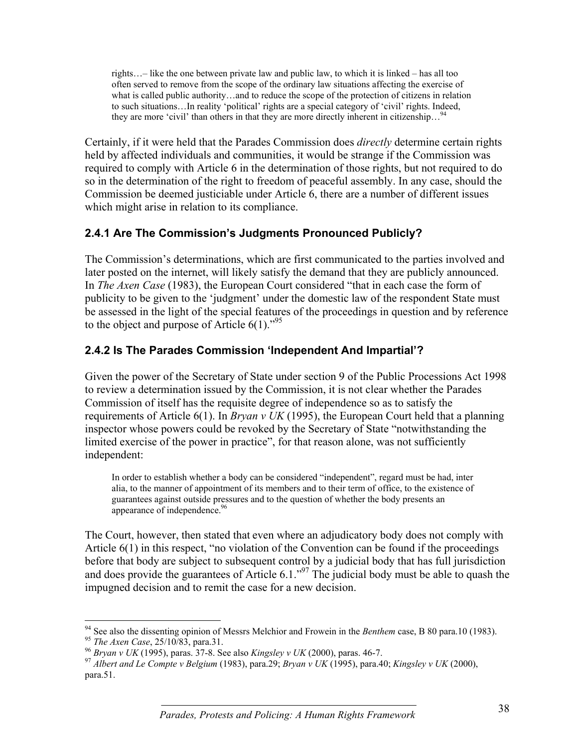> rights…– like the one between private law and public law, to which it is linked – has all too often served to remove from the scope of the ordinary law situations affecting the exercise of what is called public authority…and to reduce the scope of the protection of citizens in relation to such situations…In reality 'political' rights are a special category of 'civil' rights. Indeed, they are more 'civil' than others in that they are more directly inherent in citizenship…[94]

Certainly, if it were held that the Parades Commission does *directly* determine certain rights held by affected individuals and communities, it would be strange if the Commission was required to comply with Article 6 in the determination of those rights, but not required to do so in the determination of the right to freedom of peaceful assembly. In any case, should the Commission be deemed justiciable under Article 6, there are a number of different issues which might arise in relation to its compliance.

### 2.4.1 Are The Commission's Judgments Pronounced Publicly?

The Commission's determinations, which are first communicated to the parties involved and later posted on the internet, will likely satisfy the demand that they are publicly announced. In *The Axen Case* (1983), the European Court considered "that in each case the form of publicity to be given to the 'judgment' under the domestic law of the respondent State must be assessed in the light of the special features of the proceedings in question and by reference to the object and purpose of Article 6(1)."[95]

### 2.4.2 Is The Parades Commission 'Independent And Impartial'?

Given the power of the Secretary of State under section 9 of the Public Processions Act 1998 to review a determination issued by the Commission, it is not clear whether the Parades Commission of itself has the requisite degree of independence so as to satisfy the requirements of Article 6(1). In *Bryan v UK* (1995), the European Court held that a planning inspector whose powers could be revoked by the Secretary of State "notwithstanding the limited exercise of the power in practice", for that reason alone, was not sufficiently independent:

> In order to establish whether a body can be considered "independent", regard must be had, inter alia, to the manner of appointment of its members and to their term of office, to the existence of guarantees against outside pressures and to the question of whether the body presents an appearance of independence.[96]

The Court, however, then stated that even where an adjudicatory body does not comply with Article 6(1) in this respect, "no violation of the Convention can be found if the proceedings before that body are subject to subsequent control by a judicial body that has full jurisdiction and does provide the guarantees of Article 6.1."[97] The judicial body must be able to quash the impugned decision and to remit the case for a new decision.

---

[94] See also the dissenting opinion of Messrs Melchior and Frowein in the *Benthem* case, B 80 para.10 (1983).

[95] *The Axen Case*, 25/10/83, para.31.

[96] *Bryan v UK* (1995), paras. 37-8. See also *Kingsley v UK* (2000), paras. 46-7.

[97] *Albert and Le Compte v Belgium* (1983), para.29; *Bryan v UK* (1995), para.40; *Kingsley v UK* (2000), para.51.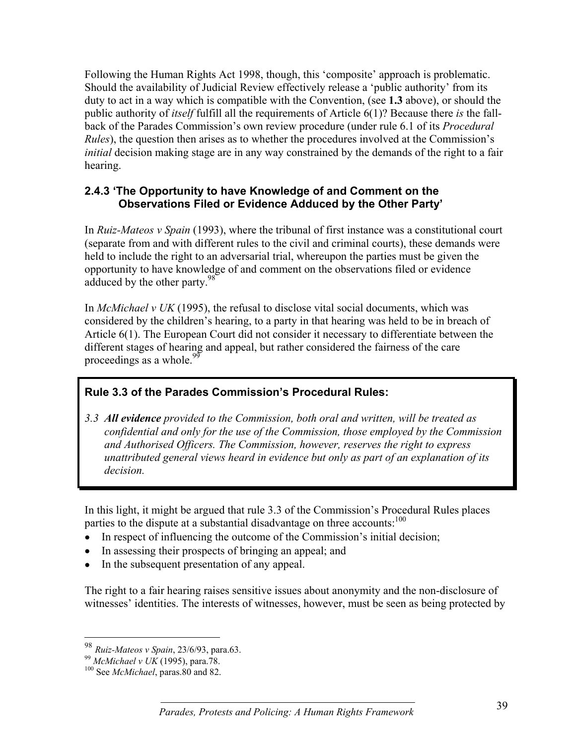Following the Human Rights Act 1998, though, this 'composite' approach is problematic. Should the availability of Judicial Review effectively release a 'public authority' from its duty to act in a way which is compatible with the Convention, (see **1.3** above), or should the public authority of *itself* fulfill all the requirements of Article 6(1)? Because there *is* the fall-back of the Parades Commission's own review procedure (under rule 6.1 of its *Procedural Rules*), the question then arises as to whether the procedures involved at the Commission's *initial* decision making stage are in any way constrained by the demands of the right to a fair hearing.

### 2.4.3 'The Opportunity to have Knowledge of and Comment on the Observations Filed or Evidence Adduced by the Other Party'

In *Ruiz-Mateos v Spain* (1993), where the tribunal of first instance was a constitutional court (separate from and with different rules to the civil and criminal courts), these demands were held to include the right to an adversarial trial, whereupon the parties must be given the opportunity to have knowledge of and comment on the observations filed or evidence adduced by the other party.[98]

In *McMichael v UK* (1995), the refusal to disclose vital social documents, which was considered by the children's hearing, to a party in that hearing was held to be in breach of Article 6(1). The European Court did not consider it necessary to differentiate between the different stages of hearing and appeal, but rather considered the fairness of the care proceedings as a whole.[99]

> **Rule 3.3 of the Parades Commission's Procedural Rules:**
>
> *3.3 **All evidence** provided to the Commission, both oral and written, will be treated as confidential and only for the use of the Commission, those employed by the Commission and Authorised Officers. The Commission, however, reserves the right to express unattributed general views heard in evidence but only as part of an explanation of its decision.*

In this light, it might be argued that rule 3.3 of the Commission's Procedural Rules places parties to the dispute at a substantial disadvantage on three accounts:[100]

- In respect of influencing the outcome of the Commission's initial decision;
- In assessing their prospects of bringing an appeal; and
- In the subsequent presentation of any appeal.

The right to a fair hearing raises sensitive issues about anonymity and the non-disclosure of witnesses' identities. The interests of witnesses, however, must be seen as being protected by

---

[98] *Ruiz-Mateos v Spain*, 23/6/93, para.63.

[99] *McMichael v UK* (1995), para.78.

[100] See *McMichael*, paras.80 and 82.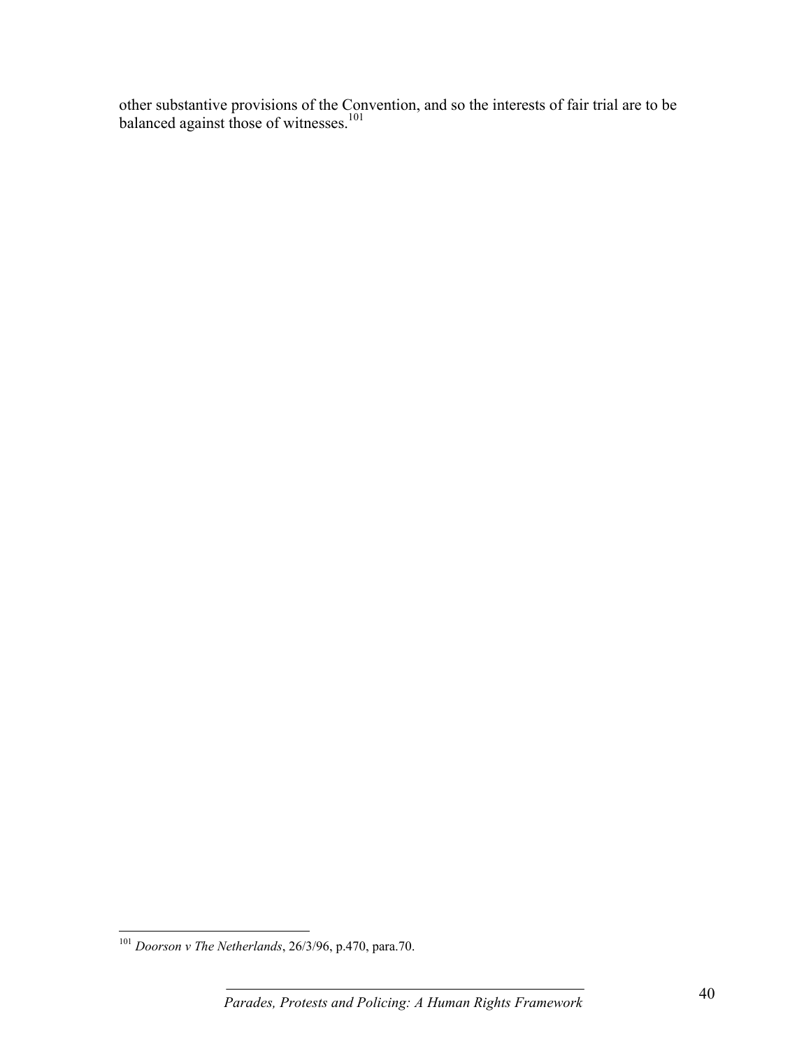other substantive provisions of the Convention, and so the interests of fair trial are to be balanced against those of witnesses.[101]

[101] *Doorson v The Netherlands*, 26/3/96, p.470, para.70.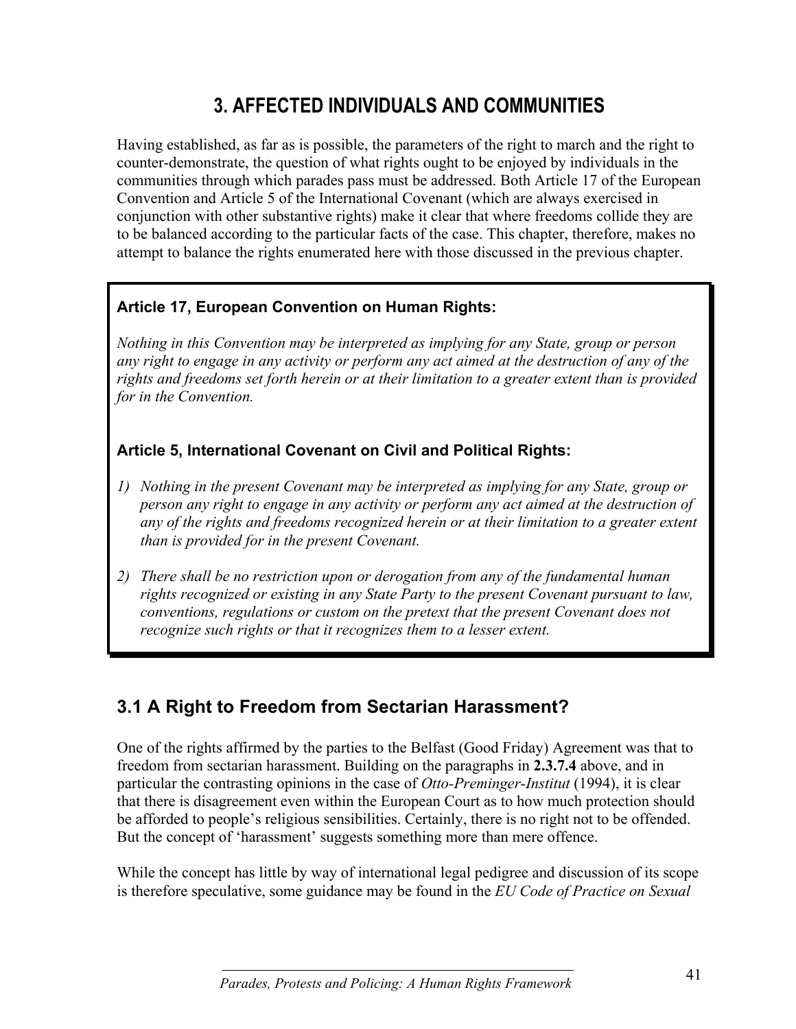# 3. AFFECTED INDIVIDUALS AND COMMUNITIES

Having established, as far as is possible, the parameters of the right to march and the right to counter-demonstrate, the question of what rights ought to be enjoyed by individuals in the communities through which parades pass must be addressed. Both Article 17 of the European Convention and Article 5 of the International Covenant (which are always exercised in conjunction with other substantive rights) make it clear that where freedoms collide they are to be balanced according to the particular facts of the case. This chapter, therefore, makes no attempt to balance the rights enumerated here with those discussed in the previous chapter.

**Article 17, European Convention on Human Rights:**

*Nothing in this Convention may be interpreted as implying for any State, group or person any right to engage in any activity or perform any act aimed at the destruction of any of the rights and freedoms set forth herein or at their limitation to a greater extent than is provided for in the Convention.*

**Article 5, International Covenant on Civil and Political Rights:**

1) *Nothing in the present Covenant may be interpreted as implying for any State, group or person any right to engage in any activity or perform any act aimed at the destruction of any of the rights and freedoms recognized herein or at their limitation to a greater extent than is provided for in the present Covenant.*

2) *There shall be no restriction upon or derogation from any of the fundamental human rights recognized or existing in any State Party to the present Covenant pursuant to law, conventions, regulations or custom on the pretext that the present Covenant does not recognize such rights or that it recognizes them to a lesser extent.*

## 3.1 A Right to Freedom from Sectarian Harassment?

One of the rights affirmed by the parties to the Belfast (Good Friday) Agreement was that to freedom from sectarian harassment. Building on the paragraphs in **2.3.7.4** above, and in particular the contrasting opinions in the case of *Otto-Preminger-Institut* (1994), it is clear that there is disagreement even within the European Court as to how much protection should be afforded to people's religious sensibilities. Certainly, there is no right not to be offended. But the concept of 'harassment' suggests something more than mere offence.

While the concept has little by way of international legal pedigree and discussion of its scope is therefore speculative, some guidance may be found in the *EU Code of Practice on Sexual*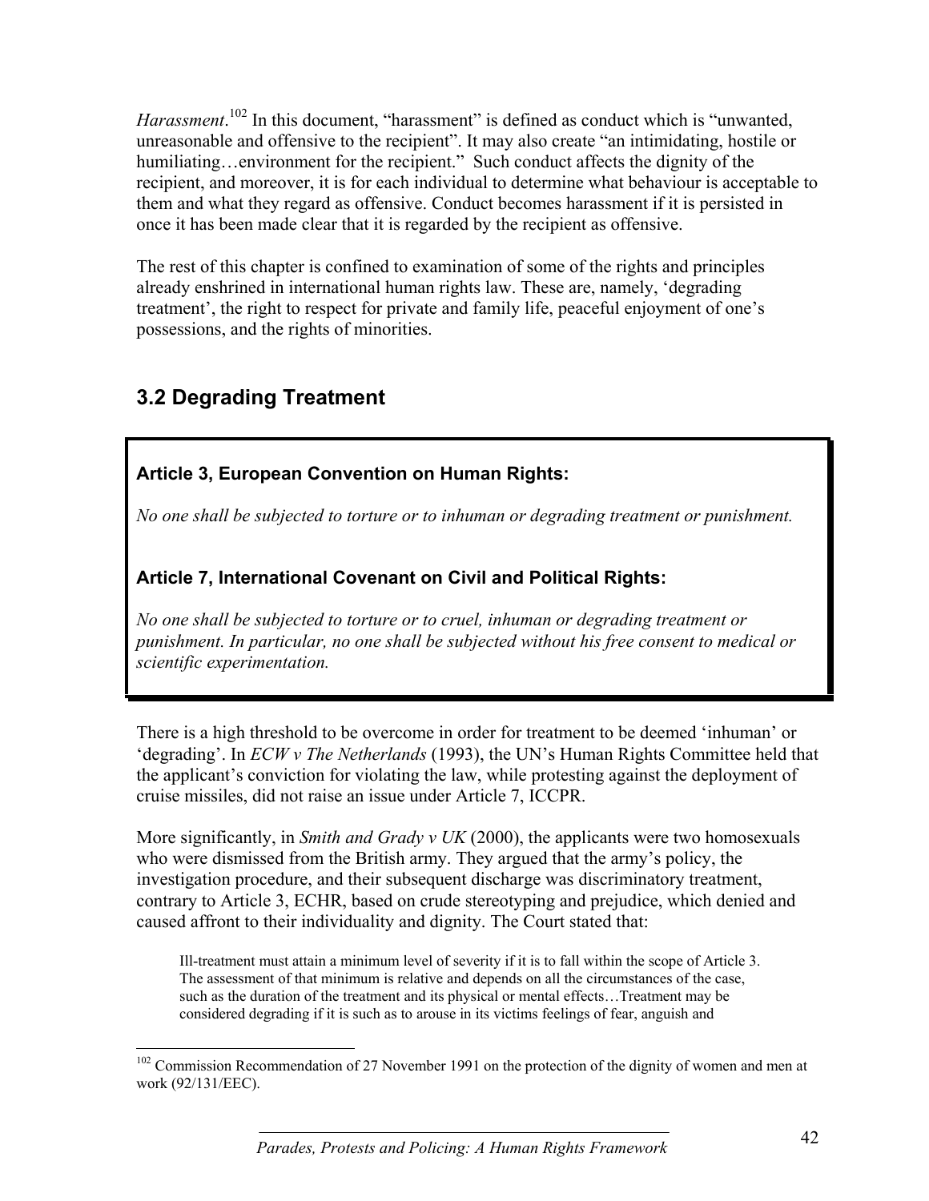*Harassment*.[102] In this document, "harassment" is defined as conduct which is "unwanted, unreasonable and offensive to the recipient". It may also create "an intimidating, hostile or humiliating…environment for the recipient." Such conduct affects the dignity of the recipient, and moreover, it is for each individual to determine what behaviour is acceptable to them and what they regard as offensive. Conduct becomes harassment if it is persisted in once it has been made clear that it is regarded by the recipient as offensive.

The rest of this chapter is confined to examination of some of the rights and principles already enshrined in international human rights law. These are, namely, 'degrading treatment', the right to respect for private and family life, peaceful enjoyment of one's possessions, and the rights of minorities.

## 3.2 Degrading Treatment

**Article 3, European Convention on Human Rights:**

*No one shall be subjected to torture or to inhuman or degrading treatment or punishment.*

**Article 7, International Covenant on Civil and Political Rights:**

*No one shall be subjected to torture or to cruel, inhuman or degrading treatment or punishment. In particular, no one shall be subjected without his free consent to medical or scientific experimentation.*

There is a high threshold to be overcome in order for treatment to be deemed 'inhuman' or 'degrading'. In *ECW v The Netherlands* (1993), the UN's Human Rights Committee held that the applicant's conviction for violating the law, while protesting against the deployment of cruise missiles, did not raise an issue under Article 7, ICCPR.

More significantly, in *Smith and Grady v UK* (2000), the applicants were two homosexuals who were dismissed from the British army. They argued that the army's policy, the investigation procedure, and their subsequent discharge was discriminatory treatment, contrary to Article 3, ECHR, based on crude stereotyping and prejudice, which denied and caused affront to their individuality and dignity. The Court stated that:

> Ill-treatment must attain a minimum level of severity if it is to fall within the scope of Article 3. The assessment of that minimum is relative and depends on all the circumstances of the case, such as the duration of the treatment and its physical or mental effects…Treatment may be considered degrading if it is such as to arouse in its victims feelings of fear, anguish and

[102] Commission Recommendation of 27 November 1991 on the protection of the dignity of women and men at work (92/131/EEC).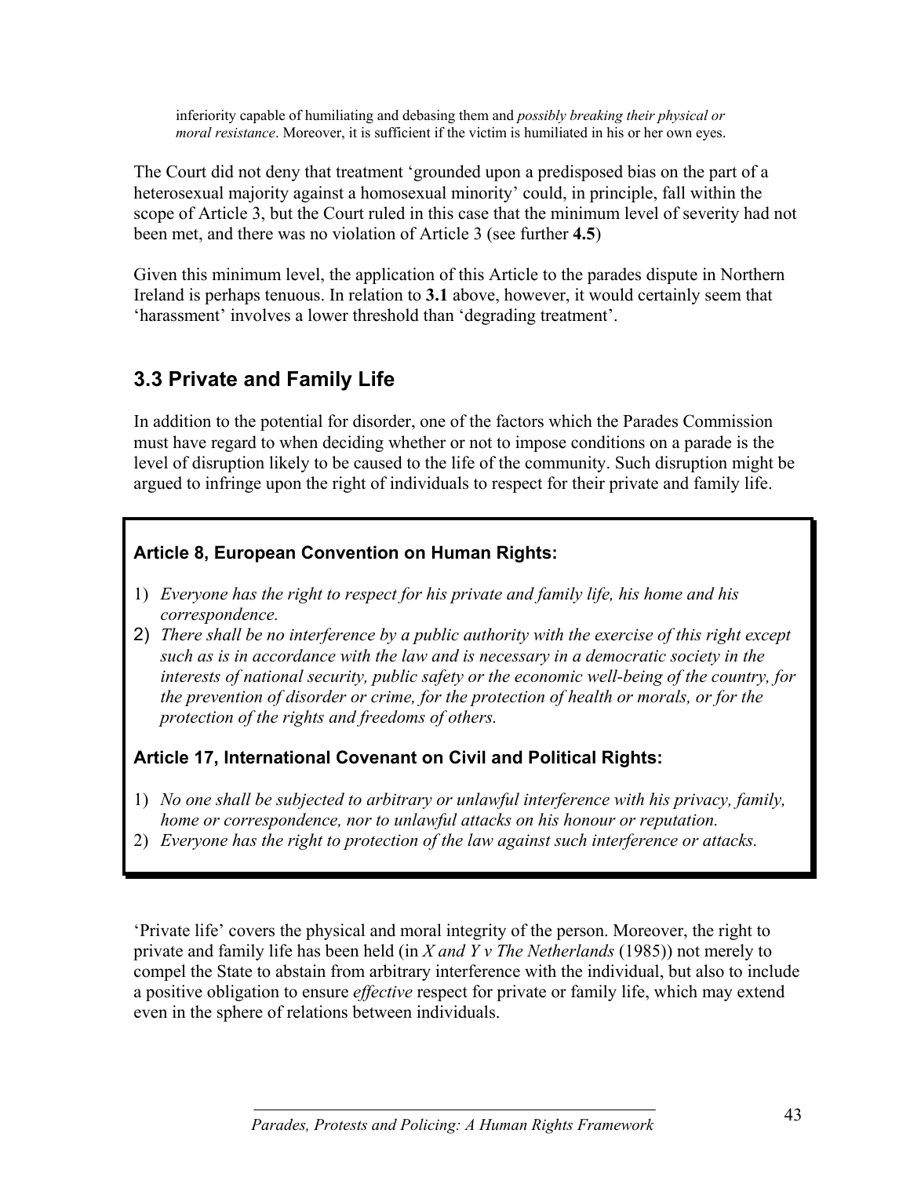> inferiority capable of humiliating and debasing them and *possibly breaking their physical or moral resistance*. Moreover, it is sufficient if the victim is humiliated in his or her own eyes.

The Court did not deny that treatment 'grounded upon a predisposed bias on the part of a heterosexual majority against a homosexual minority' could, in principle, fall within the scope of Article 3, but the Court ruled in this case that the minimum level of severity had not been met, and there was no violation of Article 3 (see further **4.5**)

Given this minimum level, the application of this Article to the parades dispute in Northern Ireland is perhaps tenuous. In relation to **3.1** above, however, it would certainly seem that 'harassment' involves a lower threshold than 'degrading treatment'.

## 3.3 Private and Family Life

In addition to the potential for disorder, one of the factors which the Parades Commission must have regard to when deciding whether or not to impose conditions on a parade is the level of disruption likely to be caused to the life of the community. Such disruption might be argued to infringe upon the right of individuals to respect for their private and family life.

**Article 8, European Convention on Human Rights:**

1) *Everyone has the right to respect for his private and family life, his home and his correspondence.*
2) *There shall be no interference by a public authority with the exercise of this right except such as is in accordance with the law and is necessary in a democratic society in the interests of national security, public safety or the economic well-being of the country, for the prevention of disorder or crime, for the protection of health or morals, or for the protection of the rights and freedoms of others.*

**Article 17, International Covenant on Civil and Political Rights:**

1) *No one shall be subjected to arbitrary or unlawful interference with his privacy, family, home or correspondence, nor to unlawful attacks on his honour or reputation.*
2) *Everyone has the right to protection of the law against such interference or attacks.*

'Private life' covers the physical and moral integrity of the person. Moreover, the right to private and family life has been held (in *X and Y v The Netherlands* (1985)) not merely to compel the State to abstain from arbitrary interference with the individual, but also to include a positive obligation to ensure *effective* respect for private or family life, which may extend even in the sphere of relations between individuals.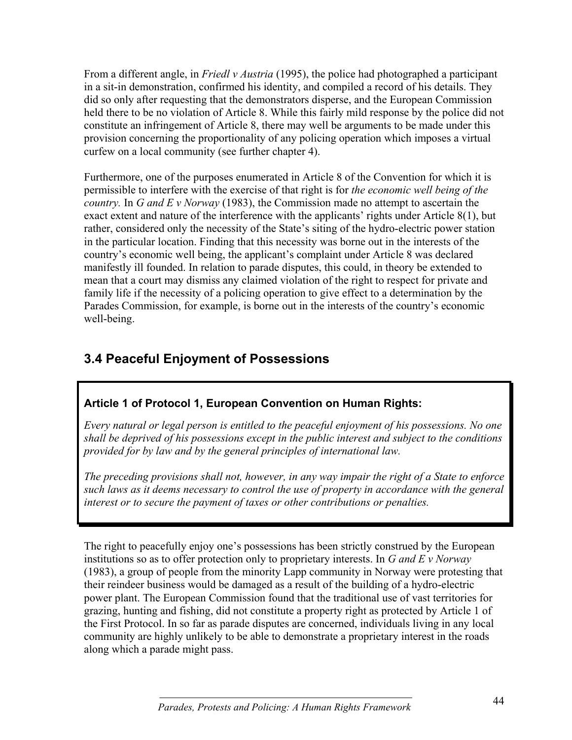From a different angle, in *Friedl v Austria* (1995), the police had photographed a participant in a sit-in demonstration, confirmed his identity, and compiled a record of his details. They did so only after requesting that the demonstrators disperse, and the European Commission held there to be no violation of Article 8. While this fairly mild response by the police did not constitute an infringement of Article 8, there may well be arguments to be made under this provision concerning the proportionality of any policing operation which imposes a virtual curfew on a local community (see further chapter 4).

Furthermore, one of the purposes enumerated in Article 8 of the Convention for which it is permissible to interfere with the exercise of that right is for *the economic well being of the country.* In *G and E v Norway* (1983), the Commission made no attempt to ascertain the exact extent and nature of the interference with the applicants' rights under Article 8(1), but rather, considered only the necessity of the State's siting of the hydro-electric power station in the particular location. Finding that this necessity was borne out in the interests of the country's economic well being, the applicant's complaint under Article 8 was declared manifestly ill founded. In relation to parade disputes, this could, in theory be extended to mean that a court may dismiss any claimed violation of the right to respect for private and family life if the necessity of a policing operation to give effect to a determination by the Parades Commission, for example, is borne out in the interests of the country's economic well-being.

## 3.4 Peaceful Enjoyment of Possessions

**Article 1 of Protocol 1, European Convention on Human Rights:**

*Every natural or legal person is entitled to the peaceful enjoyment of his possessions. No one shall be deprived of his possessions except in the public interest and subject to the conditions provided for by law and by the general principles of international law.*

*The preceding provisions shall not, however, in any way impair the right of a State to enforce such laws as it deems necessary to control the use of property in accordance with the general interest or to secure the payment of taxes or other contributions or penalties.*

The right to peacefully enjoy one's possessions has been strictly construed by the European institutions so as to offer protection only to proprietary interests. In *G and E v Norway* (1983), a group of people from the minority Lapp community in Norway were protesting that their reindeer business would be damaged as a result of the building of a hydro-electric power plant. The European Commission found that the traditional use of vast territories for grazing, hunting and fishing, did not constitute a property right as protected by Article 1 of the First Protocol. In so far as parade disputes are concerned, individuals living in any local community are highly unlikely to be able to demonstrate a proprietary interest in the roads along which a parade might pass.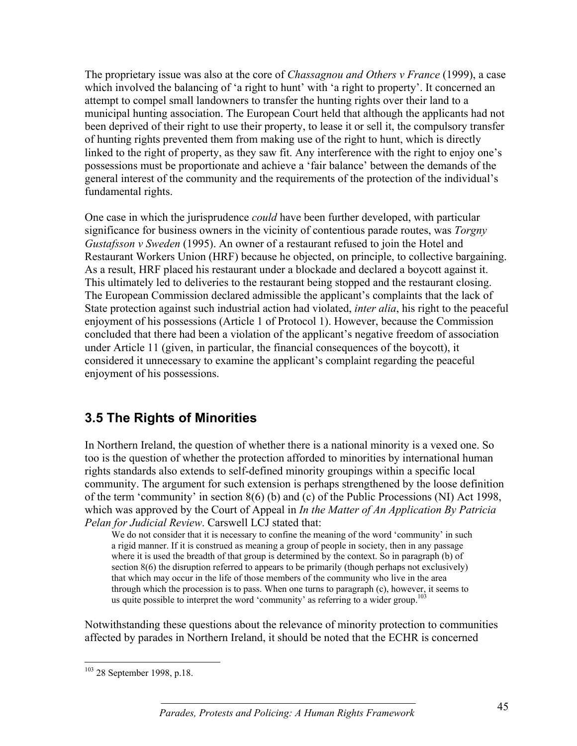The proprietary issue was also at the core of *Chassagnou and Others v France* (1999), a case which involved the balancing of 'a right to hunt' with 'a right to property'. It concerned an attempt to compel small landowners to transfer the hunting rights over their land to a municipal hunting association. The European Court held that although the applicants had not been deprived of their right to use their property, to lease it or sell it, the compulsory transfer of hunting rights prevented them from making use of the right to hunt, which is directly linked to the right of property, as they saw fit. Any interference with the right to enjoy one's possessions must be proportionate and achieve a 'fair balance' between the demands of the general interest of the community and the requirements of the protection of the individual's fundamental rights.

One case in which the jurisprudence *could* have been further developed, with particular significance for business owners in the vicinity of contentious parade routes, was *Torgny Gustafsson v Sweden* (1995). An owner of a restaurant refused to join the Hotel and Restaurant Workers Union (HRF) because he objected, on principle, to collective bargaining. As a result, HRF placed his restaurant under a blockade and declared a boycott against it. This ultimately led to deliveries to the restaurant being stopped and the restaurant closing. The European Commission declared admissible the applicant's complaints that the lack of State protection against such industrial action had violated, *inter alia*, his right to the peaceful enjoyment of his possessions (Article 1 of Protocol 1). However, because the Commission concluded that there had been a violation of the applicant's negative freedom of association under Article 11 (given, in particular, the financial consequences of the boycott), it considered it unnecessary to examine the applicant's complaint regarding the peaceful enjoyment of his possessions.

## 3.5 The Rights of Minorities

In Northern Ireland, the question of whether there is a national minority is a vexed one. So too is the question of whether the protection afforded to minorities by international human rights standards also extends to self-defined minority groupings within a specific local community. The argument for such extension is perhaps strengthened by the loose definition of the term 'community' in section 8(6) (b) and (c) of the Public Processions (NI) Act 1998, which was approved by the Court of Appeal in *In the Matter of An Application By Patricia Pelan for Judicial Review*. Carswell LCJ stated that:

> We do not consider that it is necessary to confine the meaning of the word 'community' in such a rigid manner. If it is construed as meaning a group of people in society, then in any passage where it is used the breadth of that group is determined by the context. So in paragraph (b) of section 8(6) the disruption referred to appears to be primarily (though perhaps not exclusively) that which may occur in the life of those members of the community who live in the area through which the procession is to pass. When one turns to paragraph (c), however, it seems to us quite possible to interpret the word 'community' as referring to a wider group.[103]

Notwithstanding these questions about the relevance of minority protection to communities affected by parades in Northern Ireland, it should be noted that the ECHR is concerned

[103] 28 September 1998, p.18.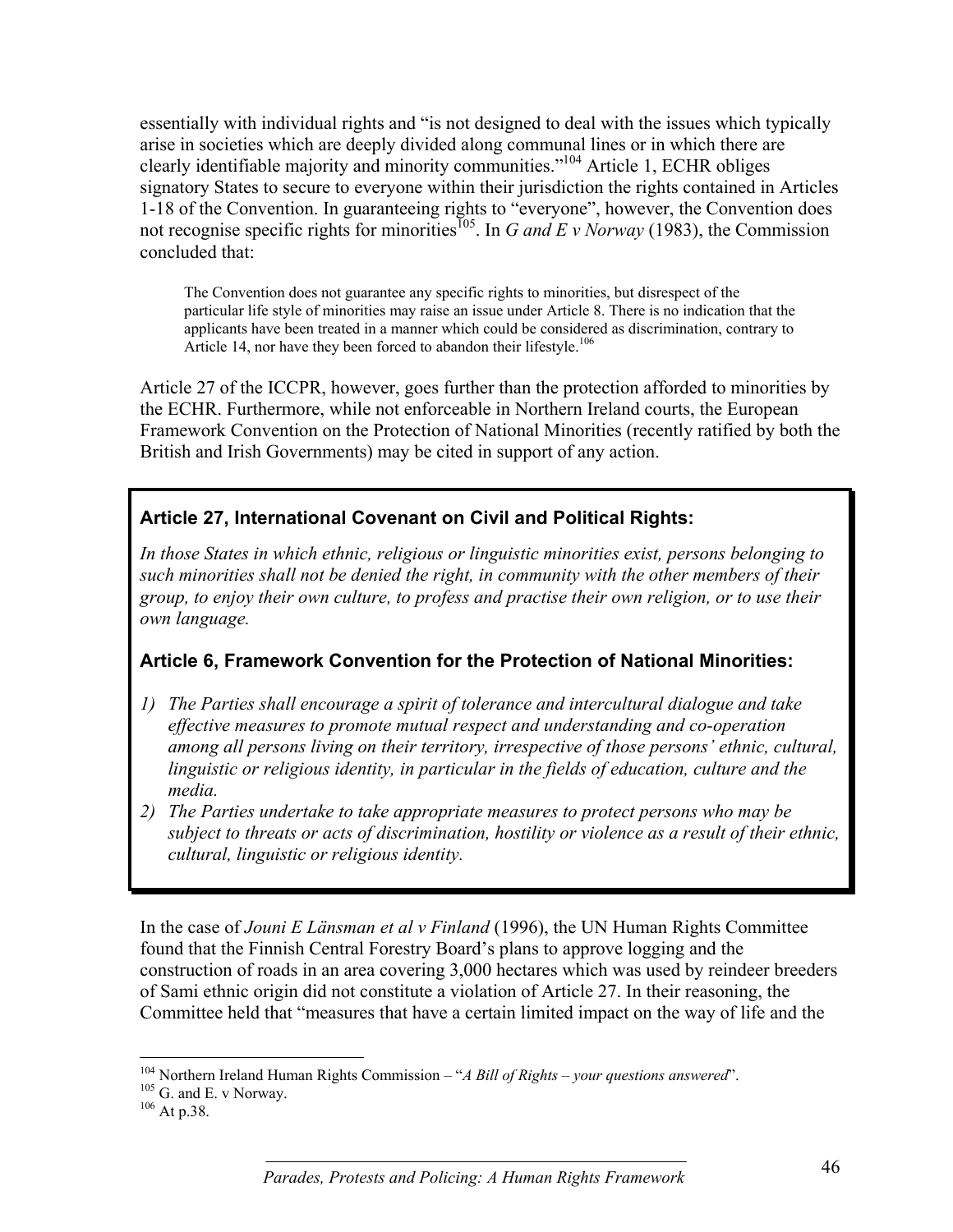essentially with individual rights and "is not designed to deal with the issues which typically arise in societies which are deeply divided along communal lines or in which there are clearly identifiable majority and minority communities."[104] Article 1, ECHR obliges signatory States to secure to everyone within their jurisdiction the rights contained in Articles 1-18 of the Convention. In guaranteeing rights to "everyone", however, the Convention does not recognise specific rights for minorities[105]. In *G and E v Norway* (1983), the Commission concluded that:

> The Convention does not guarantee any specific rights to minorities, but disrespect of the particular life style of minorities may raise an issue under Article 8. There is no indication that the applicants have been treated in a manner which could be considered as discrimination, contrary to Article 14, nor have they been forced to abandon their lifestyle.[106]

Article 27 of the ICCPR, however, goes further than the protection afforded to minorities by the ECHR. Furthermore, while not enforceable in Northern Ireland courts, the European Framework Convention on the Protection of National Minorities (recently ratified by both the British and Irish Governments) may be cited in support of any action.

**Article 27, International Covenant on Civil and Political Rights:**

*In those States in which ethnic, religious or linguistic minorities exist, persons belonging to such minorities shall not be denied the right, in community with the other members of their group, to enjoy their own culture, to profess and practise their own religion, or to use their own language.*

**Article 6, Framework Convention for the Protection of National Minorities:**

1) *The Parties shall encourage a spirit of tolerance and intercultural dialogue and take effective measures to promote mutual respect and understanding and co-operation among all persons living on their territory, irrespective of those persons' ethnic, cultural, linguistic or religious identity, in particular in the fields of education, culture and the media.*
2) *The Parties undertake to take appropriate measures to protect persons who may be subject to threats or acts of discrimination, hostility or violence as a result of their ethnic, cultural, linguistic or religious identity.*

In the case of *Jouni E Länsman et al v Finland* (1996), the UN Human Rights Committee found that the Finnish Central Forestry Board's plans to approve logging and the construction of roads in an area covering 3,000 hectares which was used by reindeer breeders of Sami ethnic origin did not constitute a violation of Article 27. In their reasoning, the Committee held that "measures that have a certain limited impact on the way of life and the

---

[104] Northern Ireland Human Rights Commission – "*A Bill of Rights – your questions answered*".

[105] G. and E. v Norway.

[106] At p.38.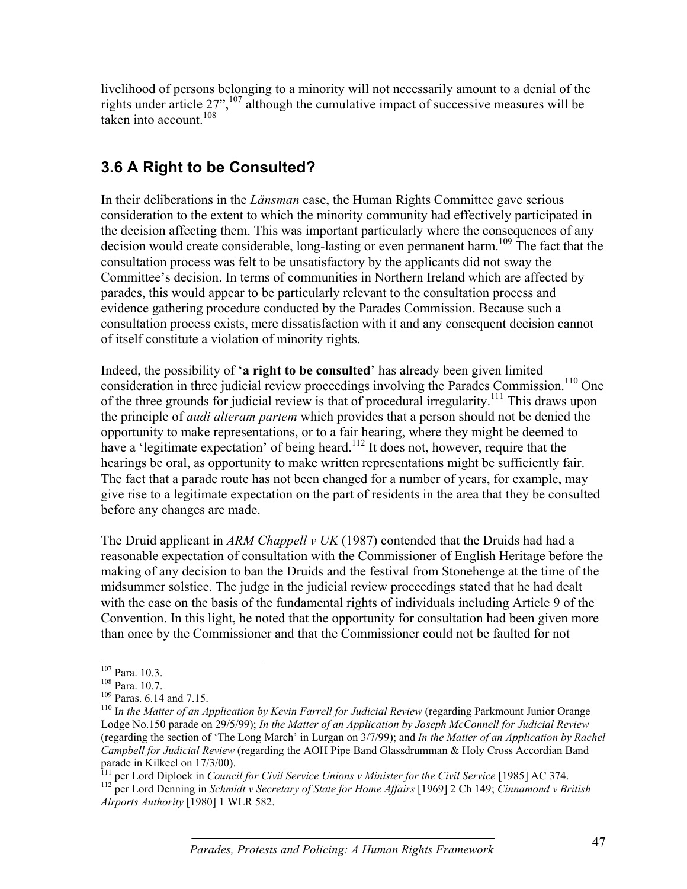livelihood of persons belonging to a minority will not necessarily amount to a denial of the rights under article 27",[107] although the cumulative impact of successive measures will be taken into account.[108]

## 3.6 A Right to be Consulted?

In their deliberations in the *Länsman* case, the Human Rights Committee gave serious consideration to the extent to which the minority community had effectively participated in the decision affecting them. This was important particularly where the consequences of any decision would create considerable, long-lasting or even permanent harm.[109] The fact that the consultation process was felt to be unsatisfactory by the applicants did not sway the Committee's decision. In terms of communities in Northern Ireland which are affected by parades, this would appear to be particularly relevant to the consultation process and evidence gathering procedure conducted by the Parades Commission. Because such a consultation process exists, mere dissatisfaction with it and any consequent decision cannot of itself constitute a violation of minority rights.

Indeed, the possibility of '**a right to be consulted**' has already been given limited consideration in three judicial review proceedings involving the Parades Commission.[110] One of the three grounds for judicial review is that of procedural irregularity.[111] This draws upon the principle of *audi alteram partem* which provides that a person should not be denied the opportunity to make representations, or to a fair hearing, where they might be deemed to have a 'legitimate expectation' of being heard.[112] It does not, however, require that the hearings be oral, as opportunity to make written representations might be sufficiently fair. The fact that a parade route has not been changed for a number of years, for example, may give rise to a legitimate expectation on the part of residents in the area that they be consulted before any changes are made.

The Druid applicant in *ARM Chappell v UK* (1987) contended that the Druids had had a reasonable expectation of consultation with the Commissioner of English Heritage before the making of any decision to ban the Druids and the festival from Stonehenge at the time of the midsummer solstice. The judge in the judicial review proceedings stated that he had dealt with the case on the basis of the fundamental rights of individuals including Article 9 of the Convention. In this light, he noted that the opportunity for consultation had been given more than once by the Commissioner and that the Commissioner could not be faulted for not

---

[107] Para. 10.3.

[108] Para. 10.7.

[109] Paras. 6.14 and 7.15.

[110] I*n the Matter of an Application by Kevin Farrell for Judicial Review* (regarding Parkmount Junior Orange Lodge No.150 parade on 29/5/99); *In the Matter of an Application by Joseph McConnell for Judicial Review* (regarding the section of 'The Long March' in Lurgan on 3/7/99); and *In the Matter of an Application by Rachel Campbell for Judicial Review* (regarding the AOH Pipe Band Glassdrumman & Holy Cross Accordian Band parade in Kilkeel on 17/3/00).

[111] per Lord Diplock in *Council for Civil Service Unions v Minister for the Civil Service* [1985] AC 374.

[112] per Lord Denning in *Schmidt v Secretary of State for Home Affairs* [1969] 2 Ch 149; *Cinnamond v British Airports Authority* [1980] 1 WLR 582.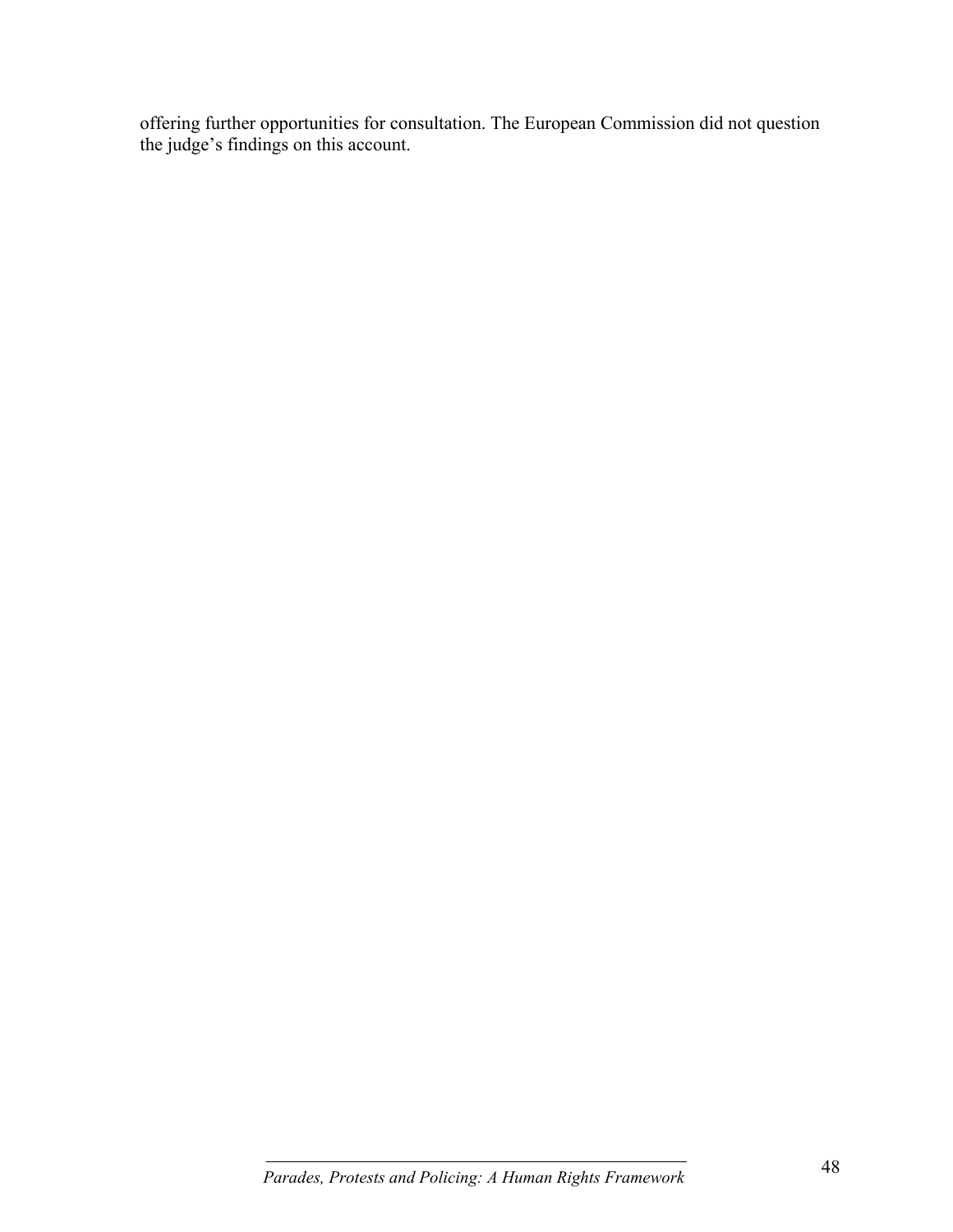offering further opportunities for consultation. The European Commission did not question the judge's findings on this account.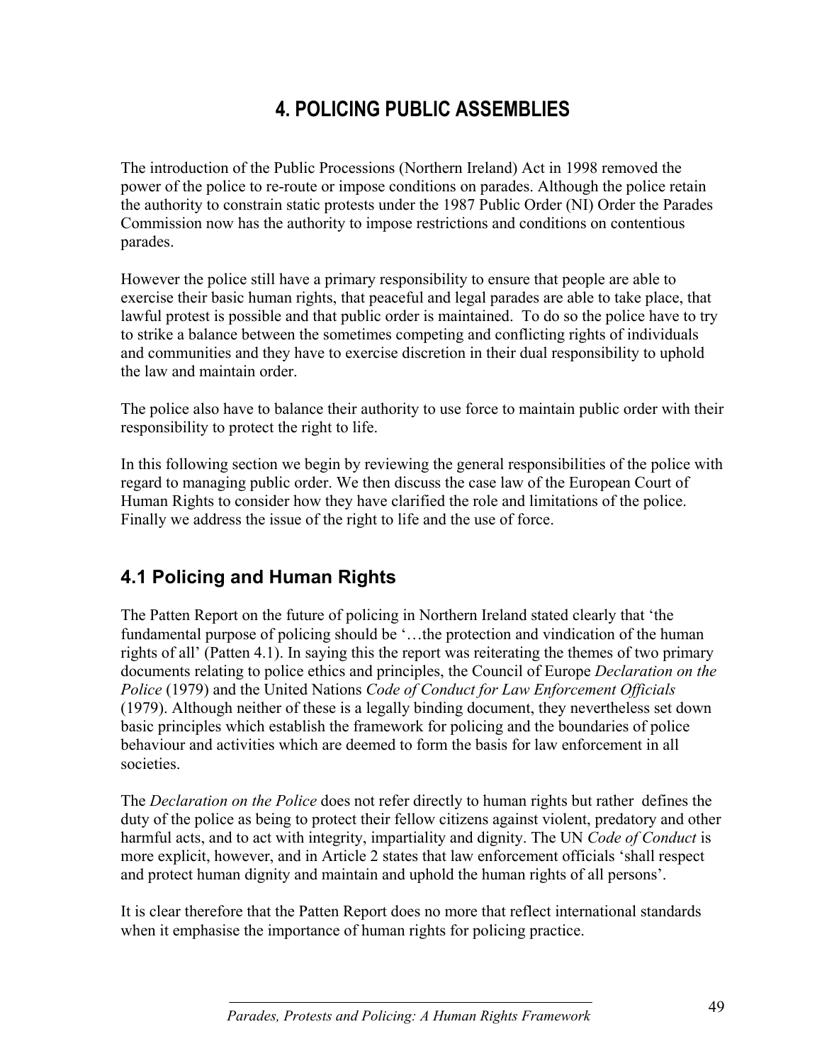# 4. POLICING PUBLIC ASSEMBLIES

The introduction of the Public Processions (Northern Ireland) Act in 1998 removed the power of the police to re-route or impose conditions on parades. Although the police retain the authority to constrain static protests under the 1987 Public Order (NI) Order the Parades Commission now has the authority to impose restrictions and conditions on contentious parades.

However the police still have a primary responsibility to ensure that people are able to exercise their basic human rights, that peaceful and legal parades are able to take place, that lawful protest is possible and that public order is maintained. To do so the police have to try to strike a balance between the sometimes competing and conflicting rights of individuals and communities and they have to exercise discretion in their dual responsibility to uphold the law and maintain order.

The police also have to balance their authority to use force to maintain public order with their responsibility to protect the right to life.

In this following section we begin by reviewing the general responsibilities of the police with regard to managing public order. We then discuss the case law of the European Court of Human Rights to consider how they have clarified the role and limitations of the police. Finally we address the issue of the right to life and the use of force.

## 4.1 Policing and Human Rights

The Patten Report on the future of policing in Northern Ireland stated clearly that 'the fundamental purpose of policing should be '…the protection and vindication of the human rights of all' (Patten 4.1). In saying this the report was reiterating the themes of two primary documents relating to police ethics and principles, the Council of Europe *Declaration on the Police* (1979) and the United Nations *Code of Conduct for Law Enforcement Officials* (1979). Although neither of these is a legally binding document, they nevertheless set down basic principles which establish the framework for policing and the boundaries of police behaviour and activities which are deemed to form the basis for law enforcement in all societies.

The *Declaration on the Police* does not refer directly to human rights but rather defines the duty of the police as being to protect their fellow citizens against violent, predatory and other harmful acts, and to act with integrity, impartiality and dignity. The UN *Code of Conduct* is more explicit, however, and in Article 2 states that law enforcement officials 'shall respect and protect human dignity and maintain and uphold the human rights of all persons'.

It is clear therefore that the Patten Report does no more that reflect international standards when it emphasise the importance of human rights for policing practice.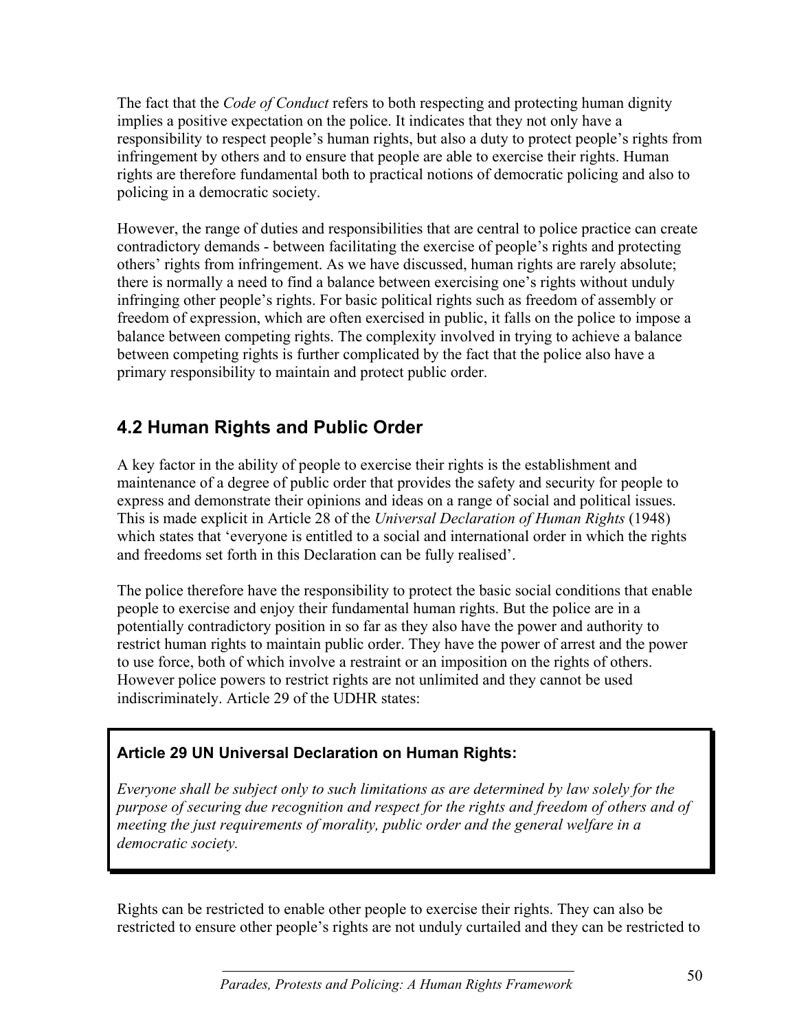The fact that the *Code of Conduct* refers to both respecting and protecting human dignity implies a positive expectation on the police. It indicates that they not only have a responsibility to respect people's human rights, but also a duty to protect people's rights from infringement by others and to ensure that people are able to exercise their rights. Human rights are therefore fundamental both to practical notions of democratic policing and also to policing in a democratic society.

However, the range of duties and responsibilities that are central to police practice can create contradictory demands - between facilitating the exercise of people's rights and protecting others' rights from infringement. As we have discussed, human rights are rarely absolute; there is normally a need to find a balance between exercising one's rights without unduly infringing other people's rights. For basic political rights such as freedom of assembly or freedom of expression, which are often exercised in public, it falls on the police to impose a balance between competing rights. The complexity involved in trying to achieve a balance between competing rights is further complicated by the fact that the police also have a primary responsibility to maintain and protect public order.

## 4.2 Human Rights and Public Order

A key factor in the ability of people to exercise their rights is the establishment and maintenance of a degree of public order that provides the safety and security for people to express and demonstrate their opinions and ideas on a range of social and political issues. This is made explicit in Article 28 of the *Universal Declaration of Human Rights* (1948) which states that 'everyone is entitled to a social and international order in which the rights and freedoms set forth in this Declaration can be fully realised'.

The police therefore have the responsibility to protect the basic social conditions that enable people to exercise and enjoy their fundamental human rights. But the police are in a potentially contradictory position in so far as they also have the power and authority to restrict human rights to maintain public order. They have the power of arrest and the power to use force, both of which involve a restraint or an imposition on the rights of others. However police powers to restrict rights are not unlimited and they cannot be used indiscriminately. Article 29 of the UDHR states:

> **Article 29 UN Universal Declaration on Human Rights:**
>
> *Everyone shall be subject only to such limitations as are determined by law solely for the purpose of securing due recognition and respect for the rights and freedom of others and of meeting the just requirements of morality, public order and the general welfare in a democratic society.*

Rights can be restricted to enable other people to exercise their rights. They can also be restricted to ensure other people's rights are not unduly curtailed and they can be restricted to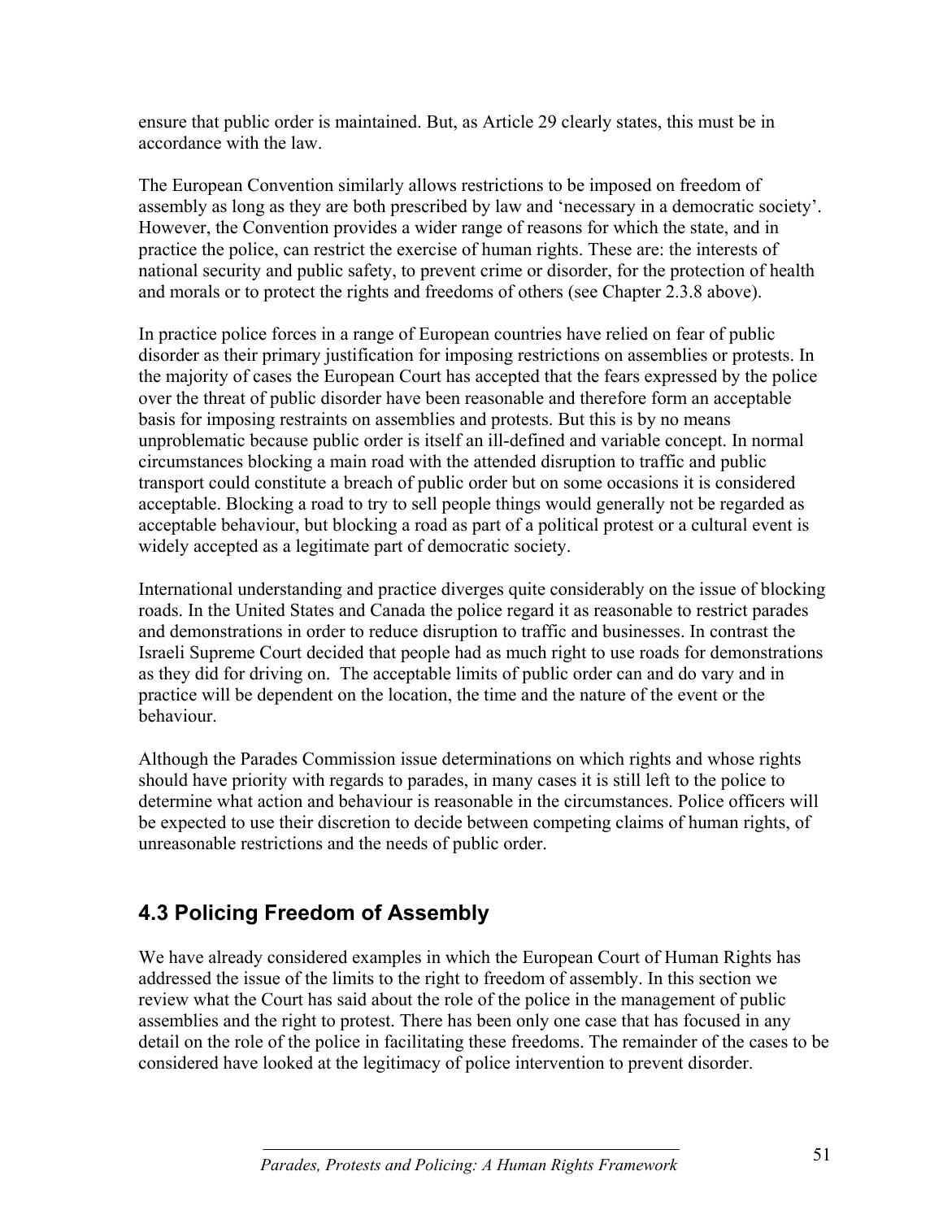ensure that public order is maintained. But, as Article 29 clearly states, this must be in accordance with the law.

The European Convention similarly allows restrictions to be imposed on freedom of assembly as long as they are both prescribed by law and 'necessary in a democratic society'. However, the Convention provides a wider range of reasons for which the state, and in practice the police, can restrict the exercise of human rights. These are: the interests of national security and public safety, to prevent crime or disorder, for the protection of health and morals or to protect the rights and freedoms of others (see Chapter 2.3.8 above).

In practice police forces in a range of European countries have relied on fear of public disorder as their primary justification for imposing restrictions on assemblies or protests. In the majority of cases the European Court has accepted that the fears expressed by the police over the threat of public disorder have been reasonable and therefore form an acceptable basis for imposing restraints on assemblies and protests. But this is by no means unproblematic because public order is itself an ill-defined and variable concept. In normal circumstances blocking a main road with the attended disruption to traffic and public transport could constitute a breach of public order but on some occasions it is considered acceptable. Blocking a road to try to sell people things would generally not be regarded as acceptable behaviour, but blocking a road as part of a political protest or a cultural event is widely accepted as a legitimate part of democratic society.

International understanding and practice diverges quite considerably on the issue of blocking roads. In the United States and Canada the police regard it as reasonable to restrict parades and demonstrations in order to reduce disruption to traffic and businesses. In contrast the Israeli Supreme Court decided that people had as much right to use roads for demonstrations as they did for driving on. The acceptable limits of public order can and do vary and in practice will be dependent on the location, the time and the nature of the event or the behaviour.

Although the Parades Commission issue determinations on which rights and whose rights should have priority with regards to parades, in many cases it is still left to the police to determine what action and behaviour is reasonable in the circumstances. Police officers will be expected to use their discretion to decide between competing claims of human rights, of unreasonable restrictions and the needs of public order.

## 4.3 Policing Freedom of Assembly

We have already considered examples in which the European Court of Human Rights has addressed the issue of the limits to the right to freedom of assembly. In this section we review what the Court has said about the role of the police in the management of public assemblies and the right to protest. There has been only one case that has focused in any detail on the role of the police in facilitating these freedoms. The remainder of the cases to be considered have looked at the legitimacy of police intervention to prevent disorder.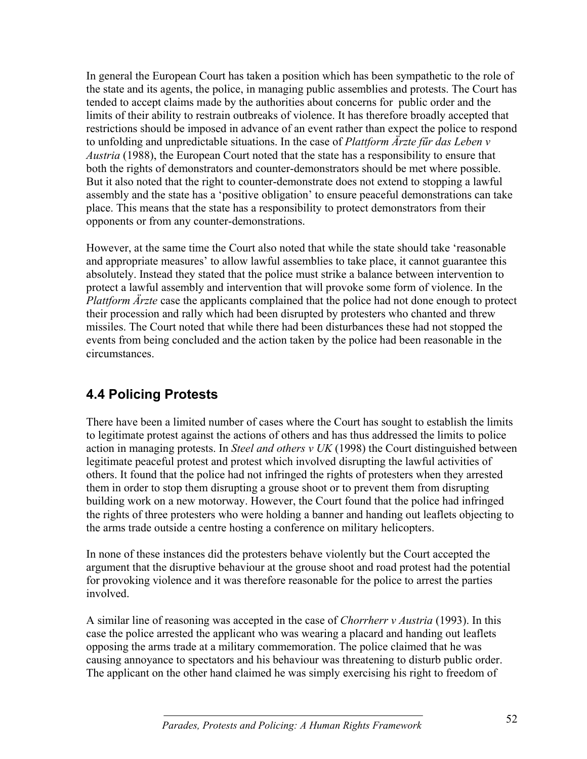In general the European Court has taken a position which has been sympathetic to the role of the state and its agents, the police, in managing public assemblies and protests. The Court has tended to accept claims made by the authorities about concerns for public order and the limits of their ability to restrain outbreaks of violence. It has therefore broadly accepted that restrictions should be imposed in advance of an event rather than expect the police to respond to unfolding and unpredictable situations. In the case of *Plattform Ärzte fűr das Leben v Austria* (1988), the European Court noted that the state has a responsibility to ensure that both the rights of demonstrators and counter-demonstrators should be met where possible. But it also noted that the right to counter-demonstrate does not extend to stopping a lawful assembly and the state has a 'positive obligation' to ensure peaceful demonstrations can take place. This means that the state has a responsibility to protect demonstrators from their opponents or from any counter-demonstrations.

However, at the same time the Court also noted that while the state should take 'reasonable and appropriate measures' to allow lawful assemblies to take place, it cannot guarantee this absolutely. Instead they stated that the police must strike a balance between intervention to protect a lawful assembly and intervention that will provoke some form of violence. In the *Plattform Ärzte* case the applicants complained that the police had not done enough to protect their procession and rally which had been disrupted by protesters who chanted and threw missiles. The Court noted that while there had been disturbances these had not stopped the events from being concluded and the action taken by the police had been reasonable in the circumstances.

## 4.4 Policing Protests

There have been a limited number of cases where the Court has sought to establish the limits to legitimate protest against the actions of others and has thus addressed the limits to police action in managing protests. In *Steel and others v UK* (1998) the Court distinguished between legitimate peaceful protest and protest which involved disrupting the lawful activities of others. It found that the police had not infringed the rights of protesters when they arrested them in order to stop them disrupting a grouse shoot or to prevent them from disrupting building work on a new motorway. However, the Court found that the police had infringed the rights of three protesters who were holding a banner and handing out leaflets objecting to the arms trade outside a centre hosting a conference on military helicopters.

In none of these instances did the protesters behave violently but the Court accepted the argument that the disruptive behaviour at the grouse shoot and road protest had the potential for provoking violence and it was therefore reasonable for the police to arrest the parties involved.

A similar line of reasoning was accepted in the case of *Chorrherr v Austria* (1993). In this case the police arrested the applicant who was wearing a placard and handing out leaflets opposing the arms trade at a military commemoration. The police claimed that he was causing annoyance to spectators and his behaviour was threatening to disturb public order. The applicant on the other hand claimed he was simply exercising his right to freedom of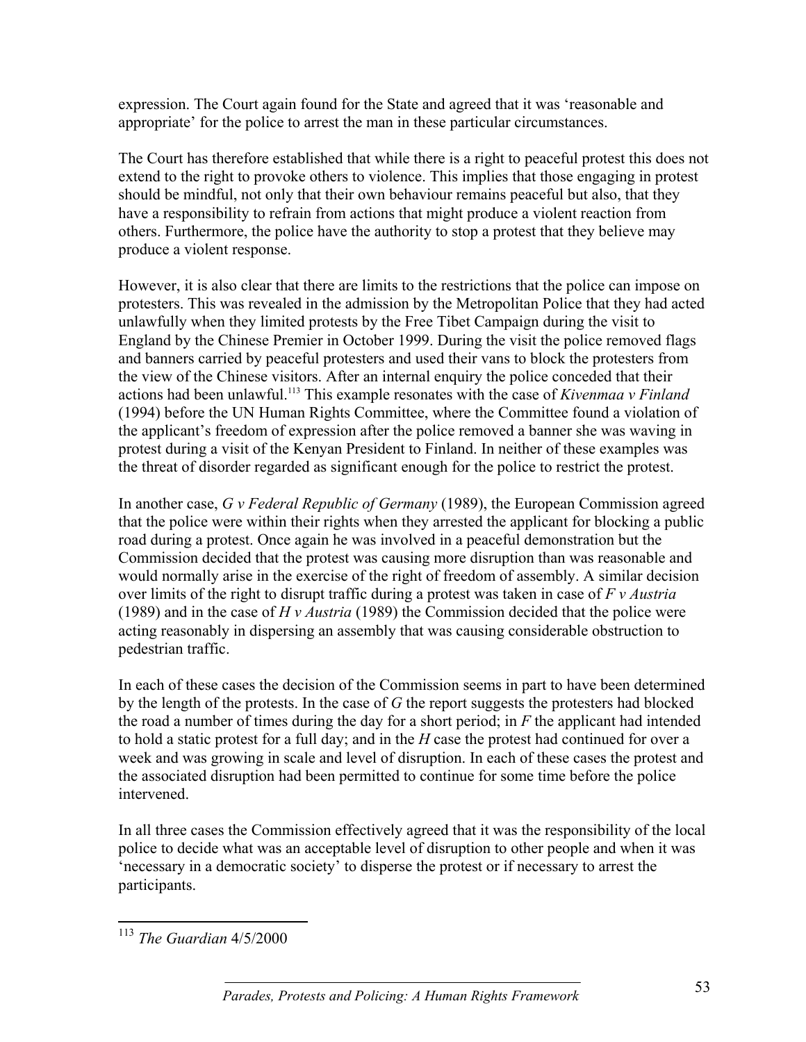expression. The Court again found for the State and agreed that it was 'reasonable and appropriate' for the police to arrest the man in these particular circumstances.

The Court has therefore established that while there is a right to peaceful protest this does not extend to the right to provoke others to violence. This implies that those engaging in protest should be mindful, not only that their own behaviour remains peaceful but also, that they have a responsibility to refrain from actions that might produce a violent reaction from others. Furthermore, the police have the authority to stop a protest that they believe may produce a violent response.

However, it is also clear that there are limits to the restrictions that the police can impose on protesters. This was revealed in the admission by the Metropolitan Police that they had acted unlawfully when they limited protests by the Free Tibet Campaign during the visit to England by the Chinese Premier in October 1999. During the visit the police removed flags and banners carried by peaceful protesters and used their vans to block the protesters from the view of the Chinese visitors. After an internal enquiry the police conceded that their actions had been unlawful.[113] This example resonates with the case of *Kivenmaa v Finland* (1994) before the UN Human Rights Committee, where the Committee found a violation of the applicant's freedom of expression after the police removed a banner she was waving in protest during a visit of the Kenyan President to Finland. In neither of these examples was the threat of disorder regarded as significant enough for the police to restrict the protest.

In another case, *G v Federal Republic of Germany* (1989), the European Commission agreed that the police were within their rights when they arrested the applicant for blocking a public road during a protest. Once again he was involved in a peaceful demonstration but the Commission decided that the protest was causing more disruption than was reasonable and would normally arise in the exercise of the right of freedom of assembly. A similar decision over limits of the right to disrupt traffic during a protest was taken in case of *F v Austria* (1989) and in the case of *H v Austria* (1989) the Commission decided that the police were acting reasonably in dispersing an assembly that was causing considerable obstruction to pedestrian traffic.

In each of these cases the decision of the Commission seems in part to have been determined by the length of the protests. In the case of *G* the report suggests the protesters had blocked the road a number of times during the day for a short period; in *F* the applicant had intended to hold a static protest for a full day; and in the *H* case the protest had continued for over a week and was growing in scale and level of disruption. In each of these cases the protest and the associated disruption had been permitted to continue for some time before the police intervened.

In all three cases the Commission effectively agreed that it was the responsibility of the local police to decide what was an acceptable level of disruption to other people and when it was 'necessary in a democratic society' to disperse the protest or if necessary to arrest the participants.

---

[113] *The Guardian* 4/5/2000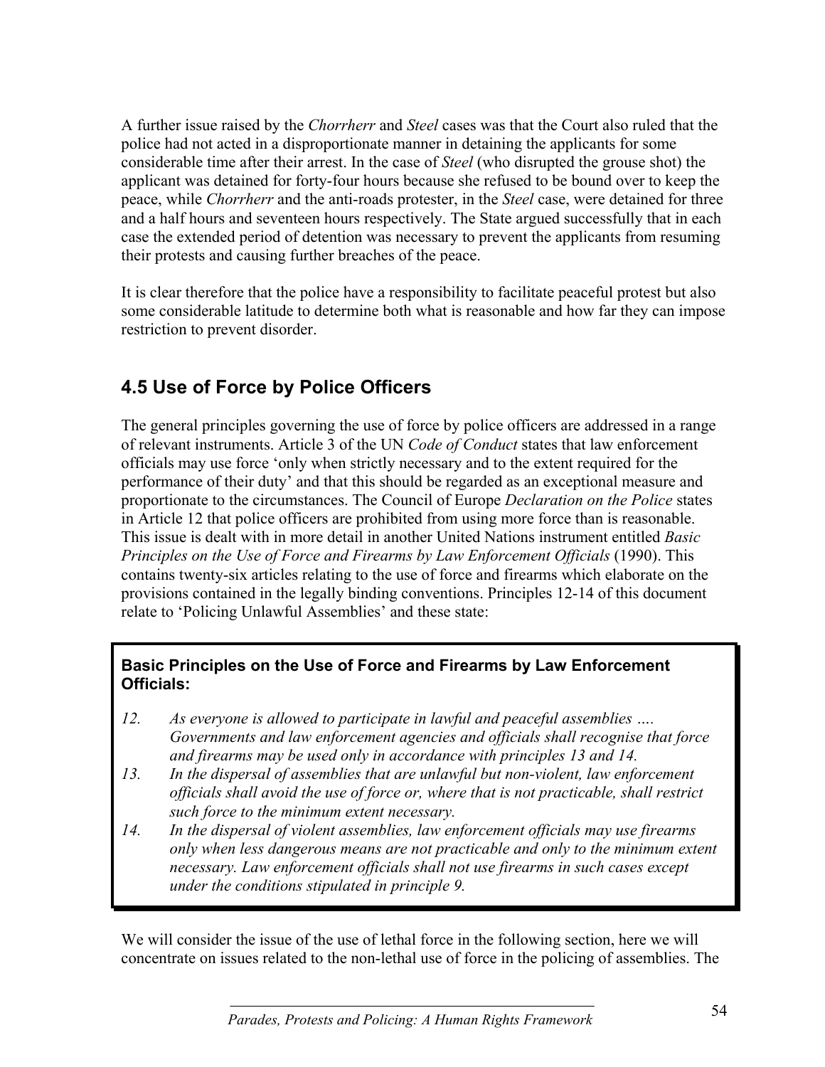A further issue raised by the *Chorrherr* and *Steel* cases was that the Court also ruled that the police had not acted in a disproportionate manner in detaining the applicants for some considerable time after their arrest. In the case of *Steel* (who disrupted the grouse shot) the applicant was detained for forty-four hours because she refused to be bound over to keep the peace, while *Chorrherr* and the anti-roads protester, in the *Steel* case, were detained for three and a half hours and seventeen hours respectively. The State argued successfully that in each case the extended period of detention was necessary to prevent the applicants from resuming their protests and causing further breaches of the peace.

It is clear therefore that the police have a responsibility to facilitate peaceful protest but also some considerable latitude to determine both what is reasonable and how far they can impose restriction to prevent disorder.

## 4.5 Use of Force by Police Officers

The general principles governing the use of force by police officers are addressed in a range of relevant instruments. Article 3 of the UN *Code of Conduct* states that law enforcement officials may use force 'only when strictly necessary and to the extent required for the performance of their duty' and that this should be regarded as an exceptional measure and proportionate to the circumstances. The Council of Europe *Declaration on the Police* states in Article 12 that police officers are prohibited from using more force than is reasonable. This issue is dealt with in more detail in another United Nations instrument entitled *Basic Principles on the Use of Force and Firearms by Law Enforcement Officials* (1990). This contains twenty-six articles relating to the use of force and firearms which elaborate on the provisions contained in the legally binding conventions. Principles 12-14 of this document relate to 'Policing Unlawful Assemblies' and these state:

**Basic Principles on the Use of Force and Firearms by Law Enforcement Officials:**

12. *As everyone is allowed to participate in lawful and peaceful assemblies …. Governments and law enforcement agencies and officials shall recognise that force and firearms may be used only in accordance with principles 13 and 14.*
13. *In the dispersal of assemblies that are unlawful but non-violent, law enforcement officials shall avoid the use of force or, where that is not practicable, shall restrict such force to the minimum extent necessary.*
14. *In the dispersal of violent assemblies, law enforcement officials may use firearms only when less dangerous means are not practicable and only to the minimum extent necessary. Law enforcement officials shall not use firearms in such cases except under the conditions stipulated in principle 9.*

We will consider the issue of the use of lethal force in the following section, here we will concentrate on issues related to the non-lethal use of force in the policing of assemblies. The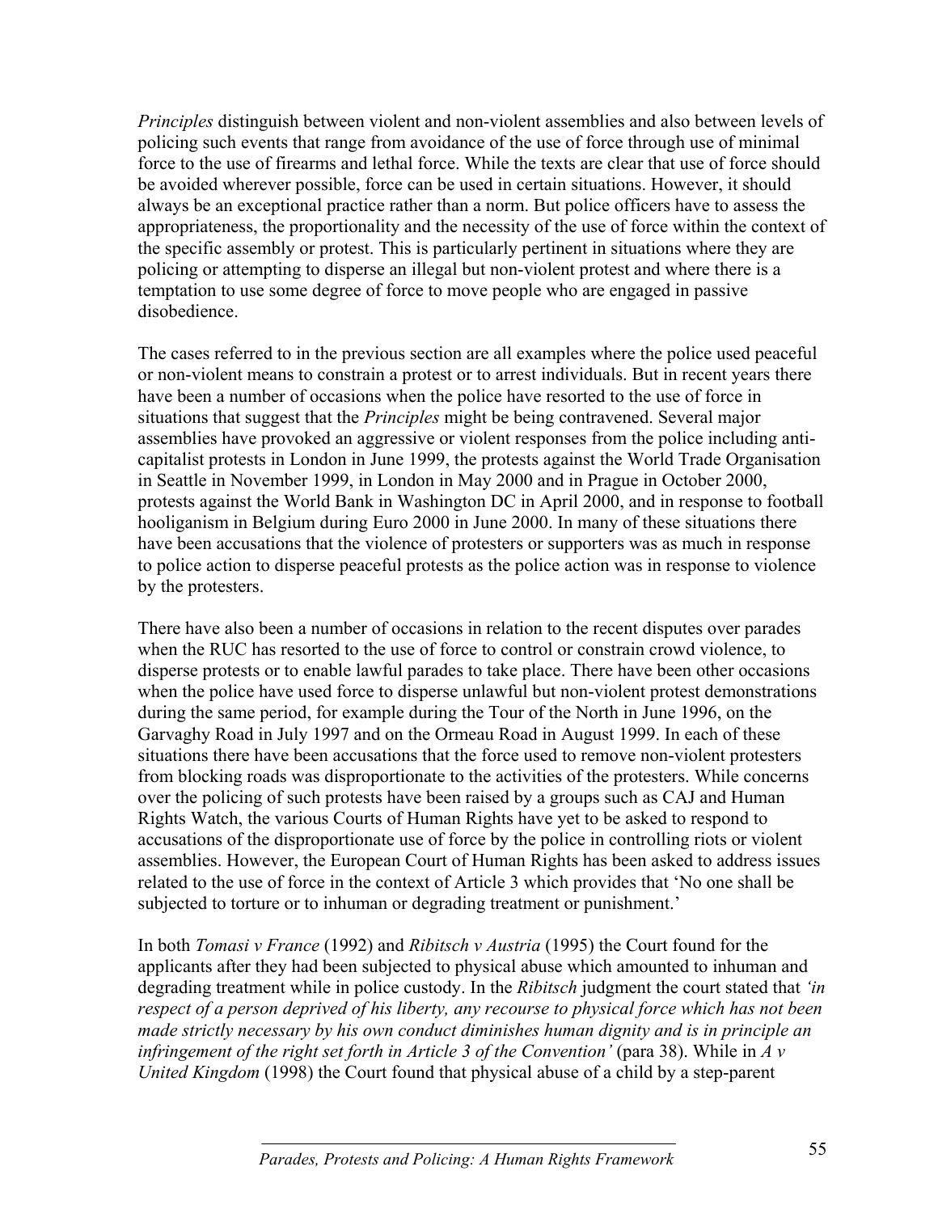*Principles* distinguish between violent and non-violent assemblies and also between levels of policing such events that range from avoidance of the use of force through use of minimal force to the use of firearms and lethal force. While the texts are clear that use of force should be avoided wherever possible, force can be used in certain situations. However, it should always be an exceptional practice rather than a norm. But police officers have to assess the appropriateness, the proportionality and the necessity of the use of force within the context of the specific assembly or protest. This is particularly pertinent in situations where they are policing or attempting to disperse an illegal but non-violent protest and where there is a temptation to use some degree of force to move people who are engaged in passive disobedience.

The cases referred to in the previous section are all examples where the police used peaceful or non-violent means to constrain a protest or to arrest individuals. But in recent years there have been a number of occasions when the police have resorted to the use of force in situations that suggest that the *Principles* might be being contravened. Several major assemblies have provoked an aggressive or violent responses from the police including anti-capitalist protests in London in June 1999, the protests against the World Trade Organisation in Seattle in November 1999, in London in May 2000 and in Prague in October 2000, protests against the World Bank in Washington DC in April 2000, and in response to football hooliganism in Belgium during Euro 2000 in June 2000. In many of these situations there have been accusations that the violence of protesters or supporters was as much in response to police action to disperse peaceful protests as the police action was in response to violence by the protesters.

There have also been a number of occasions in relation to the recent disputes over parades when the RUC has resorted to the use of force to control or constrain crowd violence, to disperse protests or to enable lawful parades to take place. There have been other occasions when the police have used force to disperse unlawful but non-violent protest demonstrations during the same period, for example during the Tour of the North in June 1996, on the Garvaghy Road in July 1997 and on the Ormeau Road in August 1999. In each of these situations there have been accusations that the force used to remove non-violent protesters from blocking roads was disproportionate to the activities of the protesters. While concerns over the policing of such protests have been raised by a groups such as CAJ and Human Rights Watch, the various Courts of Human Rights have yet to be asked to respond to accusations of the disproportionate use of force by the police in controlling riots or violent assemblies. However, the European Court of Human Rights has been asked to address issues related to the use of force in the context of Article 3 which provides that 'No one shall be subjected to torture or to inhuman or degrading treatment or punishment.'

In both *Tomasi v France* (1992) and *Ribitsch v Austria* (1995) the Court found for the applicants after they had been subjected to physical abuse which amounted to inhuman and degrading treatment while in police custody. In the *Ribitsch* judgment the court stated that *'in respect of a person deprived of his liberty, any recourse to physical force which has not been made strictly necessary by his own conduct diminishes human dignity and is in principle an infringement of the right set forth in Article 3 of the Convention'* (para 38). While in *A v United Kingdom* (1998) the Court found that physical abuse of a child by a step-parent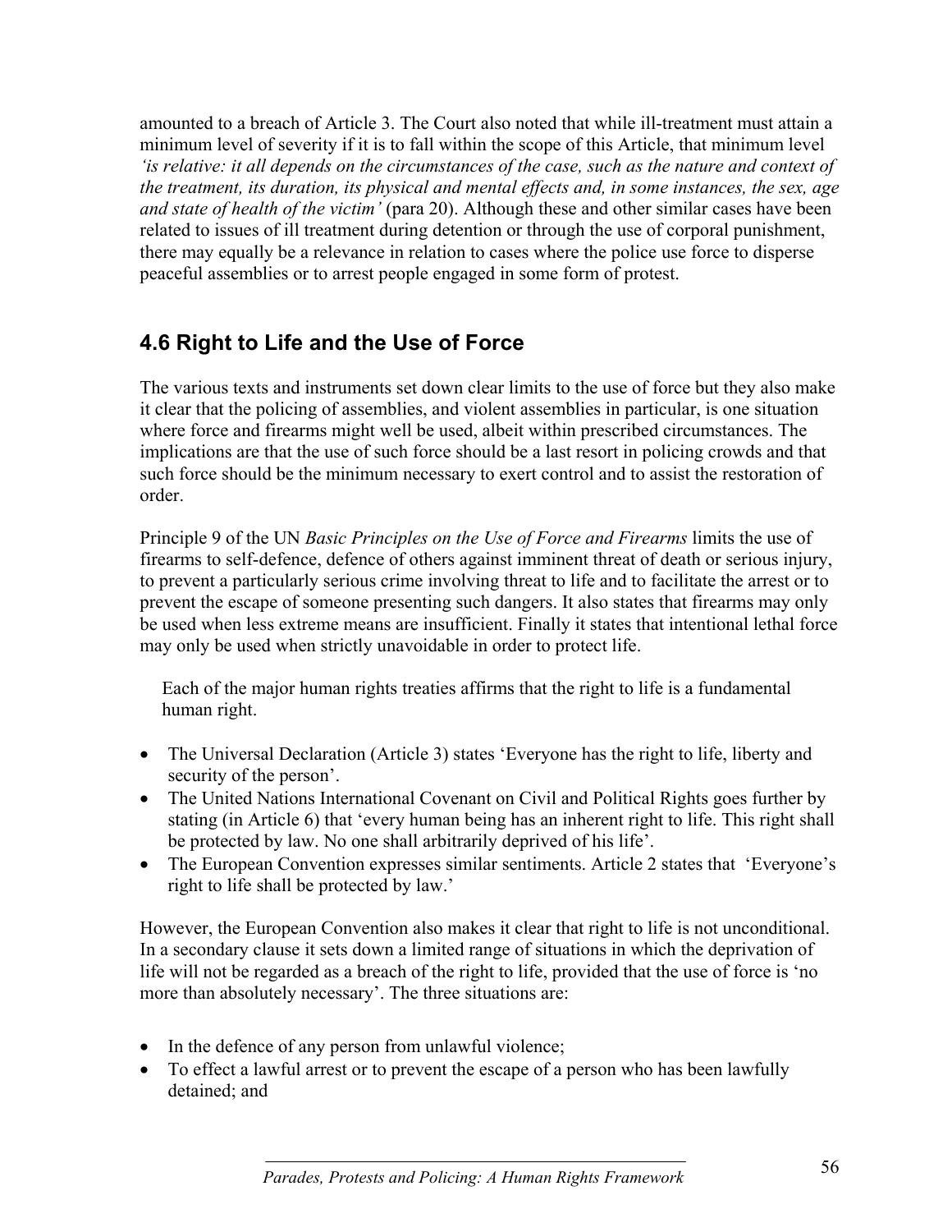amounted to a breach of Article 3. The Court also noted that while ill-treatment must attain a minimum level of severity if it is to fall within the scope of this Article, that minimum level *'is relative: it all depends on the circumstances of the case, such as the nature and context of the treatment, its duration, its physical and mental effects and, in some instances, the sex, age and state of health of the victim'* (para 20). Although these and other similar cases have been related to issues of ill treatment during detention or through the use of corporal punishment, there may equally be a relevance in relation to cases where the police use force to disperse peaceful assemblies or to arrest people engaged in some form of protest.

## 4.6 Right to Life and the Use of Force

The various texts and instruments set down clear limits to the use of force but they also make it clear that the policing of assemblies, and violent assemblies in particular, is one situation where force and firearms might well be used, albeit within prescribed circumstances. The implications are that the use of such force should be a last resort in policing crowds and that such force should be the minimum necessary to exert control and to assist the restoration of order.

Principle 9 of the UN *Basic Principles on the Use of Force and Firearms* limits the use of firearms to self-defence, defence of others against imminent threat of death or serious injury, to prevent a particularly serious crime involving threat to life and to facilitate the arrest or to prevent the escape of someone presenting such dangers. It also states that firearms may only be used when less extreme means are insufficient. Finally it states that intentional lethal force may only be used when strictly unavoidable in order to protect life.

Each of the major human rights treaties affirms that the right to life is a fundamental human right.

- The Universal Declaration (Article 3) states 'Everyone has the right to life, liberty and security of the person'.
- The United Nations International Covenant on Civil and Political Rights goes further by stating (in Article 6) that 'every human being has an inherent right to life. This right shall be protected by law. No one shall arbitrarily deprived of his life'.
- The European Convention expresses similar sentiments. Article 2 states that 'Everyone's right to life shall be protected by law.'

However, the European Convention also makes it clear that right to life is not unconditional. In a secondary clause it sets down a limited range of situations in which the deprivation of life will not be regarded as a breach of the right to life, provided that the use of force is 'no more than absolutely necessary'. The three situations are:

- In the defence of any person from unlawful violence;
- To effect a lawful arrest or to prevent the escape of a person who has been lawfully detained; and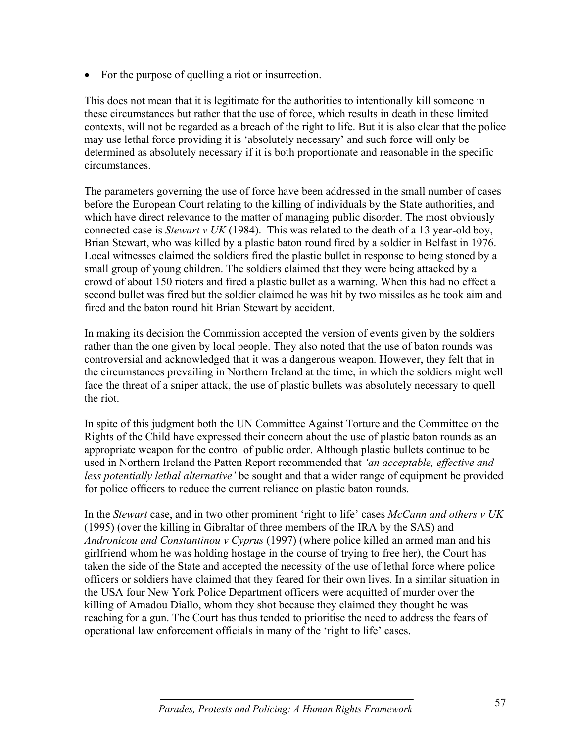- For the purpose of quelling a riot or insurrection.

This does not mean that it is legitimate for the authorities to intentionally kill someone in these circumstances but rather that the use of force, which results in death in these limited contexts, will not be regarded as a breach of the right to life. But it is also clear that the police may use lethal force providing it is 'absolutely necessary' and such force will only be determined as absolutely necessary if it is both proportionate and reasonable in the specific circumstances.

The parameters governing the use of force have been addressed in the small number of cases before the European Court relating to the killing of individuals by the State authorities, and which have direct relevance to the matter of managing public disorder. The most obviously connected case is *Stewart v UK* (1984). This was related to the death of a 13 year-old boy, Brian Stewart, who was killed by a plastic baton round fired by a soldier in Belfast in 1976. Local witnesses claimed the soldiers fired the plastic bullet in response to being stoned by a small group of young children. The soldiers claimed that they were being attacked by a crowd of about 150 rioters and fired a plastic bullet as a warning. When this had no effect a second bullet was fired but the soldier claimed he was hit by two missiles as he took aim and fired and the baton round hit Brian Stewart by accident.

In making its decision the Commission accepted the version of events given by the soldiers rather than the one given by local people. They also noted that the use of baton rounds was controversial and acknowledged that it was a dangerous weapon. However, they felt that in the circumstances prevailing in Northern Ireland at the time, in which the soldiers might well face the threat of a sniper attack, the use of plastic bullets was absolutely necessary to quell the riot.

In spite of this judgment both the UN Committee Against Torture and the Committee on the Rights of the Child have expressed their concern about the use of plastic baton rounds as an appropriate weapon for the control of public order. Although plastic bullets continue to be used in Northern Ireland the Patten Report recommended that *'an acceptable, effective and less potentially lethal alternative'* be sought and that a wider range of equipment be provided for police officers to reduce the current reliance on plastic baton rounds.

In the *Stewart* case, and in two other prominent 'right to life' cases *McCann and others v UK* (1995) (over the killing in Gibraltar of three members of the IRA by the SAS) and *Andronicou and Constantinou v Cyprus* (1997) (where police killed an armed man and his girlfriend whom he was holding hostage in the course of trying to free her), the Court has taken the side of the State and accepted the necessity of the use of lethal force where police officers or soldiers have claimed that they feared for their own lives. In a similar situation in the USA four New York Police Department officers were acquitted of murder over the killing of Amadou Diallo, whom they shot because they claimed they thought he was reaching for a gun. The Court has thus tended to prioritise the need to address the fears of operational law enforcement officials in many of the 'right to life' cases.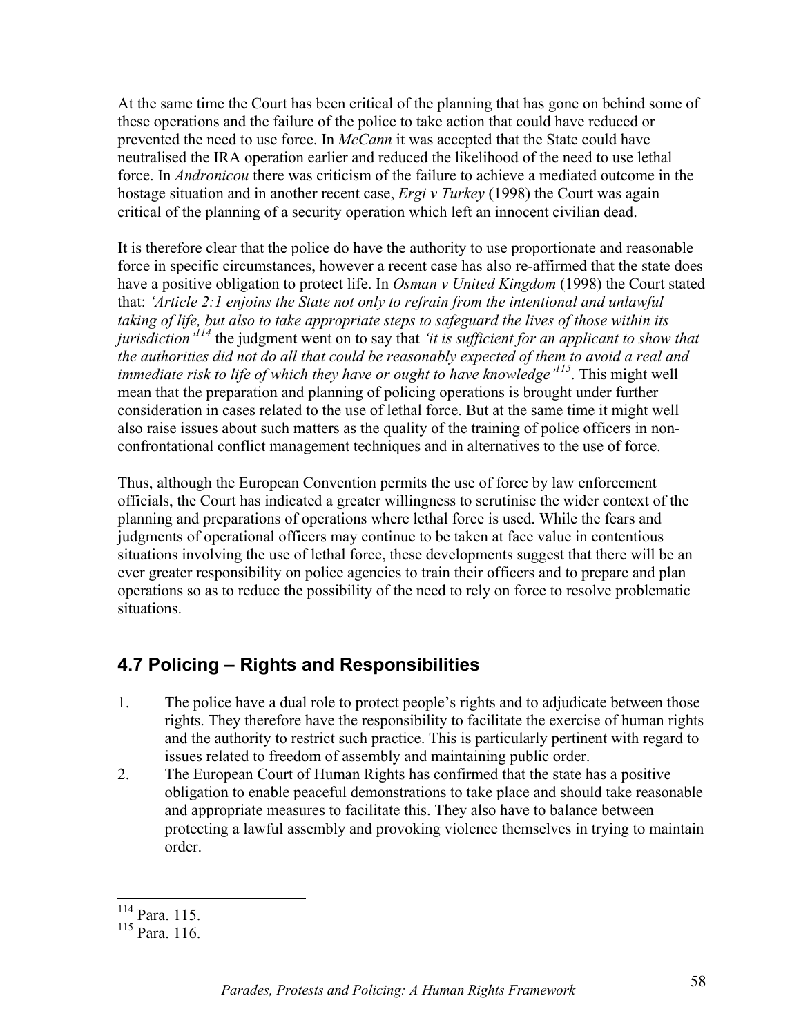At the same time the Court has been critical of the planning that has gone on behind some of these operations and the failure of the police to take action that could have reduced or prevented the need to use force. In *McCann* it was accepted that the State could have neutralised the IRA operation earlier and reduced the likelihood of the need to use lethal force. In *Andronicou* there was criticism of the failure to achieve a mediated outcome in the hostage situation and in another recent case, *Ergi v Turkey* (1998) the Court was again critical of the planning of a security operation which left an innocent civilian dead.

It is therefore clear that the police do have the authority to use proportionate and reasonable force in specific circumstances, however a recent case has also re-affirmed that the state does have a positive obligation to protect life. In *Osman v United Kingdom* (1998) the Court stated that: *'Article 2:1 enjoins the State not only to refrain from the intentional and unlawful taking of life, but also to take appropriate steps to safeguard the lives of those within its jurisdiction'*[114] the judgment went on to say that *'it is sufficient for an applicant to show that the authorities did not do all that could be reasonably expected of them to avoid a real and immediate risk to life of which they have or ought to have knowledge'*[115]. This might well mean that the preparation and planning of policing operations is brought under further consideration in cases related to the use of lethal force. But at the same time it might well also raise issues about such matters as the quality of the training of police officers in non-confrontational conflict management techniques and in alternatives to the use of force.

Thus, although the European Convention permits the use of force by law enforcement officials, the Court has indicated a greater willingness to scrutinise the wider context of the planning and preparations of operations where lethal force is used. While the fears and judgments of operational officers may continue to be taken at face value in contentious situations involving the use of lethal force, these developments suggest that there will be an ever greater responsibility on police agencies to train their officers and to prepare and plan operations so as to reduce the possibility of the need to rely on force to resolve problematic situations.

## 4.7 Policing – Rights and Responsibilities

1. The police have a dual role to protect people's rights and to adjudicate between those rights. They therefore have the responsibility to facilitate the exercise of human rights and the authority to restrict such practice. This is particularly pertinent with regard to issues related to freedom of assembly and maintaining public order.
2. The European Court of Human Rights has confirmed that the state has a positive obligation to enable peaceful demonstrations to take place and should take reasonable and appropriate measures to facilitate this. They also have to balance between protecting a lawful assembly and provoking violence themselves in trying to maintain order.

---

[114] Para. 115.

[115] Para. 116.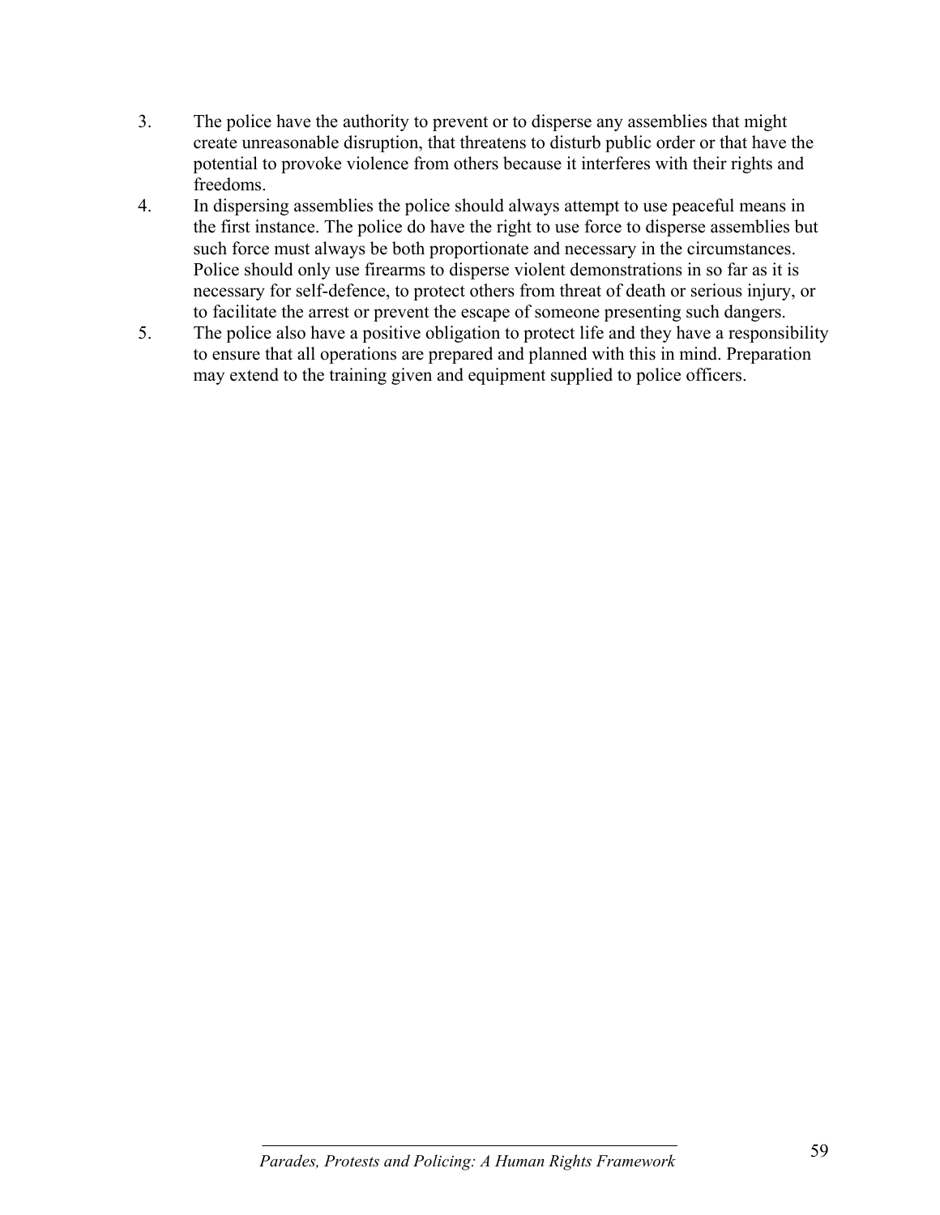3. The police have the authority to prevent or to disperse any assemblies that might create unreasonable disruption, that threatens to disturb public order or that have the potential to provoke violence from others because it interferes with their rights and freedoms.
4. In dispersing assemblies the police should always attempt to use peaceful means in the first instance. The police do have the right to use force to disperse assemblies but such force must always be both proportionate and necessary in the circumstances. Police should only use firearms to disperse violent demonstrations in so far as it is necessary for self-defence, to protect others from threat of death or serious injury, or to facilitate the arrest or prevent the escape of someone presenting such dangers.
5. The police also have a positive obligation to protect life and they have a responsibility to ensure that all operations are prepared and planned with this in mind. Preparation may extend to the training given and equipment supplied to police officers.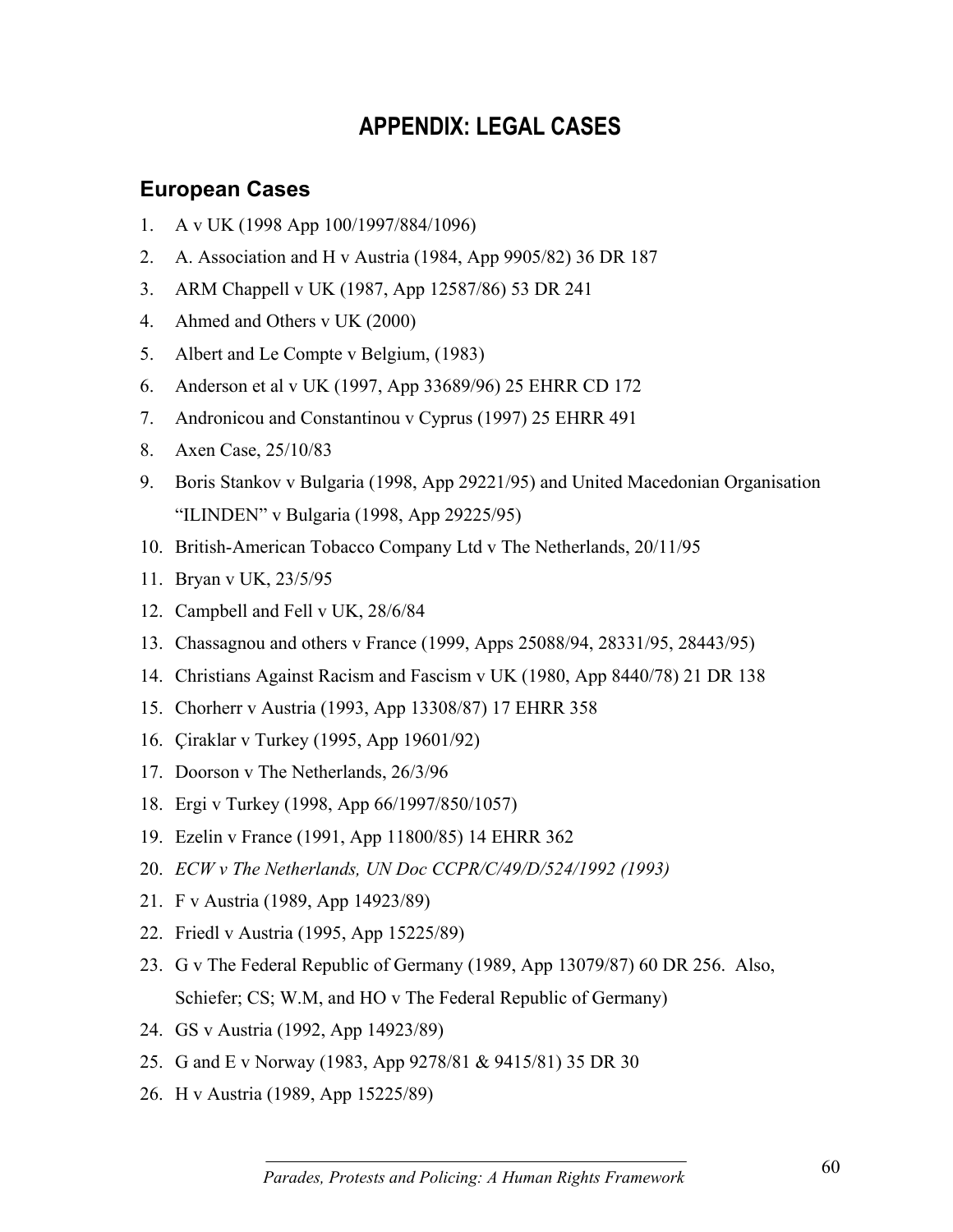# APPENDIX: LEGAL CASES

## European Cases

1. A v UK (1998 App 100/1997/884/1096)
2. A. Association and H v Austria (1984, App 9905/82) 36 DR 187
3. ARM Chappell v UK (1987, App 12587/86) 53 DR 241
4. Ahmed and Others v UK (2000)
5. Albert and Le Compte v Belgium, (1983)
6. Anderson et al v UK (1997, App 33689/96) 25 EHRR CD 172
7. Andronicou and Constantinou v Cyprus (1997) 25 EHRR 491
8. Axen Case, 25/10/83
9. Boris Stankov v Bulgaria (1998, App 29221/95) and United Macedonian Organisation "ILINDEN" v Bulgaria (1998, App 29225/95)
10. British-American Tobacco Company Ltd v The Netherlands, 20/11/95
11. Bryan v UK, 23/5/95
12. Campbell and Fell v UK, 28/6/84
13. Chassagnou and others v France (1999, Apps 25088/94, 28331/95, 28443/95)
14. Christians Against Racism and Fascism v UK (1980, App 8440/78) 21 DR 138
15. Chorherr v Austria (1993, App 13308/87) 17 EHRR 358
16. Çiraklar v Turkey (1995, App 19601/92)
17. Doorson v The Netherlands, 26/3/96
18. Ergi v Turkey (1998, App 66/1997/850/1057)
19. Ezelin v France (1991, App 11800/85) 14 EHRR 362
20. *ECW v The Netherlands, UN Doc CCPR/C/49/D/524/1992 (1993)*
21. F v Austria (1989, App 14923/89)
22. Friedl v Austria (1995, App 15225/89)
23. G v The Federal Republic of Germany (1989, App 13079/87) 60 DR 256. Also, Schiefer; CS; W.M, and HO v The Federal Republic of Germany)
24. GS v Austria (1992, App 14923/89)
25. G and E v Norway (1983, App 9278/81 & 9415/81) 35 DR 30
26. H v Austria (1989, App 15225/89)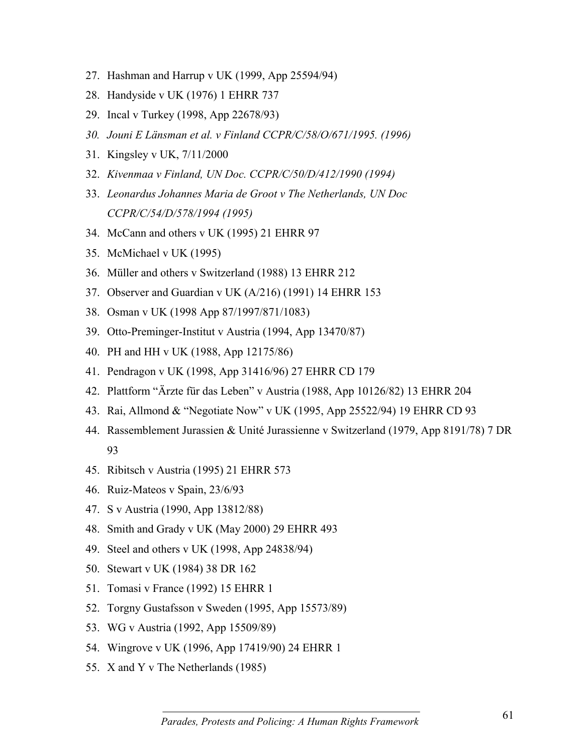27. Hashman and Harrup v UK (1999, App 25594/94)
28. Handyside v UK (1976) 1 EHRR 737
29. Incal v Turkey (1998, App 22678/93)
30. *Jouni E Länsman et al. v Finland CCPR/C/58/O/671/1995. (1996)*
31. Kingsley v UK, 7/11/2000
32. *Kivenmaa v Finland, UN Doc. CCPR/C/50/D/412/1990 (1994)*
33. *Leonardus Johannes Maria de Groot v The Netherlands, UN Doc CCPR/C/54/D/578/1994 (1995)*
34. McCann and others v UK (1995) 21 EHRR 97
35. McMichael v UK (1995)
36. Müller and others v Switzerland (1988) 13 EHRR 212
37. Observer and Guardian v UK (A/216) (1991) 14 EHRR 153
38. Osman v UK (1998 App 87/1997/871/1083)
39. Otto-Preminger-Institut v Austria (1994, App 13470/87)
40. PH and HH v UK (1988, App 12175/86)
41. Pendragon v UK (1998, App 31416/96) 27 EHRR CD 179
42. Plattform "Ärzte für das Leben" v Austria (1988, App 10126/82) 13 EHRR 204
43. Rai, Allmond & "Negotiate Now" v UK (1995, App 25522/94) 19 EHRR CD 93
44. Rassemblement Jurassien & Unité Jurassienne v Switzerland (1979, App 8191/78) 7 DR 93
45. Ribitsch v Austria (1995) 21 EHRR 573
46. Ruiz-Mateos v Spain, 23/6/93
47. S v Austria (1990, App 13812/88)
48. Smith and Grady v UK (May 2000) 29 EHRR 493
49. Steel and others v UK (1998, App 24838/94)
50. Stewart v UK (1984) 38 DR 162
51. Tomasi v France (1992) 15 EHRR 1
52. Torgny Gustafsson v Sweden (1995, App 15573/89)
53. WG v Austria (1992, App 15509/89)
54. Wingrove v UK (1996, App 17419/90) 24 EHRR 1
55. X and Y v The Netherlands (1985)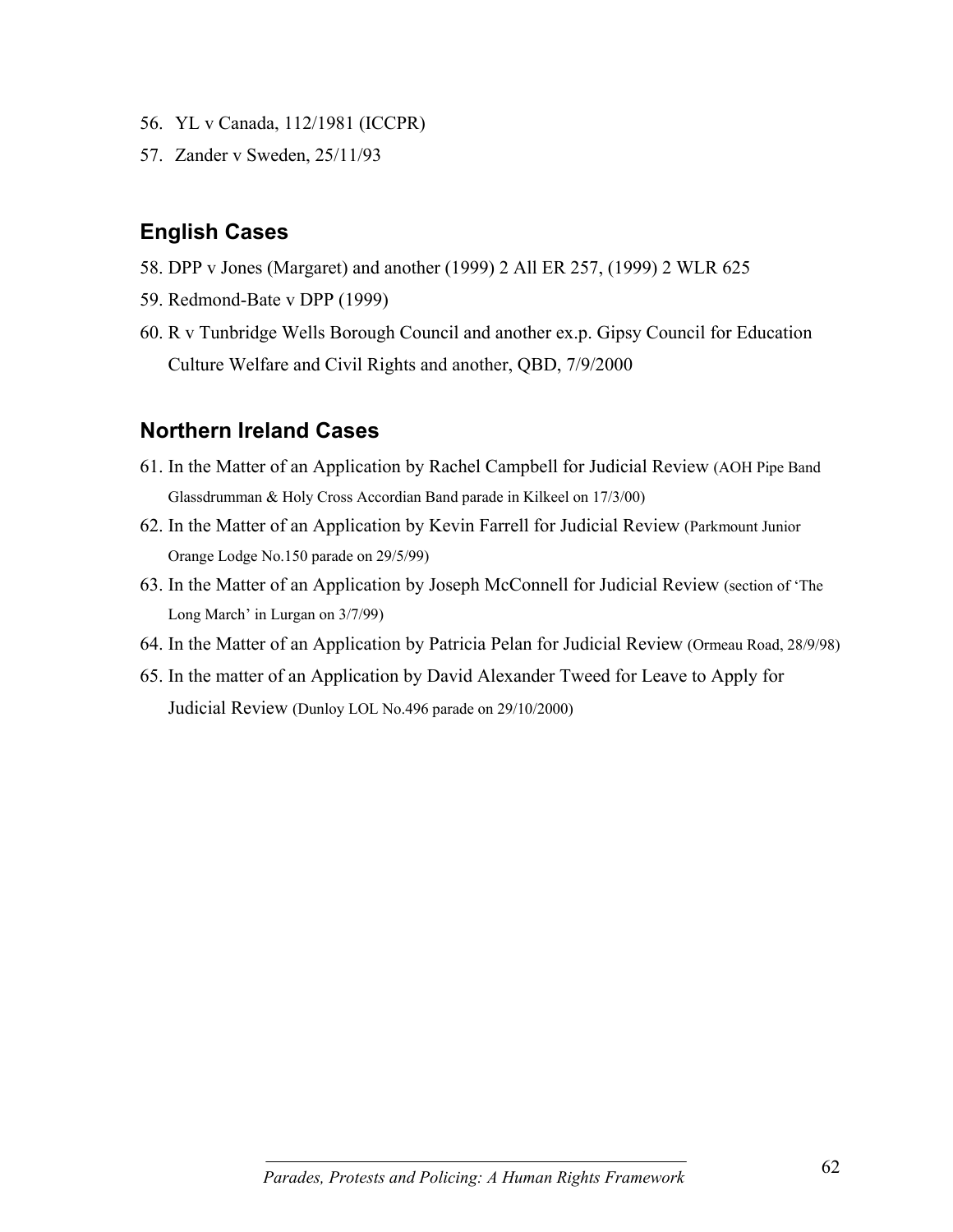56. YL v Canada, 112/1981 (ICCPR)
57. Zander v Sweden, 25/11/93

## English Cases

58. DPP v Jones (Margaret) and another (1999) 2 All ER 257, (1999) 2 WLR 625
59. Redmond-Bate v DPP (1999)
60. R v Tunbridge Wells Borough Council and another ex.p. Gipsy Council for Education Culture Welfare and Civil Rights and another, QBD, 7/9/2000

## Northern Ireland Cases

61. In the Matter of an Application by Rachel Campbell for Judicial Review (AOH Pipe Band Glassdrumman & Holy Cross Accordian Band parade in Kilkeel on 17/3/00)
62. In the Matter of an Application by Kevin Farrell for Judicial Review (Parkmount Junior Orange Lodge No.150 parade on 29/5/99)
63. In the Matter of an Application by Joseph McConnell for Judicial Review (section of 'The Long March' in Lurgan on 3/7/99)
64. In the Matter of an Application by Patricia Pelan for Judicial Review (Ormeau Road, 28/9/98)
65. In the matter of an Application by David Alexander Tweed for Leave to Apply for Judicial Review (Dunloy LOL No.496 parade on 29/10/2000)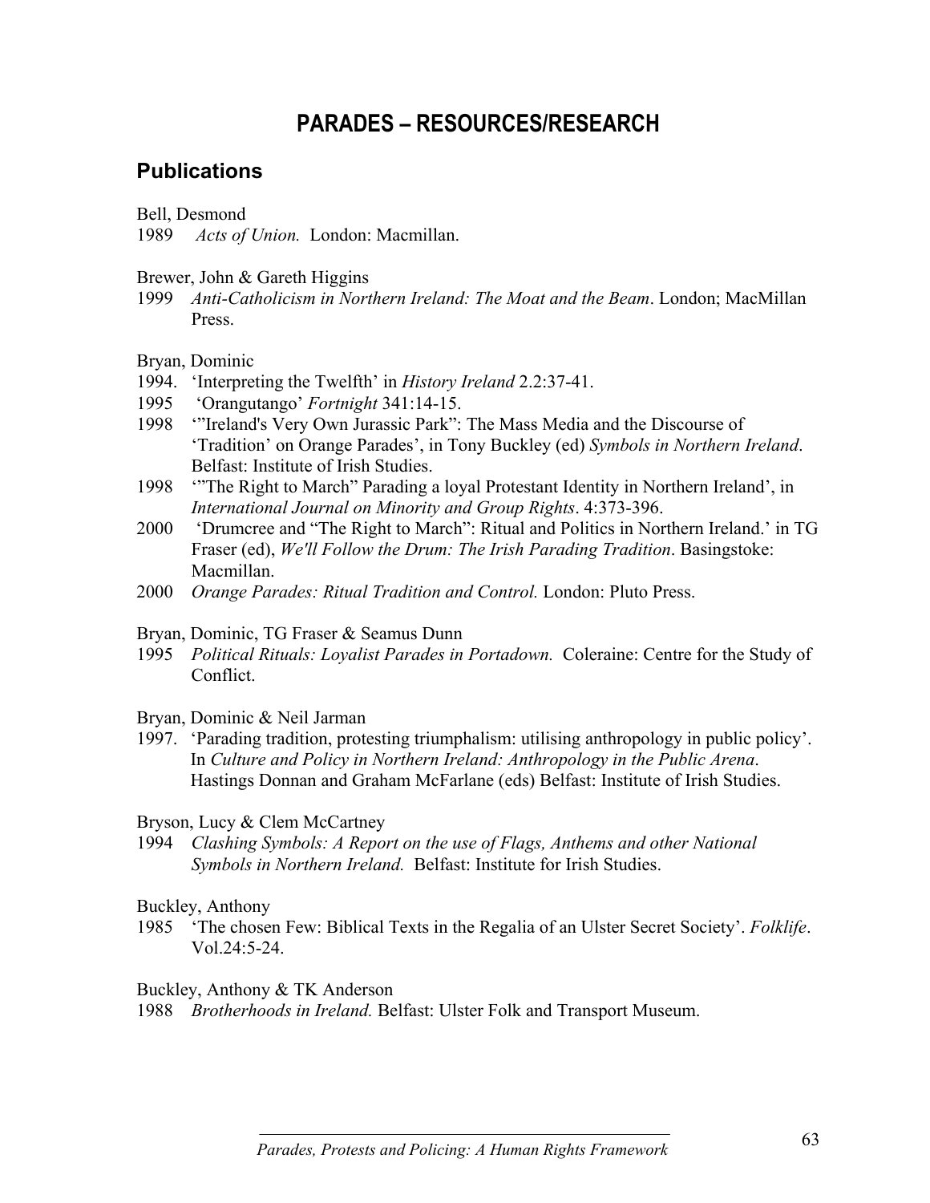# PARADES – RESOURCES/RESEARCH

## Publications

Bell, Desmond
1989 *Acts of Union.* London: Macmillan.

Brewer, John & Gareth Higgins
1999 *Anti-Catholicism in Northern Ireland: The Moat and the Beam*. London; MacMillan Press.

Bryan, Dominic
1994. 'Interpreting the Twelfth' in *History Ireland* 2.2:37-41.
1995 'Orangutango' *Fortnight* 341:14-15.
1998 '"Ireland's Very Own Jurassic Park": The Mass Media and the Discourse of 'Tradition' on Orange Parades', in Tony Buckley (ed) *Symbols in Northern Ireland*. Belfast: Institute of Irish Studies.
1998 '"The Right to March" Parading a loyal Protestant Identity in Northern Ireland', in *International Journal on Minority and Group Rights*. 4:373-396.
2000 'Drumcree and "The Right to March": Ritual and Politics in Northern Ireland.' in TG Fraser (ed), *We'll Follow the Drum: The Irish Parading Tradition*. Basingstoke: Macmillan.
2000 *Orange Parades: Ritual Tradition and Control.* London: Pluto Press.

Bryan, Dominic, TG Fraser & Seamus Dunn
1995 *Political Rituals: Loyalist Parades in Portadown.* Coleraine: Centre for the Study of Conflict.

Bryan, Dominic & Neil Jarman
1997. 'Parading tradition, protesting triumphalism: utilising anthropology in public policy'. In *Culture and Policy in Northern Ireland: Anthropology in the Public Arena*. Hastings Donnan and Graham McFarlane (eds) Belfast: Institute of Irish Studies.

Bryson, Lucy & Clem McCartney
1994 *Clashing Symbols: A Report on the use of Flags, Anthems and other National Symbols in Northern Ireland.* Belfast: Institute for Irish Studies.

Buckley, Anthony
1985 'The chosen Few: Biblical Texts in the Regalia of an Ulster Secret Society'. *Folklife*. Vol.24:5-24.

Buckley, Anthony & TK Anderson
1988 *Brotherhoods in Ireland.* Belfast: Ulster Folk and Transport Museum.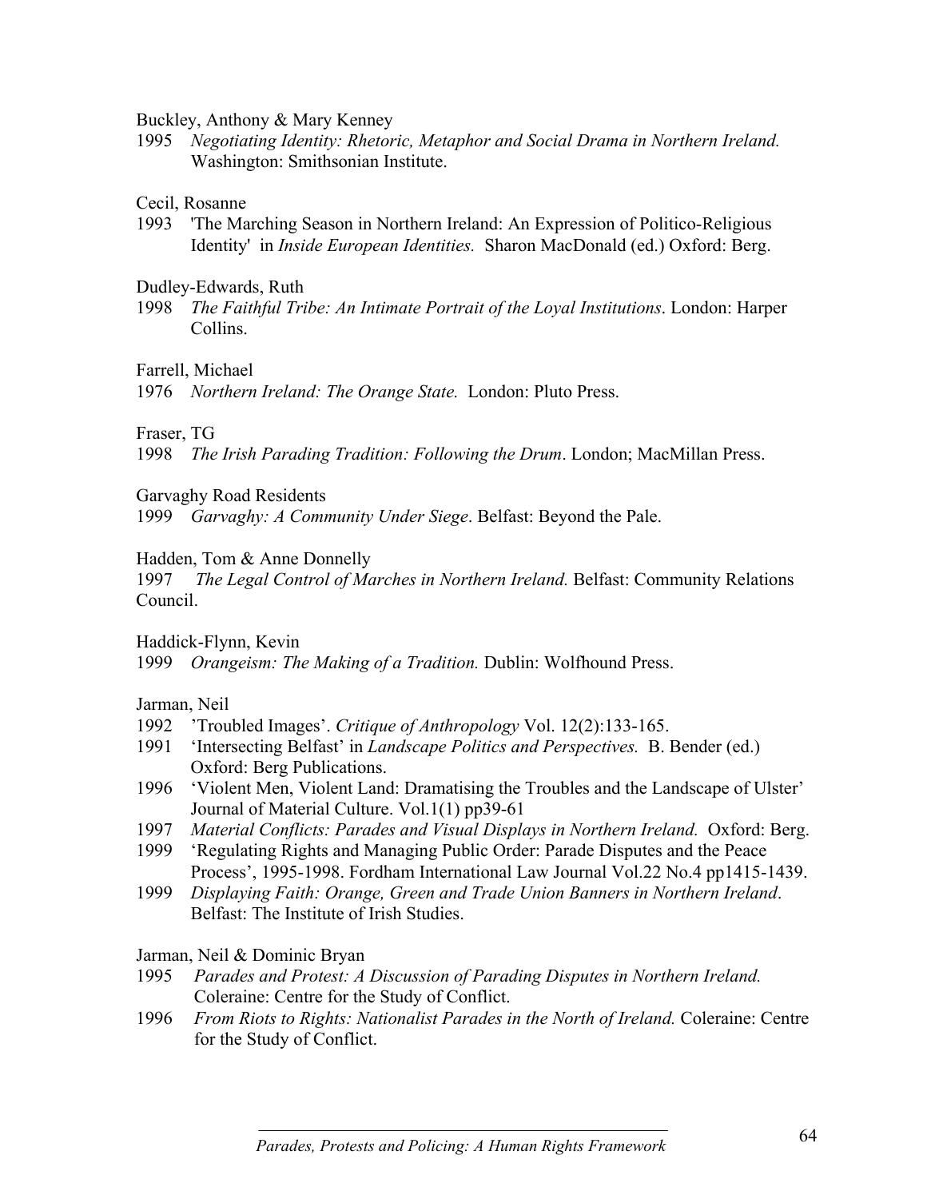Buckley, Anthony & Mary Kenney

1995 *Negotiating Identity: Rhetoric, Metaphor and Social Drama in Northern Ireland.* Washington: Smithsonian Institute.

Cecil, Rosanne

1993 'The Marching Season in Northern Ireland: An Expression of Politico-Religious Identity' in *Inside European Identities.* Sharon MacDonald (ed.) Oxford: Berg.

Dudley-Edwards, Ruth

1998 *The Faithful Tribe: An Intimate Portrait of the Loyal Institutions*. London: Harper Collins.

Farrell, Michael

1976 *Northern Ireland: The Orange State.* London: Pluto Press.

Fraser, TG

1998 *The Irish Parading Tradition: Following the Drum*. London; MacMillan Press.

Garvaghy Road Residents

1999 *Garvaghy: A Community Under Siege*. Belfast: Beyond the Pale.

Hadden, Tom & Anne Donnelly

1997 *The Legal Control of Marches in Northern Ireland.* Belfast: Community Relations Council.

Haddick-Flynn, Kevin

1999 *Orangeism: The Making of a Tradition.* Dublin: Wolfhound Press.

Jarman, Neil

1992 'Troubled Images'. *Critique of Anthropology* Vol. 12(2):133-165.

1991 'Intersecting Belfast' in *Landscape Politics and Perspectives.* B. Bender (ed.) Oxford: Berg Publications.

1996 'Violent Men, Violent Land: Dramatising the Troubles and the Landscape of Ulster' Journal of Material Culture. Vol.1(1) pp39-61

1997 *Material Conflicts: Parades and Visual Displays in Northern Ireland.* Oxford: Berg.

1999 'Regulating Rights and Managing Public Order: Parade Disputes and the Peace Process', 1995-1998. Fordham International Law Journal Vol.22 No.4 pp1415-1439.

1999 *Displaying Faith: Orange, Green and Trade Union Banners in Northern Ireland*. Belfast: The Institute of Irish Studies.

Jarman, Neil & Dominic Bryan

1995 *Parades and Protest: A Discussion of Parading Disputes in Northern Ireland.* Coleraine: Centre for the Study of Conflict.

1996 *From Riots to Rights: Nationalist Parades in the North of Ireland.* Coleraine: Centre for the Study of Conflict.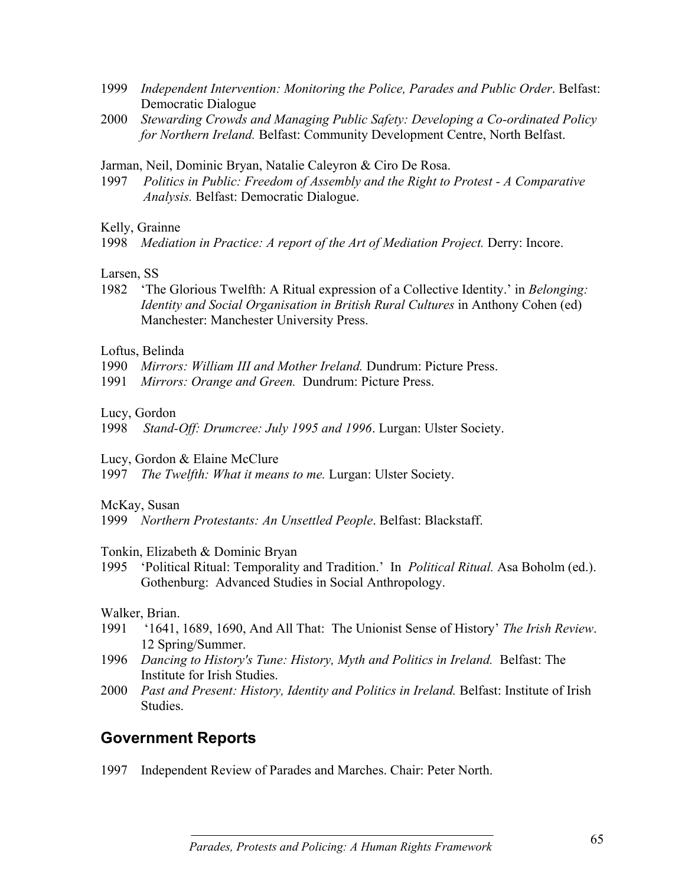1999 *Independent Intervention: Monitoring the Police, Parades and Public Order*. Belfast: Democratic Dialogue

2000 *Stewarding Crowds and Managing Public Safety: Developing a Co-ordinated Policy for Northern Ireland.* Belfast: Community Development Centre, North Belfast.

Jarman, Neil, Dominic Bryan, Natalie Caleyron & Ciro De Rosa.

1997 *Politics in Public: Freedom of Assembly and the Right to Protest - A Comparative Analysis.* Belfast: Democratic Dialogue.

Kelly, Grainne

1998 *Mediation in Practice: A report of the Art of Mediation Project.* Derry: Incore.

Larsen, SS

1982 'The Glorious Twelfth: A Ritual expression of a Collective Identity.' in *Belonging: Identity and Social Organisation in British Rural Cultures* in Anthony Cohen (ed) Manchester: Manchester University Press.

Loftus, Belinda

1990 *Mirrors: William III and Mother Ireland.* Dundrum: Picture Press.

1991 *Mirrors: Orange and Green.* Dundrum: Picture Press.

Lucy, Gordon

1998 *Stand-Off: Drumcree: July 1995 and 1996*. Lurgan: Ulster Society.

Lucy, Gordon & Elaine McClure

1997 *The Twelfth: What it means to me.* Lurgan: Ulster Society.

McKay, Susan

1999 *Northern Protestants: An Unsettled People*. Belfast: Blackstaff.

Tonkin, Elizabeth & Dominic Bryan

1995 'Political Ritual: Temporality and Tradition.' In *Political Ritual.* Asa Boholm (ed.). Gothenburg: Advanced Studies in Social Anthropology.

Walker, Brian.

1991 '1641, 1689, 1690, And All That: The Unionist Sense of History' *The Irish Review*. 12 Spring/Summer.

1996 *Dancing to History's Tune: History, Myth and Politics in Ireland.* Belfast: The Institute for Irish Studies.

2000 *Past and Present: History, Identity and Politics in Ireland.* Belfast: Institute of Irish Studies.

## Government Reports

1997 Independent Review of Parades and Marches. Chair: Peter North.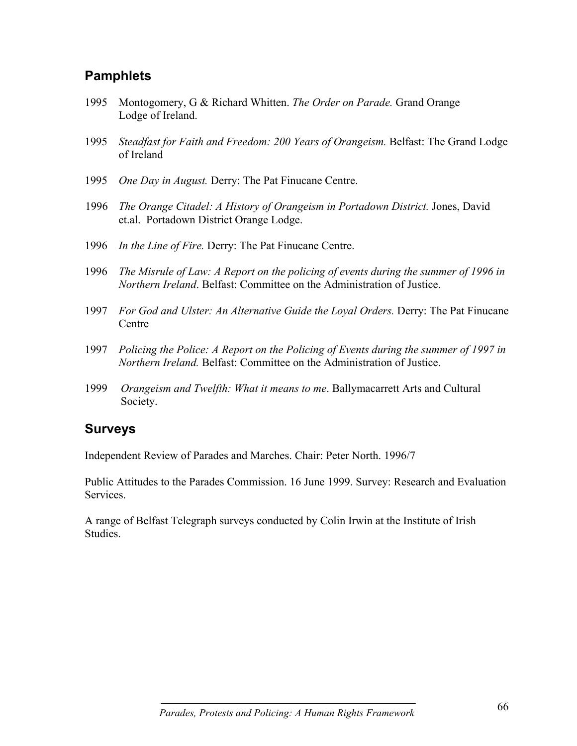## Pamphlets

1995 Montogomery, G & Richard Whitten. *The Order on Parade.* Grand Orange Lodge of Ireland.

1995 *Steadfast for Faith and Freedom: 200 Years of Orangeism.* Belfast: The Grand Lodge of Ireland

1995 *One Day in August.* Derry: The Pat Finucane Centre.

1996 *The Orange Citadel: A History of Orangeism in Portadown District.* Jones, David et.al. Portadown District Orange Lodge.

1996 *In the Line of Fire.* Derry: The Pat Finucane Centre.

1996 *The Misrule of Law: A Report on the policing of events during the summer of 1996 in Northern Ireland*. Belfast: Committee on the Administration of Justice.

1997 *For God and Ulster: An Alternative Guide the Loyal Orders.* Derry: The Pat Finucane Centre

1997 *Policing the Police: A Report on the Policing of Events during the summer of 1997 in Northern Ireland.* Belfast: Committee on the Administration of Justice.

1999 *Orangeism and Twelfth: What it means to me*. Ballymacarrett Arts and Cultural Society.

## Surveys

Independent Review of Parades and Marches. Chair: Peter North. 1996/7

Public Attitudes to the Parades Commission. 16 June 1999. Survey: Research and Evaluation Services.

A range of Belfast Telegraph surveys conducted by Colin Irwin at the Institute of Irish Studies.